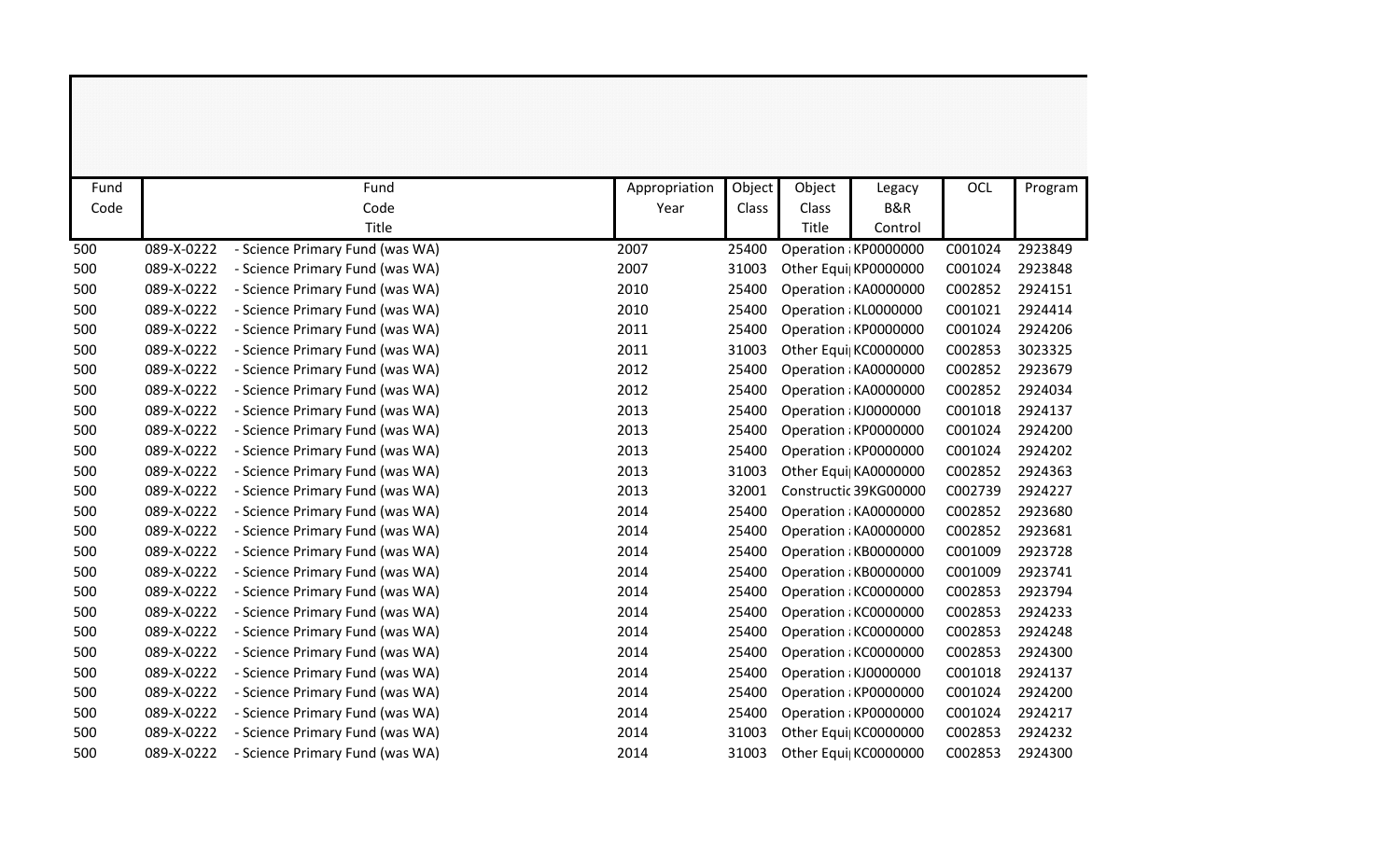| Fund Code | Fund Code Title | | Appropriation Year | Object Class | Object Class Title | Legacy B&R Control | OCL | Program |
|---|---|---|---|---|---|---|---|---|
| 500 | 089-X-0222 | - Science Primary Fund (was WA) | 2007 | 25400 | Operation | KP0000000 | C001024 | 2923849 |
| 500 | 089-X-0222 | - Science Primary Fund (was WA) | 2007 | 31003 | Other Equi | KP0000000 | C001024 | 2923848 |
| 500 | 089-X-0222 | - Science Primary Fund (was WA) | 2010 | 25400 | Operation | KA0000000 | C002852 | 2924151 |
| 500 | 089-X-0222 | - Science Primary Fund (was WA) | 2010 | 25400 | Operation | KL0000000 | C001021 | 2924414 |
| 500 | 089-X-0222 | - Science Primary Fund (was WA) | 2011 | 25400 | Operation | KP0000000 | C001024 | 2924206 |
| 500 | 089-X-0222 | - Science Primary Fund (was WA) | 2011 | 31003 | Other Equi | KC0000000 | C002853 | 3023325 |
| 500 | 089-X-0222 | - Science Primary Fund (was WA) | 2012 | 25400 | Operation | KA0000000 | C002852 | 2923679 |
| 500 | 089-X-0222 | - Science Primary Fund (was WA) | 2012 | 25400 | Operation | KA0000000 | C002852 | 2924034 |
| 500 | 089-X-0222 | - Science Primary Fund (was WA) | 2013 | 25400 | Operation | KJ0000000 | C001018 | 2924137 |
| 500 | 089-X-0222 | - Science Primary Fund (was WA) | 2013 | 25400 | Operation | KP0000000 | C001024 | 2924200 |
| 500 | 089-X-0222 | - Science Primary Fund (was WA) | 2013 | 25400 | Operation | KP0000000 | C001024 | 2924202 |
| 500 | 089-X-0222 | - Science Primary Fund (was WA) | 2013 | 31003 | Other Equi | KA0000000 | C002852 | 2924363 |
| 500 | 089-X-0222 | - Science Primary Fund (was WA) | 2013 | 32001 | Constructic | 39KG00000 | C002739 | 2924227 |
| 500 | 089-X-0222 | - Science Primary Fund (was WA) | 2014 | 25400 | Operation | KA0000000 | C002852 | 2923680 |
| 500 | 089-X-0222 | - Science Primary Fund (was WA) | 2014 | 25400 | Operation | KA0000000 | C002852 | 2923681 |
| 500 | 089-X-0222 | - Science Primary Fund (was WA) | 2014 | 25400 | Operation | KB0000000 | C001009 | 2923728 |
| 500 | 089-X-0222 | - Science Primary Fund (was WA) | 2014 | 25400 | Operation | KB0000000 | C001009 | 2923741 |
| 500 | 089-X-0222 | - Science Primary Fund (was WA) | 2014 | 25400 | Operation | KC0000000 | C002853 | 2923794 |
| 500 | 089-X-0222 | - Science Primary Fund (was WA) | 2014 | 25400 | Operation | KC0000000 | C002853 | 2924233 |
| 500 | 089-X-0222 | - Science Primary Fund (was WA) | 2014 | 25400 | Operation | KC0000000 | C002853 | 2924248 |
| 500 | 089-X-0222 | - Science Primary Fund (was WA) | 2014 | 25400 | Operation | KC0000000 | C002853 | 2924300 |
| 500 | 089-X-0222 | - Science Primary Fund (was WA) | 2014 | 25400 | Operation | KJ0000000 | C001018 | 2924137 |
| 500 | 089-X-0222 | - Science Primary Fund (was WA) | 2014 | 25400 | Operation | KP0000000 | C001024 | 2924200 |
| 500 | 089-X-0222 | - Science Primary Fund (was WA) | 2014 | 25400 | Operation | KP0000000 | C001024 | 2924217 |
| 500 | 089-X-0222 | - Science Primary Fund (was WA) | 2014 | 31003 | Other Equi | KC0000000 | C002853 | 2924232 |
| 500 | 089-X-0222 | - Science Primary Fund (was WA) | 2014 | 31003 | Other Equi | KC0000000 | C002853 | 2924300 |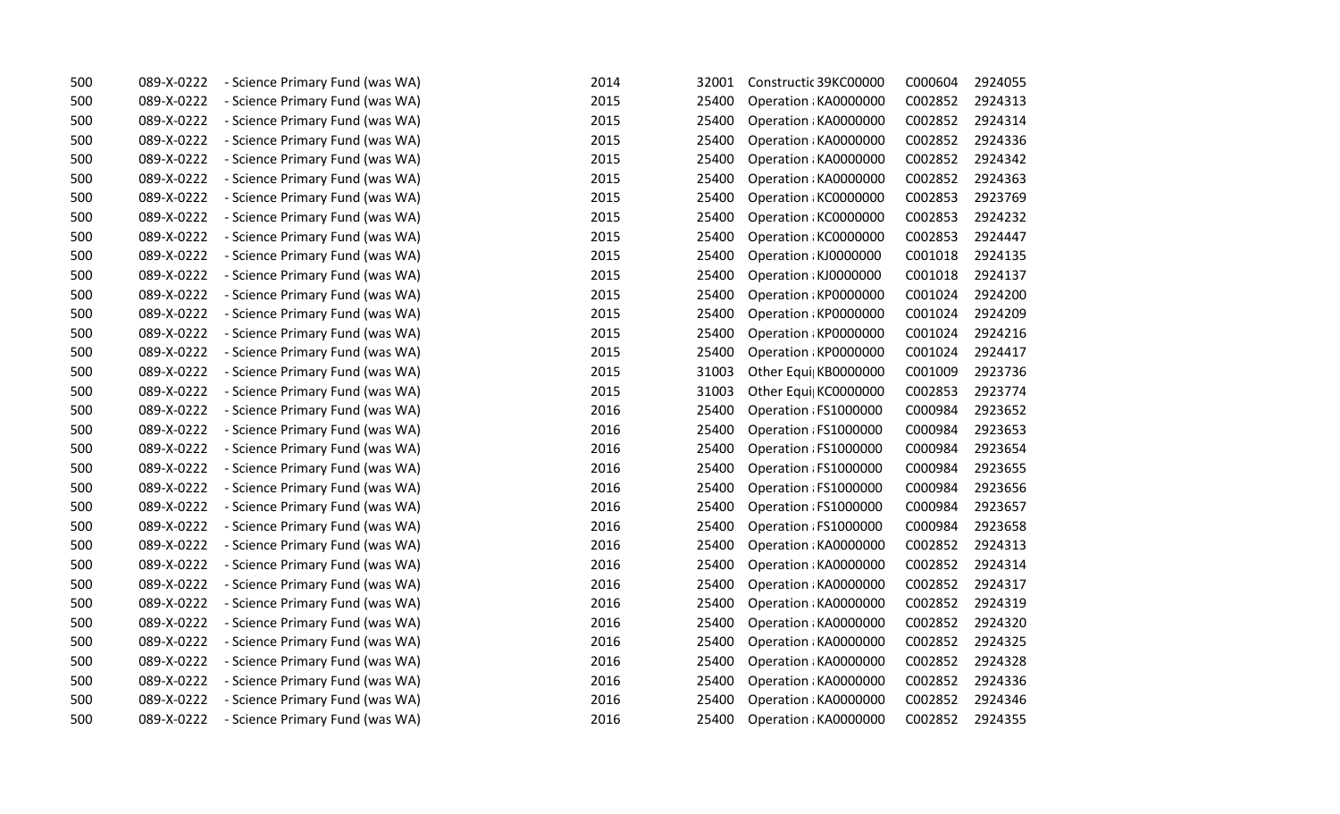| | | | | | | | | |
|---|---|---|---|---|---|---|---|---|
| 500 | 089-X-0222 | - Science Primary Fund (was WA) | 2014 | 32001 | Constructic 39KC00000 | | C000604 | 2924055 |
| 500 | 089-X-0222 | - Science Primary Fund (was WA) | 2015 | 25400 | Operation | KA0000000 | C002852 | 2924313 |
| 500 | 089-X-0222 | - Science Primary Fund (was WA) | 2015 | 25400 | Operation | KA0000000 | C002852 | 2924314 |
| 500 | 089-X-0222 | - Science Primary Fund (was WA) | 2015 | 25400 | Operation | KA0000000 | C002852 | 2924336 |
| 500 | 089-X-0222 | - Science Primary Fund (was WA) | 2015 | 25400 | Operation | KA0000000 | C002852 | 2924342 |
| 500 | 089-X-0222 | - Science Primary Fund (was WA) | 2015 | 25400 | Operation | KA0000000 | C002852 | 2924363 |
| 500 | 089-X-0222 | - Science Primary Fund (was WA) | 2015 | 25400 | Operation | KC0000000 | C002853 | 2923769 |
| 500 | 089-X-0222 | - Science Primary Fund (was WA) | 2015 | 25400 | Operation | KC0000000 | C002853 | 2924232 |
| 500 | 089-X-0222 | - Science Primary Fund (was WA) | 2015 | 25400 | Operation | KC0000000 | C002853 | 2924447 |
| 500 | 089-X-0222 | - Science Primary Fund (was WA) | 2015 | 25400 | Operation | KJ0000000 | C001018 | 2924135 |
| 500 | 089-X-0222 | - Science Primary Fund (was WA) | 2015 | 25400 | Operation | KJ0000000 | C001018 | 2924137 |
| 500 | 089-X-0222 | - Science Primary Fund (was WA) | 2015 | 25400 | Operation | KP0000000 | C001024 | 2924200 |
| 500 | 089-X-0222 | - Science Primary Fund (was WA) | 2015 | 25400 | Operation | KP0000000 | C001024 | 2924209 |
| 500 | 089-X-0222 | - Science Primary Fund (was WA) | 2015 | 25400 | Operation | KP0000000 | C001024 | 2924216 |
| 500 | 089-X-0222 | - Science Primary Fund (was WA) | 2015 | 25400 | Operation | KP0000000 | C001024 | 2924417 |
| 500 | 089-X-0222 | - Science Primary Fund (was WA) | 2015 | 31003 | Other Equi | KB0000000 | C001009 | 2923736 |
| 500 | 089-X-0222 | - Science Primary Fund (was WA) | 2015 | 31003 | Other Equi | KC0000000 | C002853 | 2923774 |
| 500 | 089-X-0222 | - Science Primary Fund (was WA) | 2016 | 25400 | Operation | FS1000000 | C000984 | 2923652 |
| 500 | 089-X-0222 | - Science Primary Fund (was WA) | 2016 | 25400 | Operation | FS1000000 | C000984 | 2923653 |
| 500 | 089-X-0222 | - Science Primary Fund (was WA) | 2016 | 25400 | Operation | FS1000000 | C000984 | 2923654 |
| 500 | 089-X-0222 | - Science Primary Fund (was WA) | 2016 | 25400 | Operation | FS1000000 | C000984 | 2923655 |
| 500 | 089-X-0222 | - Science Primary Fund (was WA) | 2016 | 25400 | Operation | FS1000000 | C000984 | 2923656 |
| 500 | 089-X-0222 | - Science Primary Fund (was WA) | 2016 | 25400 | Operation | FS1000000 | C000984 | 2923657 |
| 500 | 089-X-0222 | - Science Primary Fund (was WA) | 2016 | 25400 | Operation | FS1000000 | C000984 | 2923658 |
| 500 | 089-X-0222 | - Science Primary Fund (was WA) | 2016 | 25400 | Operation | KA0000000 | C002852 | 2924313 |
| 500 | 089-X-0222 | - Science Primary Fund (was WA) | 2016 | 25400 | Operation | KA0000000 | C002852 | 2924314 |
| 500 | 089-X-0222 | - Science Primary Fund (was WA) | 2016 | 25400 | Operation | KA0000000 | C002852 | 2924317 |
| 500 | 089-X-0222 | - Science Primary Fund (was WA) | 2016 | 25400 | Operation | KA0000000 | C002852 | 2924319 |
| 500 | 089-X-0222 | - Science Primary Fund (was WA) | 2016 | 25400 | Operation | KA0000000 | C002852 | 2924320 |
| 500 | 089-X-0222 | - Science Primary Fund (was WA) | 2016 | 25400 | Operation | KA0000000 | C002852 | 2924325 |
| 500 | 089-X-0222 | - Science Primary Fund (was WA) | 2016 | 25400 | Operation | KA0000000 | C002852 | 2924328 |
| 500 | 089-X-0222 | - Science Primary Fund (was WA) | 2016 | 25400 | Operation | KA0000000 | C002852 | 2924336 |
| 500 | 089-X-0222 | - Science Primary Fund (was WA) | 2016 | 25400 | Operation | KA0000000 | C002852 | 2924346 |
| 500 | 089-X-0222 | - Science Primary Fund (was WA) | 2016 | 25400 | Operation | KA0000000 | C002852 | 2924355 |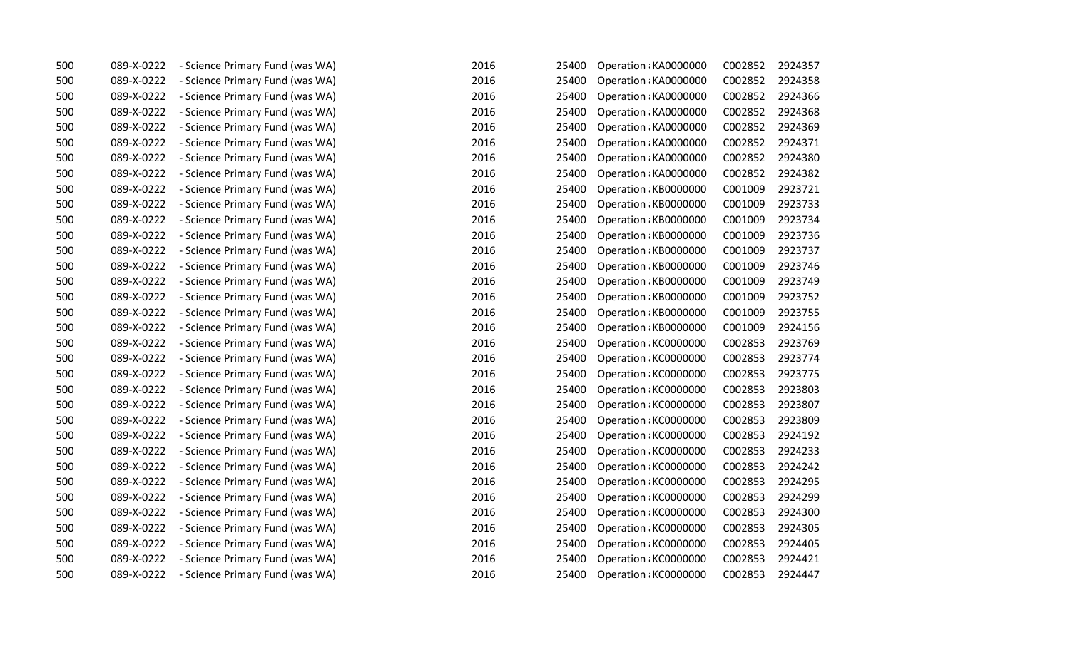| | | | | | | | |
|---|---|---|---|---|---|---|---|
| 500 | 089-X-0222 | - Science Primary Fund (was WA) | 2016 | 25400 | Operation : KA0000000 | C002852 | 2924357 |
| 500 | 089-X-0222 | - Science Primary Fund (was WA) | 2016 | 25400 | Operation : KA0000000 | C002852 | 2924358 |
| 500 | 089-X-0222 | - Science Primary Fund (was WA) | 2016 | 25400 | Operation : KA0000000 | C002852 | 2924366 |
| 500 | 089-X-0222 | - Science Primary Fund (was WA) | 2016 | 25400 | Operation : KA0000000 | C002852 | 2924368 |
| 500 | 089-X-0222 | - Science Primary Fund (was WA) | 2016 | 25400 | Operation : KA0000000 | C002852 | 2924369 |
| 500 | 089-X-0222 | - Science Primary Fund (was WA) | 2016 | 25400 | Operation : KA0000000 | C002852 | 2924371 |
| 500 | 089-X-0222 | - Science Primary Fund (was WA) | 2016 | 25400 | Operation : KA0000000 | C002852 | 2924380 |
| 500 | 089-X-0222 | - Science Primary Fund (was WA) | 2016 | 25400 | Operation : KA0000000 | C002852 | 2924382 |
| 500 | 089-X-0222 | - Science Primary Fund (was WA) | 2016 | 25400 | Operation : KB0000000 | C001009 | 2923721 |
| 500 | 089-X-0222 | - Science Primary Fund (was WA) | 2016 | 25400 | Operation : KB0000000 | C001009 | 2923733 |
| 500 | 089-X-0222 | - Science Primary Fund (was WA) | 2016 | 25400 | Operation : KB0000000 | C001009 | 2923734 |
| 500 | 089-X-0222 | - Science Primary Fund (was WA) | 2016 | 25400 | Operation : KB0000000 | C001009 | 2923736 |
| 500 | 089-X-0222 | - Science Primary Fund (was WA) | 2016 | 25400 | Operation : KB0000000 | C001009 | 2923737 |
| 500 | 089-X-0222 | - Science Primary Fund (was WA) | 2016 | 25400 | Operation : KB0000000 | C001009 | 2923746 |
| 500 | 089-X-0222 | - Science Primary Fund (was WA) | 2016 | 25400 | Operation : KB0000000 | C001009 | 2923749 |
| 500 | 089-X-0222 | - Science Primary Fund (was WA) | 2016 | 25400 | Operation : KB0000000 | C001009 | 2923752 |
| 500 | 089-X-0222 | - Science Primary Fund (was WA) | 2016 | 25400 | Operation : KB0000000 | C001009 | 2923755 |
| 500 | 089-X-0222 | - Science Primary Fund (was WA) | 2016 | 25400 | Operation : KB0000000 | C001009 | 2924156 |
| 500 | 089-X-0222 | - Science Primary Fund (was WA) | 2016 | 25400 | Operation : KC0000000 | C002853 | 2923769 |
| 500 | 089-X-0222 | - Science Primary Fund (was WA) | 2016 | 25400 | Operation : KC0000000 | C002853 | 2923774 |
| 500 | 089-X-0222 | - Science Primary Fund (was WA) | 2016 | 25400 | Operation : KC0000000 | C002853 | 2923775 |
| 500 | 089-X-0222 | - Science Primary Fund (was WA) | 2016 | 25400 | Operation : KC0000000 | C002853 | 2923803 |
| 500 | 089-X-0222 | - Science Primary Fund (was WA) | 2016 | 25400 | Operation : KC0000000 | C002853 | 2923807 |
| 500 | 089-X-0222 | - Science Primary Fund (was WA) | 2016 | 25400 | Operation : KC0000000 | C002853 | 2923809 |
| 500 | 089-X-0222 | - Science Primary Fund (was WA) | 2016 | 25400 | Operation : KC0000000 | C002853 | 2924192 |
| 500 | 089-X-0222 | - Science Primary Fund (was WA) | 2016 | 25400 | Operation : KC0000000 | C002853 | 2924233 |
| 500 | 089-X-0222 | - Science Primary Fund (was WA) | 2016 | 25400 | Operation : KC0000000 | C002853 | 2924242 |
| 500 | 089-X-0222 | - Science Primary Fund (was WA) | 2016 | 25400 | Operation : KC0000000 | C002853 | 2924295 |
| 500 | 089-X-0222 | - Science Primary Fund (was WA) | 2016 | 25400 | Operation : KC0000000 | C002853 | 2924299 |
| 500 | 089-X-0222 | - Science Primary Fund (was WA) | 2016 | 25400 | Operation : KC0000000 | C002853 | 2924300 |
| 500 | 089-X-0222 | - Science Primary Fund (was WA) | 2016 | 25400 | Operation : KC0000000 | C002853 | 2924305 |
| 500 | 089-X-0222 | - Science Primary Fund (was WA) | 2016 | 25400 | Operation : KC0000000 | C002853 | 2924405 |
| 500 | 089-X-0222 | - Science Primary Fund (was WA) | 2016 | 25400 | Operation : KC0000000 | C002853 | 2924421 |
| 500 | 089-X-0222 | - Science Primary Fund (was WA) | 2016 | 25400 | Operation : KC0000000 | C002853 | 2924447 |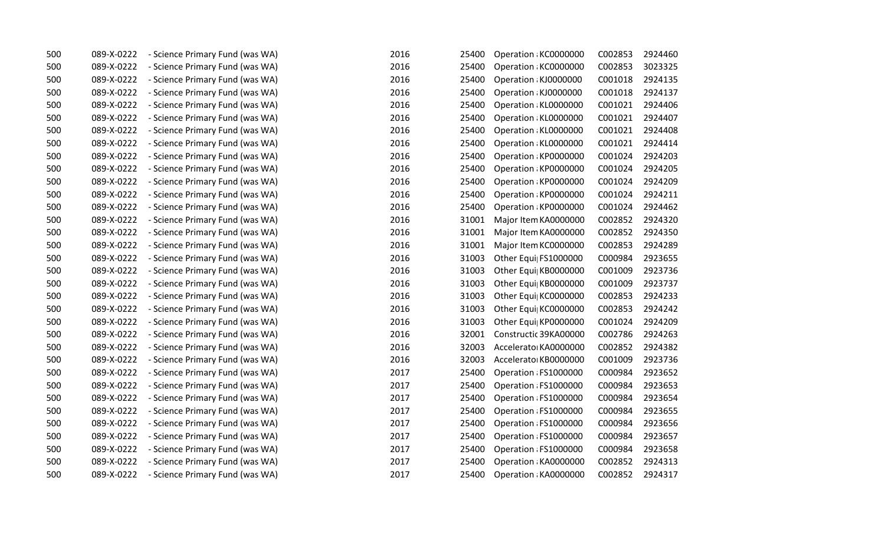| | | | | | | | | |
|---|---|---|---|---|---|---|---|---|
| 500 | 089-X-0222 | - Science Primary Fund (was WA) | 2016 | 25400 | Operation | KC0000000 | C002853 | 2924460 |
| 500 | 089-X-0222 | - Science Primary Fund (was WA) | 2016 | 25400 | Operation | KC0000000 | C002853 | 3023325 |
| 500 | 089-X-0222 | - Science Primary Fund (was WA) | 2016 | 25400 | Operation | KJ0000000 | C001018 | 2924135 |
| 500 | 089-X-0222 | - Science Primary Fund (was WA) | 2016 | 25400 | Operation | KJ0000000 | C001018 | 2924137 |
| 500 | 089-X-0222 | - Science Primary Fund (was WA) | 2016 | 25400 | Operation | KL0000000 | C001021 | 2924406 |
| 500 | 089-X-0222 | - Science Primary Fund (was WA) | 2016 | 25400 | Operation | KL0000000 | C001021 | 2924407 |
| 500 | 089-X-0222 | - Science Primary Fund (was WA) | 2016 | 25400 | Operation | KL0000000 | C001021 | 2924408 |
| 500 | 089-X-0222 | - Science Primary Fund (was WA) | 2016 | 25400 | Operation | KL0000000 | C001021 | 2924414 |
| 500 | 089-X-0222 | - Science Primary Fund (was WA) | 2016 | 25400 | Operation | KP0000000 | C001024 | 2924203 |
| 500 | 089-X-0222 | - Science Primary Fund (was WA) | 2016 | 25400 | Operation | KP0000000 | C001024 | 2924205 |
| 500 | 089-X-0222 | - Science Primary Fund (was WA) | 2016 | 25400 | Operation | KP0000000 | C001024 | 2924209 |
| 500 | 089-X-0222 | - Science Primary Fund (was WA) | 2016 | 25400 | Operation | KP0000000 | C001024 | 2924211 |
| 500 | 089-X-0222 | - Science Primary Fund (was WA) | 2016 | 25400 | Operation | KP0000000 | C001024 | 2924462 |
| 500 | 089-X-0222 | - Science Primary Fund (was WA) | 2016 | 31001 | Major Item | KA0000000 | C002852 | 2924320 |
| 500 | 089-X-0222 | - Science Primary Fund (was WA) | 2016 | 31001 | Major Item | KA0000000 | C002852 | 2924350 |
| 500 | 089-X-0222 | - Science Primary Fund (was WA) | 2016 | 31001 | Major Item | KC0000000 | C002853 | 2924289 |
| 500 | 089-X-0222 | - Science Primary Fund (was WA) | 2016 | 31003 | Other Equi | FS1000000 | C000984 | 2923655 |
| 500 | 089-X-0222 | - Science Primary Fund (was WA) | 2016 | 31003 | Other Equi | KB0000000 | C001009 | 2923736 |
| 500 | 089-X-0222 | - Science Primary Fund (was WA) | 2016 | 31003 | Other Equi | KB0000000 | C001009 | 2923737 |
| 500 | 089-X-0222 | - Science Primary Fund (was WA) | 2016 | 31003 | Other Equi | KC0000000 | C002853 | 2924233 |
| 500 | 089-X-0222 | - Science Primary Fund (was WA) | 2016 | 31003 | Other Equi | KC0000000 | C002853 | 2924242 |
| 500 | 089-X-0222 | - Science Primary Fund (was WA) | 2016 | 31003 | Other Equi | KP0000000 | C001024 | 2924209 |
| 500 | 089-X-0222 | - Science Primary Fund (was WA) | 2016 | 32001 | Constructic | 39KA00000 | C002786 | 2924263 |
| 500 | 089-X-0222 | - Science Primary Fund (was WA) | 2016 | 32003 | Accelerato | KA0000000 | C002852 | 2924382 |
| 500 | 089-X-0222 | - Science Primary Fund (was WA) | 2016 | 32003 | Accelerato | KB0000000 | C001009 | 2923736 |
| 500 | 089-X-0222 | - Science Primary Fund (was WA) | 2017 | 25400 | Operation | FS1000000 | C000984 | 2923652 |
| 500 | 089-X-0222 | - Science Primary Fund (was WA) | 2017 | 25400 | Operation | FS1000000 | C000984 | 2923653 |
| 500 | 089-X-0222 | - Science Primary Fund (was WA) | 2017 | 25400 | Operation | FS1000000 | C000984 | 2923654 |
| 500 | 089-X-0222 | - Science Primary Fund (was WA) | 2017 | 25400 | Operation | FS1000000 | C000984 | 2923655 |
| 500 | 089-X-0222 | - Science Primary Fund (was WA) | 2017 | 25400 | Operation | FS1000000 | C000984 | 2923656 |
| 500 | 089-X-0222 | - Science Primary Fund (was WA) | 2017 | 25400 | Operation | FS1000000 | C000984 | 2923657 |
| 500 | 089-X-0222 | - Science Primary Fund (was WA) | 2017 | 25400 | Operation | FS1000000 | C000984 | 2923658 |
| 500 | 089-X-0222 | - Science Primary Fund (was WA) | 2017 | 25400 | Operation | KA0000000 | C002852 | 2924313 |
| 500 | 089-X-0222 | - Science Primary Fund (was WA) | 2017 | 25400 | Operation | KA0000000 | C002852 | 2924317 |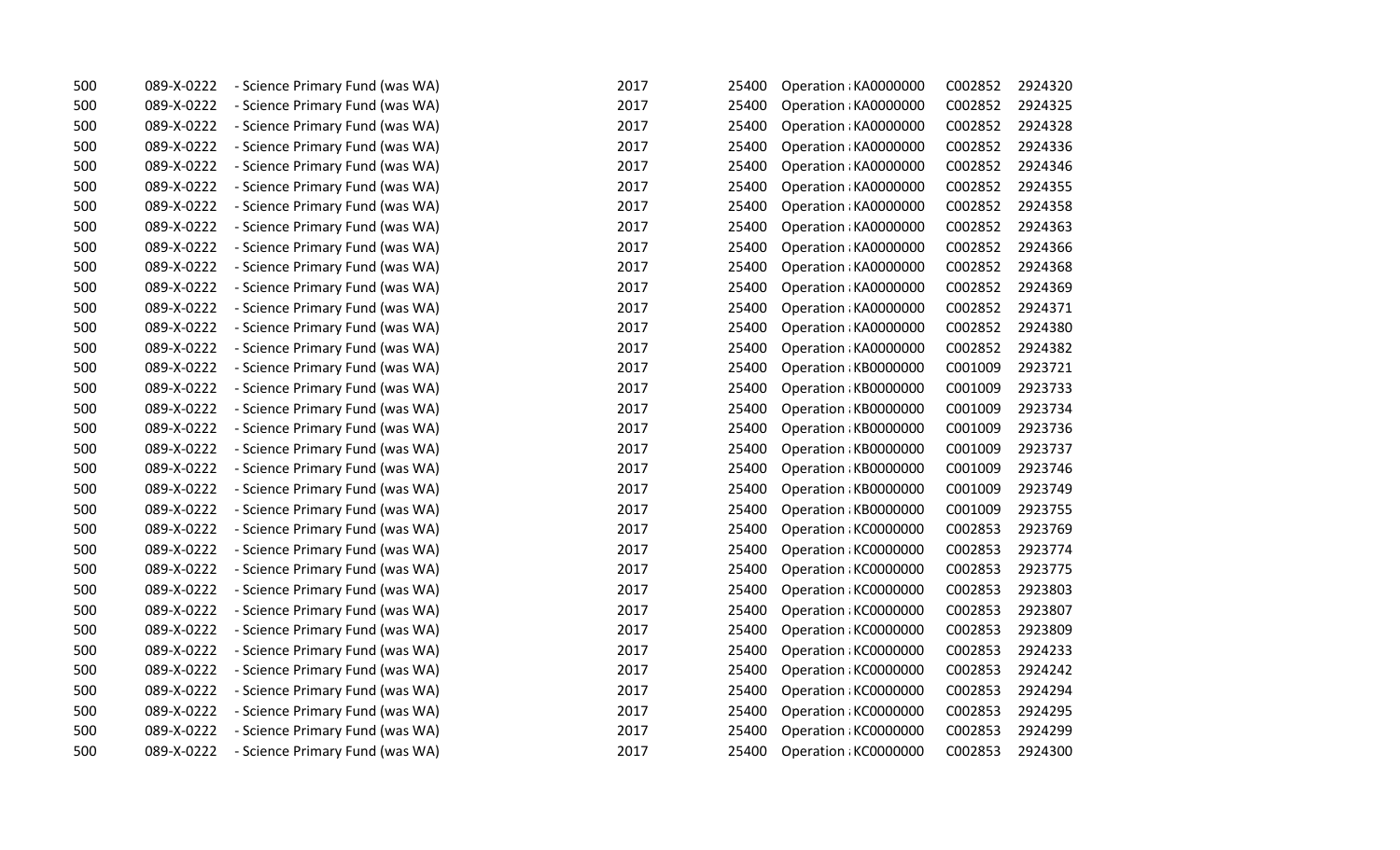| | | | | | | | |
|---|---|---|---|---|---|---|---|
| 500 | 089-X-0222 | - Science Primary Fund (was WA) | 2017 | 25400 | Operation ; KA0000000 | C002852 | 2924320 |
| 500 | 089-X-0222 | - Science Primary Fund (was WA) | 2017 | 25400 | Operation ; KA0000000 | C002852 | 2924325 |
| 500 | 089-X-0222 | - Science Primary Fund (was WA) | 2017 | 25400 | Operation ; KA0000000 | C002852 | 2924328 |
| 500 | 089-X-0222 | - Science Primary Fund (was WA) | 2017 | 25400 | Operation ; KA0000000 | C002852 | 2924336 |
| 500 | 089-X-0222 | - Science Primary Fund (was WA) | 2017 | 25400 | Operation ; KA0000000 | C002852 | 2924346 |
| 500 | 089-X-0222 | - Science Primary Fund (was WA) | 2017 | 25400 | Operation ; KA0000000 | C002852 | 2924355 |
| 500 | 089-X-0222 | - Science Primary Fund (was WA) | 2017 | 25400 | Operation ; KA0000000 | C002852 | 2924358 |
| 500 | 089-X-0222 | - Science Primary Fund (was WA) | 2017 | 25400 | Operation ; KA0000000 | C002852 | 2924363 |
| 500 | 089-X-0222 | - Science Primary Fund (was WA) | 2017 | 25400 | Operation ; KA0000000 | C002852 | 2924366 |
| 500 | 089-X-0222 | - Science Primary Fund (was WA) | 2017 | 25400 | Operation ; KA0000000 | C002852 | 2924368 |
| 500 | 089-X-0222 | - Science Primary Fund (was WA) | 2017 | 25400 | Operation ; KA0000000 | C002852 | 2924369 |
| 500 | 089-X-0222 | - Science Primary Fund (was WA) | 2017 | 25400 | Operation ; KA0000000 | C002852 | 2924371 |
| 500 | 089-X-0222 | - Science Primary Fund (was WA) | 2017 | 25400 | Operation ; KA0000000 | C002852 | 2924380 |
| 500 | 089-X-0222 | - Science Primary Fund (was WA) | 2017 | 25400 | Operation ; KA0000000 | C002852 | 2924382 |
| 500 | 089-X-0222 | - Science Primary Fund (was WA) | 2017 | 25400 | Operation ; KB0000000 | C001009 | 2923721 |
| 500 | 089-X-0222 | - Science Primary Fund (was WA) | 2017 | 25400 | Operation ; KB0000000 | C001009 | 2923733 |
| 500 | 089-X-0222 | - Science Primary Fund (was WA) | 2017 | 25400 | Operation ; KB0000000 | C001009 | 2923734 |
| 500 | 089-X-0222 | - Science Primary Fund (was WA) | 2017 | 25400 | Operation ; KB0000000 | C001009 | 2923736 |
| 500 | 089-X-0222 | - Science Primary Fund (was WA) | 2017 | 25400 | Operation ; KB0000000 | C001009 | 2923737 |
| 500 | 089-X-0222 | - Science Primary Fund (was WA) | 2017 | 25400 | Operation ; KB0000000 | C001009 | 2923746 |
| 500 | 089-X-0222 | - Science Primary Fund (was WA) | 2017 | 25400 | Operation ; KB0000000 | C001009 | 2923749 |
| 500 | 089-X-0222 | - Science Primary Fund (was WA) | 2017 | 25400 | Operation ; KB0000000 | C001009 | 2923755 |
| 500 | 089-X-0222 | - Science Primary Fund (was WA) | 2017 | 25400 | Operation ; KC0000000 | C002853 | 2923769 |
| 500 | 089-X-0222 | - Science Primary Fund (was WA) | 2017 | 25400 | Operation ; KC0000000 | C002853 | 2923774 |
| 500 | 089-X-0222 | - Science Primary Fund (was WA) | 2017 | 25400 | Operation ; KC0000000 | C002853 | 2923775 |
| 500 | 089-X-0222 | - Science Primary Fund (was WA) | 2017 | 25400 | Operation ; KC0000000 | C002853 | 2923803 |
| 500 | 089-X-0222 | - Science Primary Fund (was WA) | 2017 | 25400 | Operation ; KC0000000 | C002853 | 2923807 |
| 500 | 089-X-0222 | - Science Primary Fund (was WA) | 2017 | 25400 | Operation ; KC0000000 | C002853 | 2923809 |
| 500 | 089-X-0222 | - Science Primary Fund (was WA) | 2017 | 25400 | Operation ; KC0000000 | C002853 | 2924233 |
| 500 | 089-X-0222 | - Science Primary Fund (was WA) | 2017 | 25400 | Operation ; KC0000000 | C002853 | 2924242 |
| 500 | 089-X-0222 | - Science Primary Fund (was WA) | 2017 | 25400 | Operation ; KC0000000 | C002853 | 2924294 |
| 500 | 089-X-0222 | - Science Primary Fund (was WA) | 2017 | 25400 | Operation ; KC0000000 | C002853 | 2924295 |
| 500 | 089-X-0222 | - Science Primary Fund (was WA) | 2017 | 25400 | Operation ; KC0000000 | C002853 | 2924299 |
| 500 | 089-X-0222 | - Science Primary Fund (was WA) | 2017 | 25400 | Operation ; KC0000000 | C002853 | 2924300 |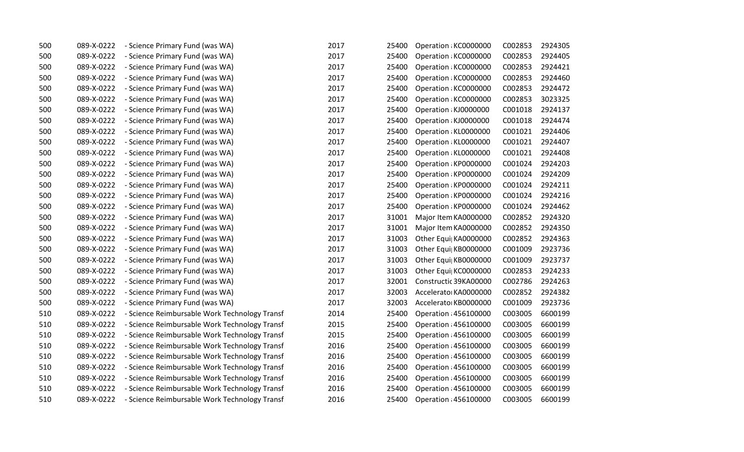| | | | | | | | | |
|---|---|---|---|---|---|---|---|---|
| 500 | 089-X-0222 | - Science Primary Fund (was WA) | 2017 | 25400 | Operation ; | KC0000000 | C002853 | 2924305 |
| 500 | 089-X-0222 | - Science Primary Fund (was WA) | 2017 | 25400 | Operation ; | KC0000000 | C002853 | 2924405 |
| 500 | 089-X-0222 | - Science Primary Fund (was WA) | 2017 | 25400 | Operation ; | KC0000000 | C002853 | 2924421 |
| 500 | 089-X-0222 | - Science Primary Fund (was WA) | 2017 | 25400 | Operation ; | KC0000000 | C002853 | 2924460 |
| 500 | 089-X-0222 | - Science Primary Fund (was WA) | 2017 | 25400 | Operation ; | KC0000000 | C002853 | 2924472 |
| 500 | 089-X-0222 | - Science Primary Fund (was WA) | 2017 | 25400 | Operation ; | KC0000000 | C002853 | 3023325 |
| 500 | 089-X-0222 | - Science Primary Fund (was WA) | 2017 | 25400 | Operation ; | KJ0000000 | C001018 | 2924137 |
| 500 | 089-X-0222 | - Science Primary Fund (was WA) | 2017 | 25400 | Operation ; | KJ0000000 | C001018 | 2924474 |
| 500 | 089-X-0222 | - Science Primary Fund (was WA) | 2017 | 25400 | Operation ; | KL0000000 | C001021 | 2924406 |
| 500 | 089-X-0222 | - Science Primary Fund (was WA) | 2017 | 25400 | Operation ; | KL0000000 | C001021 | 2924407 |
| 500 | 089-X-0222 | - Science Primary Fund (was WA) | 2017 | 25400 | Operation ; | KL0000000 | C001021 | 2924408 |
| 500 | 089-X-0222 | - Science Primary Fund (was WA) | 2017 | 25400 | Operation ; | KP0000000 | C001024 | 2924203 |
| 500 | 089-X-0222 | - Science Primary Fund (was WA) | 2017 | 25400 | Operation ; | KP0000000 | C001024 | 2924209 |
| 500 | 089-X-0222 | - Science Primary Fund (was WA) | 2017 | 25400 | Operation ; | KP0000000 | C001024 | 2924211 |
| 500 | 089-X-0222 | - Science Primary Fund (was WA) | 2017 | 25400 | Operation ; | KP0000000 | C001024 | 2924216 |
| 500 | 089-X-0222 | - Science Primary Fund (was WA) | 2017 | 25400 | Operation ; | KP0000000 | C001024 | 2924462 |
| 500 | 089-X-0222 | - Science Primary Fund (was WA) | 2017 | 31001 | Major Item | KA0000000 | C002852 | 2924320 |
| 500 | 089-X-0222 | - Science Primary Fund (was WA) | 2017 | 31001 | Major Item | KA0000000 | C002852 | 2924350 |
| 500 | 089-X-0222 | - Science Primary Fund (was WA) | 2017 | 31003 | Other Equi | KA0000000 | C002852 | 2924363 |
| 500 | 089-X-0222 | - Science Primary Fund (was WA) | 2017 | 31003 | Other Equi | KB0000000 | C001009 | 2923736 |
| 500 | 089-X-0222 | - Science Primary Fund (was WA) | 2017 | 31003 | Other Equi | KB0000000 | C001009 | 2923737 |
| 500 | 089-X-0222 | - Science Primary Fund (was WA) | 2017 | 31003 | Other Equi | KC0000000 | C002853 | 2924233 |
| 500 | 089-X-0222 | - Science Primary Fund (was WA) | 2017 | 32001 | Constructic | 39KA00000 | C002786 | 2924263 |
| 500 | 089-X-0222 | - Science Primary Fund (was WA) | 2017 | 32003 | Accelerato | KA0000000 | C002852 | 2924382 |
| 500 | 089-X-0222 | - Science Primary Fund (was WA) | 2017 | 32003 | Accelerato | KB0000000 | C001009 | 2923736 |
| 510 | 089-X-0222 | - Science Reimbursable Work Technology Transf | 2014 | 25400 | Operation ; | 456100000 | C003005 | 6600199 |
| 510 | 089-X-0222 | - Science Reimbursable Work Technology Transf | 2015 | 25400 | Operation ; | 456100000 | C003005 | 6600199 |
| 510 | 089-X-0222 | - Science Reimbursable Work Technology Transf | 2015 | 25400 | Operation ; | 456100000 | C003005 | 6600199 |
| 510 | 089-X-0222 | - Science Reimbursable Work Technology Transf | 2016 | 25400 | Operation ; | 456100000 | C003005 | 6600199 |
| 510 | 089-X-0222 | - Science Reimbursable Work Technology Transf | 2016 | 25400 | Operation ; | 456100000 | C003005 | 6600199 |
| 510 | 089-X-0222 | - Science Reimbursable Work Technology Transf | 2016 | 25400 | Operation ; | 456100000 | C003005 | 6600199 |
| 510 | 089-X-0222 | - Science Reimbursable Work Technology Transf | 2016 | 25400 | Operation ; | 456100000 | C003005 | 6600199 |
| 510 | 089-X-0222 | - Science Reimbursable Work Technology Transf | 2016 | 25400 | Operation ; | 456100000 | C003005 | 6600199 |
| 510 | 089-X-0222 | - Science Reimbursable Work Technology Transf | 2016 | 25400 | Operation ; | 456100000 | C003005 | 6600199 |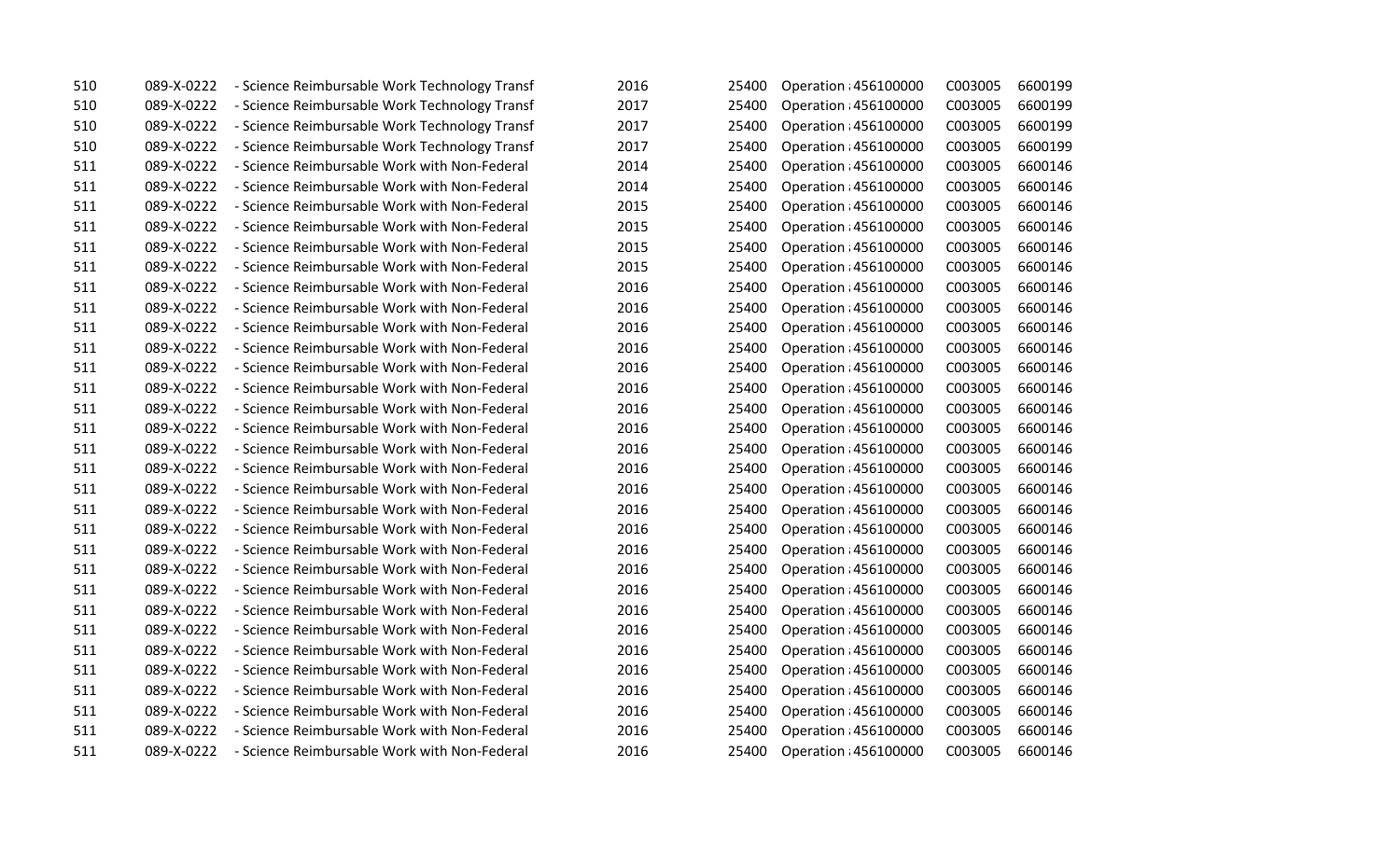| | | | | | | | | |
|---|---|---|---|---|---|---|---|---|
| 510 | 089-X-0222 | - Science Reimbursable Work Technology Transf | 2016 | 25400 | Operation | 456100000 | C003005 | 6600199 |
| 510 | 089-X-0222 | - Science Reimbursable Work Technology Transf | 2017 | 25400 | Operation | 456100000 | C003005 | 6600199 |
| 510 | 089-X-0222 | - Science Reimbursable Work Technology Transf | 2017 | 25400 | Operation | 456100000 | C003005 | 6600199 |
| 510 | 089-X-0222 | - Science Reimbursable Work Technology Transf | 2017 | 25400 | Operation | 456100000 | C003005 | 6600199 |
| 511 | 089-X-0222 | - Science Reimbursable Work with Non-Federal | 2014 | 25400 | Operation | 456100000 | C003005 | 6600146 |
| 511 | 089-X-0222 | - Science Reimbursable Work with Non-Federal | 2014 | 25400 | Operation | 456100000 | C003005 | 6600146 |
| 511 | 089-X-0222 | - Science Reimbursable Work with Non-Federal | 2015 | 25400 | Operation | 456100000 | C003005 | 6600146 |
| 511 | 089-X-0222 | - Science Reimbursable Work with Non-Federal | 2015 | 25400 | Operation | 456100000 | C003005 | 6600146 |
| 511 | 089-X-0222 | - Science Reimbursable Work with Non-Federal | 2015 | 25400 | Operation | 456100000 | C003005 | 6600146 |
| 511 | 089-X-0222 | - Science Reimbursable Work with Non-Federal | 2015 | 25400 | Operation | 456100000 | C003005 | 6600146 |
| 511 | 089-X-0222 | - Science Reimbursable Work with Non-Federal | 2016 | 25400 | Operation | 456100000 | C003005 | 6600146 |
| 511 | 089-X-0222 | - Science Reimbursable Work with Non-Federal | 2016 | 25400 | Operation | 456100000 | C003005 | 6600146 |
| 511 | 089-X-0222 | - Science Reimbursable Work with Non-Federal | 2016 | 25400 | Operation | 456100000 | C003005 | 6600146 |
| 511 | 089-X-0222 | - Science Reimbursable Work with Non-Federal | 2016 | 25400 | Operation | 456100000 | C003005 | 6600146 |
| 511 | 089-X-0222 | - Science Reimbursable Work with Non-Federal | 2016 | 25400 | Operation | 456100000 | C003005 | 6600146 |
| 511 | 089-X-0222 | - Science Reimbursable Work with Non-Federal | 2016 | 25400 | Operation | 456100000 | C003005 | 6600146 |
| 511 | 089-X-0222 | - Science Reimbursable Work with Non-Federal | 2016 | 25400 | Operation | 456100000 | C003005 | 6600146 |
| 511 | 089-X-0222 | - Science Reimbursable Work with Non-Federal | 2016 | 25400 | Operation | 456100000 | C003005 | 6600146 |
| 511 | 089-X-0222 | - Science Reimbursable Work with Non-Federal | 2016 | 25400 | Operation | 456100000 | C003005 | 6600146 |
| 511 | 089-X-0222 | - Science Reimbursable Work with Non-Federal | 2016 | 25400 | Operation | 456100000 | C003005 | 6600146 |
| 511 | 089-X-0222 | - Science Reimbursable Work with Non-Federal | 2016 | 25400 | Operation | 456100000 | C003005 | 6600146 |
| 511 | 089-X-0222 | - Science Reimbursable Work with Non-Federal | 2016 | 25400 | Operation | 456100000 | C003005 | 6600146 |
| 511 | 089-X-0222 | - Science Reimbursable Work with Non-Federal | 2016 | 25400 | Operation | 456100000 | C003005 | 6600146 |
| 511 | 089-X-0222 | - Science Reimbursable Work with Non-Federal | 2016 | 25400 | Operation | 456100000 | C003005 | 6600146 |
| 511 | 089-X-0222 | - Science Reimbursable Work with Non-Federal | 2016 | 25400 | Operation | 456100000 | C003005 | 6600146 |
| 511 | 089-X-0222 | - Science Reimbursable Work with Non-Federal | 2016 | 25400 | Operation | 456100000 | C003005 | 6600146 |
| 511 | 089-X-0222 | - Science Reimbursable Work with Non-Federal | 2016 | 25400 | Operation | 456100000 | C003005 | 6600146 |
| 511 | 089-X-0222 | - Science Reimbursable Work with Non-Federal | 2016 | 25400 | Operation | 456100000 | C003005 | 6600146 |
| 511 | 089-X-0222 | - Science Reimbursable Work with Non-Federal | 2016 | 25400 | Operation | 456100000 | C003005 | 6600146 |
| 511 | 089-X-0222 | - Science Reimbursable Work with Non-Federal | 2016 | 25400 | Operation | 456100000 | C003005 | 6600146 |
| 511 | 089-X-0222 | - Science Reimbursable Work with Non-Federal | 2016 | 25400 | Operation | 456100000 | C003005 | 6600146 |
| 511 | 089-X-0222 | - Science Reimbursable Work with Non-Federal | 2016 | 25400 | Operation | 456100000 | C003005 | 6600146 |
| 511 | 089-X-0222 | - Science Reimbursable Work with Non-Federal | 2016 | 25400 | Operation | 456100000 | C003005 | 6600146 |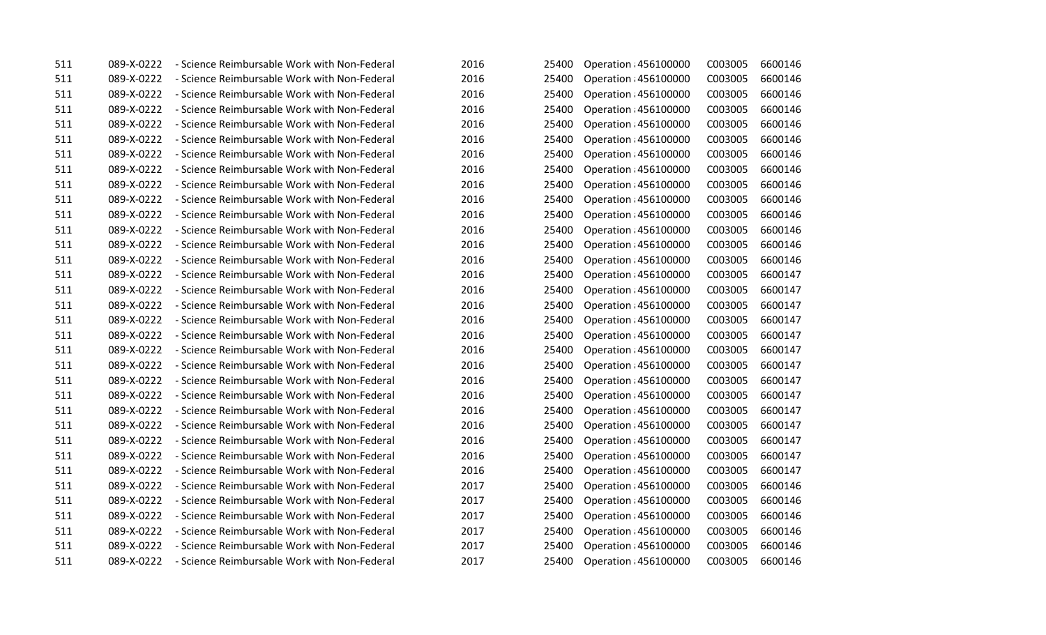| | | | | | | | | |
|---|---|---|---|---|---|---|---|---|
| 511 | 089-X-0222 | - Science Reimbursable Work with Non-Federal | 2016 | 25400 | Operation a | 456100000 | C003005 | 6600146 |
| 511 | 089-X-0222 | - Science Reimbursable Work with Non-Federal | 2016 | 25400 | Operation a | 456100000 | C003005 | 6600146 |
| 511 | 089-X-0222 | - Science Reimbursable Work with Non-Federal | 2016 | 25400 | Operation a | 456100000 | C003005 | 6600146 |
| 511 | 089-X-0222 | - Science Reimbursable Work with Non-Federal | 2016 | 25400 | Operation a | 456100000 | C003005 | 6600146 |
| 511 | 089-X-0222 | - Science Reimbursable Work with Non-Federal | 2016 | 25400 | Operation a | 456100000 | C003005 | 6600146 |
| 511 | 089-X-0222 | - Science Reimbursable Work with Non-Federal | 2016 | 25400 | Operation a | 456100000 | C003005 | 6600146 |
| 511 | 089-X-0222 | - Science Reimbursable Work with Non-Federal | 2016 | 25400 | Operation a | 456100000 | C003005 | 6600146 |
| 511 | 089-X-0222 | - Science Reimbursable Work with Non-Federal | 2016 | 25400 | Operation a | 456100000 | C003005 | 6600146 |
| 511 | 089-X-0222 | - Science Reimbursable Work with Non-Federal | 2016 | 25400 | Operation a | 456100000 | C003005 | 6600146 |
| 511 | 089-X-0222 | - Science Reimbursable Work with Non-Federal | 2016 | 25400 | Operation a | 456100000 | C003005 | 6600146 |
| 511 | 089-X-0222 | - Science Reimbursable Work with Non-Federal | 2016 | 25400 | Operation a | 456100000 | C003005 | 6600146 |
| 511 | 089-X-0222 | - Science Reimbursable Work with Non-Federal | 2016 | 25400 | Operation a | 456100000 | C003005 | 6600146 |
| 511 | 089-X-0222 | - Science Reimbursable Work with Non-Federal | 2016 | 25400 | Operation a | 456100000 | C003005 | 6600146 |
| 511 | 089-X-0222 | - Science Reimbursable Work with Non-Federal | 2016 | 25400 | Operation a | 456100000 | C003005 | 6600146 |
| 511 | 089-X-0222 | - Science Reimbursable Work with Non-Federal | 2016 | 25400 | Operation a | 456100000 | C003005 | 6600147 |
| 511 | 089-X-0222 | - Science Reimbursable Work with Non-Federal | 2016 | 25400 | Operation a | 456100000 | C003005 | 6600147 |
| 511 | 089-X-0222 | - Science Reimbursable Work with Non-Federal | 2016 | 25400 | Operation a | 456100000 | C003005 | 6600147 |
| 511 | 089-X-0222 | - Science Reimbursable Work with Non-Federal | 2016 | 25400 | Operation a | 456100000 | C003005 | 6600147 |
| 511 | 089-X-0222 | - Science Reimbursable Work with Non-Federal | 2016 | 25400 | Operation a | 456100000 | C003005 | 6600147 |
| 511 | 089-X-0222 | - Science Reimbursable Work with Non-Federal | 2016 | 25400 | Operation a | 456100000 | C003005 | 6600147 |
| 511 | 089-X-0222 | - Science Reimbursable Work with Non-Federal | 2016 | 25400 | Operation a | 456100000 | C003005 | 6600147 |
| 511 | 089-X-0222 | - Science Reimbursable Work with Non-Federal | 2016 | 25400 | Operation a | 456100000 | C003005 | 6600147 |
| 511 | 089-X-0222 | - Science Reimbursable Work with Non-Federal | 2016 | 25400 | Operation a | 456100000 | C003005 | 6600147 |
| 511 | 089-X-0222 | - Science Reimbursable Work with Non-Federal | 2016 | 25400 | Operation a | 456100000 | C003005 | 6600147 |
| 511 | 089-X-0222 | - Science Reimbursable Work with Non-Federal | 2016 | 25400 | Operation a | 456100000 | C003005 | 6600147 |
| 511 | 089-X-0222 | - Science Reimbursable Work with Non-Federal | 2016 | 25400 | Operation a | 456100000 | C003005 | 6600147 |
| 511 | 089-X-0222 | - Science Reimbursable Work with Non-Federal | 2016 | 25400 | Operation a | 456100000 | C003005 | 6600147 |
| 511 | 089-X-0222 | - Science Reimbursable Work with Non-Federal | 2017 | 25400 | Operation a | 456100000 | C003005 | 6600146 |
| 511 | 089-X-0222 | - Science Reimbursable Work with Non-Federal | 2017 | 25400 | Operation a | 456100000 | C003005 | 6600146 |
| 511 | 089-X-0222 | - Science Reimbursable Work with Non-Federal | 2017 | 25400 | Operation a | 456100000 | C003005 | 6600146 |
| 511 | 089-X-0222 | - Science Reimbursable Work with Non-Federal | 2017 | 25400 | Operation a | 456100000 | C003005 | 6600146 |
| 511 | 089-X-0222 | - Science Reimbursable Work with Non-Federal | 2017 | 25400 | Operation a | 456100000 | C003005 | 6600146 |
| 511 | 089-X-0222 | - Science Reimbursable Work with Non-Federal | 2017 | 25400 | Operation a | 456100000 | C003005 | 6600146 |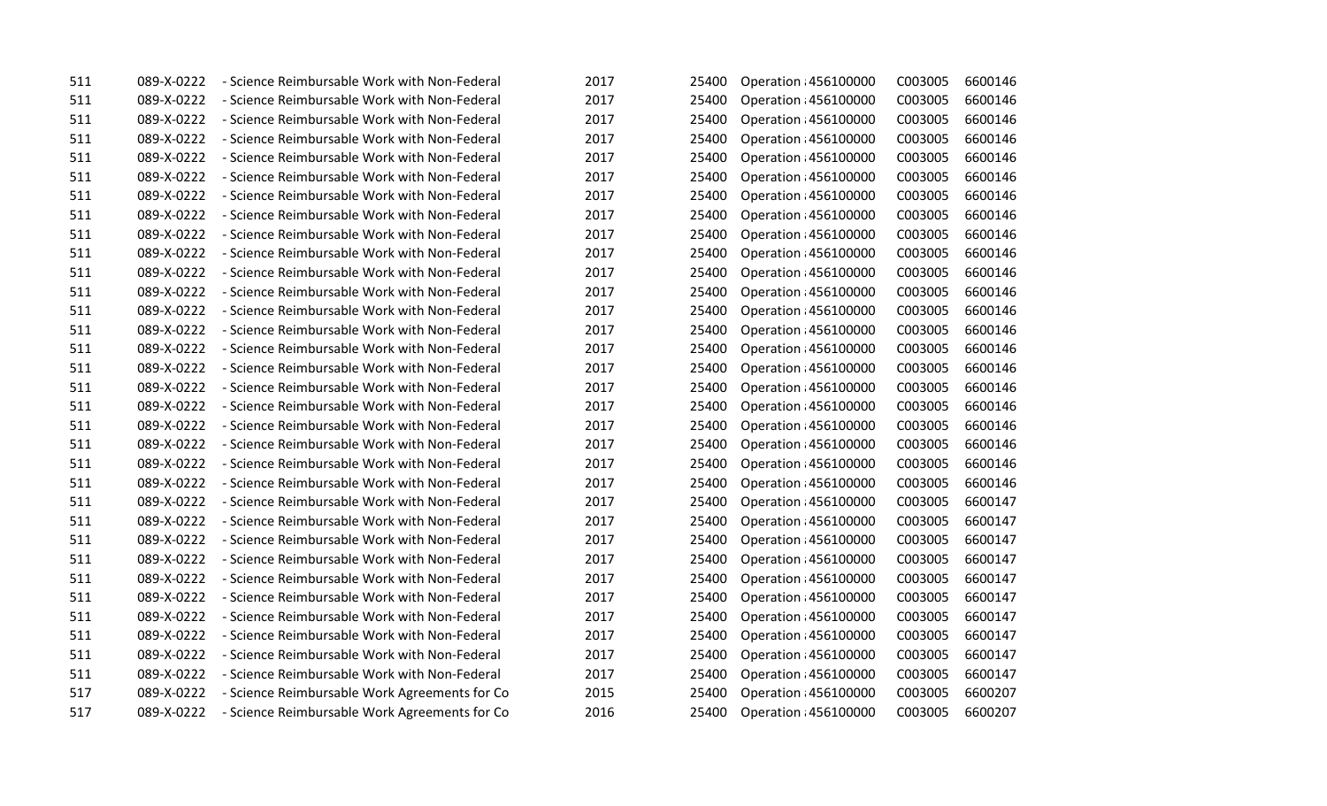| | | | | | | | |
|---|---|---|---|---|---|---|---|
| 511 | 089-X-0222 | - Science Reimbursable Work with Non-Federal | 2017 | 25400 | Operation ; 456100000 | C003005 | 6600146 |
| 511 | 089-X-0222 | - Science Reimbursable Work with Non-Federal | 2017 | 25400 | Operation ; 456100000 | C003005 | 6600146 |
| 511 | 089-X-0222 | - Science Reimbursable Work with Non-Federal | 2017 | 25400 | Operation ; 456100000 | C003005 | 6600146 |
| 511 | 089-X-0222 | - Science Reimbursable Work with Non-Federal | 2017 | 25400 | Operation ; 456100000 | C003005 | 6600146 |
| 511 | 089-X-0222 | - Science Reimbursable Work with Non-Federal | 2017 | 25400 | Operation ; 456100000 | C003005 | 6600146 |
| 511 | 089-X-0222 | - Science Reimbursable Work with Non-Federal | 2017 | 25400 | Operation ; 456100000 | C003005 | 6600146 |
| 511 | 089-X-0222 | - Science Reimbursable Work with Non-Federal | 2017 | 25400 | Operation ; 456100000 | C003005 | 6600146 |
| 511 | 089-X-0222 | - Science Reimbursable Work with Non-Federal | 2017 | 25400 | Operation ; 456100000 | C003005 | 6600146 |
| 511 | 089-X-0222 | - Science Reimbursable Work with Non-Federal | 2017 | 25400 | Operation ; 456100000 | C003005 | 6600146 |
| 511 | 089-X-0222 | - Science Reimbursable Work with Non-Federal | 2017 | 25400 | Operation ; 456100000 | C003005 | 6600146 |
| 511 | 089-X-0222 | - Science Reimbursable Work with Non-Federal | 2017 | 25400 | Operation ; 456100000 | C003005 | 6600146 |
| 511 | 089-X-0222 | - Science Reimbursable Work with Non-Federal | 2017 | 25400 | Operation ; 456100000 | C003005 | 6600146 |
| 511 | 089-X-0222 | - Science Reimbursable Work with Non-Federal | 2017 | 25400 | Operation ; 456100000 | C003005 | 6600146 |
| 511 | 089-X-0222 | - Science Reimbursable Work with Non-Federal | 2017 | 25400 | Operation ; 456100000 | C003005 | 6600146 |
| 511 | 089-X-0222 | - Science Reimbursable Work with Non-Federal | 2017 | 25400 | Operation ; 456100000 | C003005 | 6600146 |
| 511 | 089-X-0222 | - Science Reimbursable Work with Non-Federal | 2017 | 25400 | Operation ; 456100000 | C003005 | 6600146 |
| 511 | 089-X-0222 | - Science Reimbursable Work with Non-Federal | 2017 | 25400 | Operation ; 456100000 | C003005 | 6600146 |
| 511 | 089-X-0222 | - Science Reimbursable Work with Non-Federal | 2017 | 25400 | Operation ; 456100000 | C003005 | 6600146 |
| 511 | 089-X-0222 | - Science Reimbursable Work with Non-Federal | 2017 | 25400 | Operation ; 456100000 | C003005 | 6600146 |
| 511 | 089-X-0222 | - Science Reimbursable Work with Non-Federal | 2017 | 25400 | Operation ; 456100000 | C003005 | 6600146 |
| 511 | 089-X-0222 | - Science Reimbursable Work with Non-Federal | 2017 | 25400 | Operation ; 456100000 | C003005 | 6600146 |
| 511 | 089-X-0222 | - Science Reimbursable Work with Non-Federal | 2017 | 25400 | Operation ; 456100000 | C003005 | 6600147 |
| 511 | 089-X-0222 | - Science Reimbursable Work with Non-Federal | 2017 | 25400 | Operation ; 456100000 | C003005 | 6600147 |
| 511 | 089-X-0222 | - Science Reimbursable Work with Non-Federal | 2017 | 25400 | Operation ; 456100000 | C003005 | 6600147 |
| 511 | 089-X-0222 | - Science Reimbursable Work with Non-Federal | 2017 | 25400 | Operation ; 456100000 | C003005 | 6600147 |
| 511 | 089-X-0222 | - Science Reimbursable Work with Non-Federal | 2017 | 25400 | Operation ; 456100000 | C003005 | 6600147 |
| 511 | 089-X-0222 | - Science Reimbursable Work with Non-Federal | 2017 | 25400 | Operation ; 456100000 | C003005 | 6600147 |
| 511 | 089-X-0222 | - Science Reimbursable Work with Non-Federal | 2017 | 25400 | Operation ; 456100000 | C003005 | 6600147 |
| 511 | 089-X-0222 | - Science Reimbursable Work with Non-Federal | 2017 | 25400 | Operation ; 456100000 | C003005 | 6600147 |
| 511 | 089-X-0222 | - Science Reimbursable Work with Non-Federal | 2017 | 25400 | Operation ; 456100000 | C003005 | 6600147 |
| 517 | 089-X-0222 | - Science Reimbursable Work Agreements for Co | 2015 | 25400 | Operation ; 456100000 | C003005 | 6600207 |
| 517 | 089-X-0222 | - Science Reimbursable Work Agreements for Co | 2016 | 25400 | Operation ; 456100000 | C003005 | 6600207 |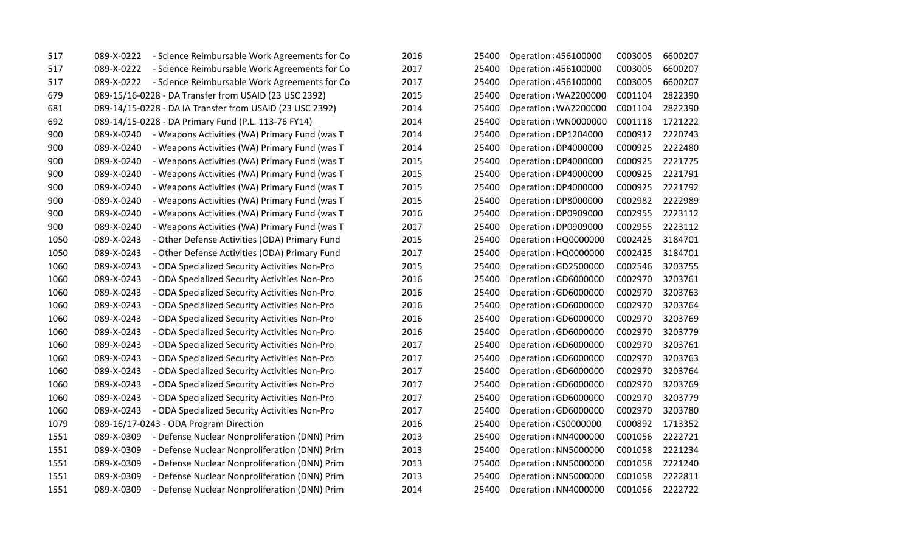| | | | | | | | |
|---|---|---|---|---|---|---|---|
| 517 | 089-X-0222 | - Science Reimbursable Work Agreements for Co | 2016 | 25400 | Operation : 456100000 | C003005 | 6600207 |
| 517 | 089-X-0222 | - Science Reimbursable Work Agreements for Co | 2017 | 25400 | Operation : 456100000 | C003005 | 6600207 |
| 517 | 089-X-0222 | - Science Reimbursable Work Agreements for Co | 2017 | 25400 | Operation : 456100000 | C003005 | 6600207 |
| 679 | 089-15/16-0228 - DA Transfer from USAID (23 USC 2392) | | 2015 | 25400 | Operation : WA2200000 | C001104 | 2822390 |
| 681 | 089-14/15-0228 - DA IA Transfer from USAID (23 USC 2392) | | 2014 | 25400 | Operation : WA2200000 | C001104 | 2822390 |
| 692 | 089-14/15-0228 - DA Primary Fund (P.L. 113-76 FY14) | | 2014 | 25400 | Operation : WN0000000 | C001118 | 1721222 |
| 900 | 089-X-0240 | - Weapons Activities (WA) Primary Fund (was T | 2014 | 25400 | Operation : DP1204000 | C000912 | 2220743 |
| 900 | 089-X-0240 | - Weapons Activities (WA) Primary Fund (was T | 2014 | 25400 | Operation : DP4000000 | C000925 | 2222480 |
| 900 | 089-X-0240 | - Weapons Activities (WA) Primary Fund (was T | 2015 | 25400 | Operation : DP4000000 | C000925 | 2221775 |
| 900 | 089-X-0240 | - Weapons Activities (WA) Primary Fund (was T | 2015 | 25400 | Operation : DP4000000 | C000925 | 2221791 |
| 900 | 089-X-0240 | - Weapons Activities (WA) Primary Fund (was T | 2015 | 25400 | Operation : DP4000000 | C000925 | 2221792 |
| 900 | 089-X-0240 | - Weapons Activities (WA) Primary Fund (was T | 2015 | 25400 | Operation : DP8000000 | C002982 | 2222989 |
| 900 | 089-X-0240 | - Weapons Activities (WA) Primary Fund (was T | 2016 | 25400 | Operation : DP0909000 | C002955 | 2223112 |
| 900 | 089-X-0240 | - Weapons Activities (WA) Primary Fund (was T | 2017 | 25400 | Operation : DP0909000 | C002955 | 2223112 |
| 1050 | 089-X-0243 | - Other Defense Activities (ODA) Primary Fund | 2015 | 25400 | Operation : HQ0000000 | C002425 | 3184701 |
| 1050 | 089-X-0243 | - Other Defense Activities (ODA) Primary Fund | 2017 | 25400 | Operation : HQ0000000 | C002425 | 3184701 |
| 1060 | 089-X-0243 | - ODA Specialized Security Activities Non-Pro | 2015 | 25400 | Operation : GD2500000 | C002546 | 3203755 |
| 1060 | 089-X-0243 | - ODA Specialized Security Activities Non-Pro | 2016 | 25400 | Operation : GD6000000 | C002970 | 3203761 |
| 1060 | 089-X-0243 | - ODA Specialized Security Activities Non-Pro | 2016 | 25400 | Operation : GD6000000 | C002970 | 3203763 |
| 1060 | 089-X-0243 | - ODA Specialized Security Activities Non-Pro | 2016 | 25400 | Operation : GD6000000 | C002970 | 3203764 |
| 1060 | 089-X-0243 | - ODA Specialized Security Activities Non-Pro | 2016 | 25400 | Operation : GD6000000 | C002970 | 3203769 |
| 1060 | 089-X-0243 | - ODA Specialized Security Activities Non-Pro | 2016 | 25400 | Operation : GD6000000 | C002970 | 3203779 |
| 1060 | 089-X-0243 | - ODA Specialized Security Activities Non-Pro | 2017 | 25400 | Operation : GD6000000 | C002970 | 3203761 |
| 1060 | 089-X-0243 | - ODA Specialized Security Activities Non-Pro | 2017 | 25400 | Operation : GD6000000 | C002970 | 3203763 |
| 1060 | 089-X-0243 | - ODA Specialized Security Activities Non-Pro | 2017 | 25400 | Operation : GD6000000 | C002970 | 3203764 |
| 1060 | 089-X-0243 | - ODA Specialized Security Activities Non-Pro | 2017 | 25400 | Operation : GD6000000 | C002970 | 3203769 |
| 1060 | 089-X-0243 | - ODA Specialized Security Activities Non-Pro | 2017 | 25400 | Operation : GD6000000 | C002970 | 3203779 |
| 1060 | 089-X-0243 | - ODA Specialized Security Activities Non-Pro | 2017 | 25400 | Operation : GD6000000 | C002970 | 3203780 |
| 1079 | 089-16/17-0243 - ODA Program Direction | | 2016 | 25400 | Operation : CS0000000 | C000892 | 1713352 |
| 1551 | 089-X-0309 | - Defense Nuclear Nonproliferation (DNN) Prim | 2013 | 25400 | Operation : NN4000000 | C001056 | 2222721 |
| 1551 | 089-X-0309 | - Defense Nuclear Nonproliferation (DNN) Prim | 2013 | 25400 | Operation : NN5000000 | C001058 | 2221234 |
| 1551 | 089-X-0309 | - Defense Nuclear Nonproliferation (DNN) Prim | 2013 | 25400 | Operation : NN5000000 | C001058 | 2221240 |
| 1551 | 089-X-0309 | - Defense Nuclear Nonproliferation (DNN) Prim | 2013 | 25400 | Operation : NN5000000 | C001058 | 2222811 |
| 1551 | 089-X-0309 | - Defense Nuclear Nonproliferation (DNN) Prim | 2014 | 25400 | Operation : NN4000000 | C001056 | 2222722 |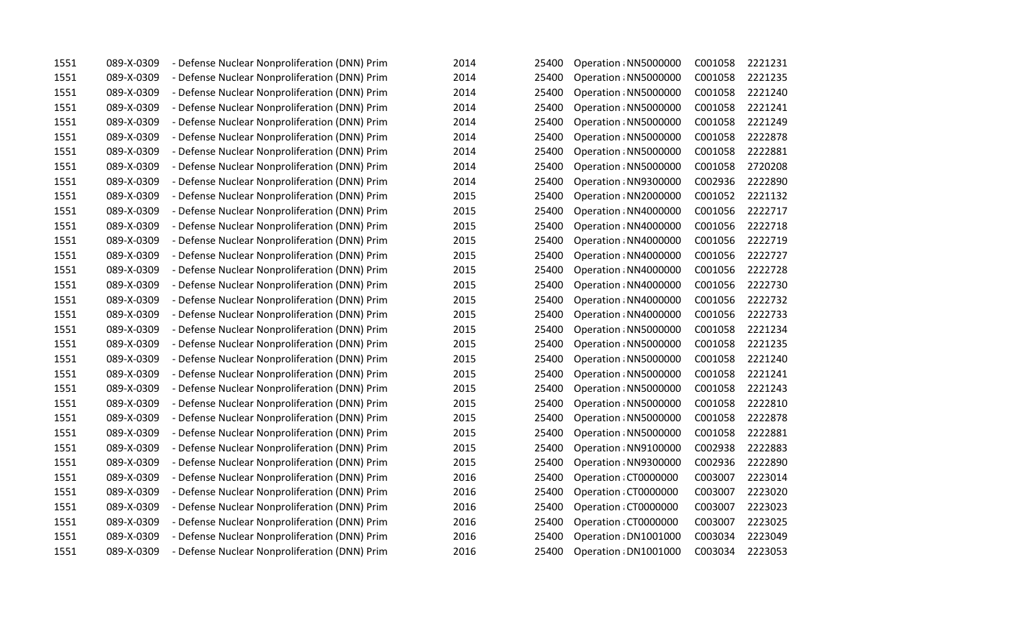| | | | | | | | |
|---|---|---|---|---|---|---|---|
| 1551 | 089-X-0309 | - Defense Nuclear Nonproliferation (DNN) Prim | 2014 | 25400 | Operation : NN5000000 | C001058 | 2221231 |
| 1551 | 089-X-0309 | - Defense Nuclear Nonproliferation (DNN) Prim | 2014 | 25400 | Operation : NN5000000 | C001058 | 2221235 |
| 1551 | 089-X-0309 | - Defense Nuclear Nonproliferation (DNN) Prim | 2014 | 25400 | Operation : NN5000000 | C001058 | 2221240 |
| 1551 | 089-X-0309 | - Defense Nuclear Nonproliferation (DNN) Prim | 2014 | 25400 | Operation : NN5000000 | C001058 | 2221241 |
| 1551 | 089-X-0309 | - Defense Nuclear Nonproliferation (DNN) Prim | 2014 | 25400 | Operation : NN5000000 | C001058 | 2221249 |
| 1551 | 089-X-0309 | - Defense Nuclear Nonproliferation (DNN) Prim | 2014 | 25400 | Operation : NN5000000 | C001058 | 2222878 |
| 1551 | 089-X-0309 | - Defense Nuclear Nonproliferation (DNN) Prim | 2014 | 25400 | Operation : NN5000000 | C001058 | 2222881 |
| 1551 | 089-X-0309 | - Defense Nuclear Nonproliferation (DNN) Prim | 2014 | 25400 | Operation : NN5000000 | C001058 | 2720208 |
| 1551 | 089-X-0309 | - Defense Nuclear Nonproliferation (DNN) Prim | 2014 | 25400 | Operation : NN9300000 | C002936 | 2222890 |
| 1551 | 089-X-0309 | - Defense Nuclear Nonproliferation (DNN) Prim | 2015 | 25400 | Operation : NN2000000 | C001052 | 2221132 |
| 1551 | 089-X-0309 | - Defense Nuclear Nonproliferation (DNN) Prim | 2015 | 25400 | Operation : NN4000000 | C001056 | 2222717 |
| 1551 | 089-X-0309 | - Defense Nuclear Nonproliferation (DNN) Prim | 2015 | 25400 | Operation : NN4000000 | C001056 | 2222718 |
| 1551 | 089-X-0309 | - Defense Nuclear Nonproliferation (DNN) Prim | 2015 | 25400 | Operation : NN4000000 | C001056 | 2222719 |
| 1551 | 089-X-0309 | - Defense Nuclear Nonproliferation (DNN) Prim | 2015 | 25400 | Operation : NN4000000 | C001056 | 2222727 |
| 1551 | 089-X-0309 | - Defense Nuclear Nonproliferation (DNN) Prim | 2015 | 25400 | Operation : NN4000000 | C001056 | 2222728 |
| 1551 | 089-X-0309 | - Defense Nuclear Nonproliferation (DNN) Prim | 2015 | 25400 | Operation : NN4000000 | C001056 | 2222730 |
| 1551 | 089-X-0309 | - Defense Nuclear Nonproliferation (DNN) Prim | 2015 | 25400 | Operation : NN4000000 | C001056 | 2222732 |
| 1551 | 089-X-0309 | - Defense Nuclear Nonproliferation (DNN) Prim | 2015 | 25400 | Operation : NN4000000 | C001056 | 2222733 |
| 1551 | 089-X-0309 | - Defense Nuclear Nonproliferation (DNN) Prim | 2015 | 25400 | Operation : NN5000000 | C001058 | 2221234 |
| 1551 | 089-X-0309 | - Defense Nuclear Nonproliferation (DNN) Prim | 2015 | 25400 | Operation : NN5000000 | C001058 | 2221235 |
| 1551 | 089-X-0309 | - Defense Nuclear Nonproliferation (DNN) Prim | 2015 | 25400 | Operation : NN5000000 | C001058 | 2221240 |
| 1551 | 089-X-0309 | - Defense Nuclear Nonproliferation (DNN) Prim | 2015 | 25400 | Operation : NN5000000 | C001058 | 2221241 |
| 1551 | 089-X-0309 | - Defense Nuclear Nonproliferation (DNN) Prim | 2015 | 25400 | Operation : NN5000000 | C001058 | 2221243 |
| 1551 | 089-X-0309 | - Defense Nuclear Nonproliferation (DNN) Prim | 2015 | 25400 | Operation : NN5000000 | C001058 | 2222810 |
| 1551 | 089-X-0309 | - Defense Nuclear Nonproliferation (DNN) Prim | 2015 | 25400 | Operation : NN5000000 | C001058 | 2222878 |
| 1551 | 089-X-0309 | - Defense Nuclear Nonproliferation (DNN) Prim | 2015 | 25400 | Operation : NN5000000 | C001058 | 2222881 |
| 1551 | 089-X-0309 | - Defense Nuclear Nonproliferation (DNN) Prim | 2015 | 25400 | Operation : NN9100000 | C002938 | 2222883 |
| 1551 | 089-X-0309 | - Defense Nuclear Nonproliferation (DNN) Prim | 2015 | 25400 | Operation : NN9300000 | C002936 | 2222890 |
| 1551 | 089-X-0309 | - Defense Nuclear Nonproliferation (DNN) Prim | 2016 | 25400 | Operation : CT0000000 | C003007 | 2223014 |
| 1551 | 089-X-0309 | - Defense Nuclear Nonproliferation (DNN) Prim | 2016 | 25400 | Operation : CT0000000 | C003007 | 2223020 |
| 1551 | 089-X-0309 | - Defense Nuclear Nonproliferation (DNN) Prim | 2016 | 25400 | Operation : CT0000000 | C003007 | 2223023 |
| 1551 | 089-X-0309 | - Defense Nuclear Nonproliferation (DNN) Prim | 2016 | 25400 | Operation : CT0000000 | C003007 | 2223025 |
| 1551 | 089-X-0309 | - Defense Nuclear Nonproliferation (DNN) Prim | 2016 | 25400 | Operation : DN1001000 | C003034 | 2223049 |
| 1551 | 089-X-0309 | - Defense Nuclear Nonproliferation (DNN) Prim | 2016 | 25400 | Operation : DN1001000 | C003034 | 2223053 |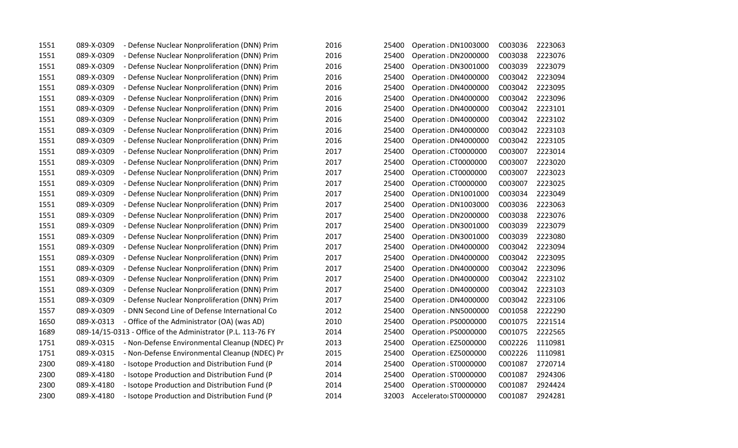| | | | | | | | | |
|---|---|---|---|---|---|---|---|---|
| 1551 | 089-X-0309 | - Defense Nuclear Nonproliferation (DNN) Prim | 2016 | 25400 | Operation | DN1003000 | C003036 | 2223063 |
| 1551 | 089-X-0309 | - Defense Nuclear Nonproliferation (DNN) Prim | 2016 | 25400 | Operation | DN2000000 | C003038 | 2223076 |
| 1551 | 089-X-0309 | - Defense Nuclear Nonproliferation (DNN) Prim | 2016 | 25400 | Operation | DN3001000 | C003039 | 2223079 |
| 1551 | 089-X-0309 | - Defense Nuclear Nonproliferation (DNN) Prim | 2016 | 25400 | Operation | DN4000000 | C003042 | 2223094 |
| 1551 | 089-X-0309 | - Defense Nuclear Nonproliferation (DNN) Prim | 2016 | 25400 | Operation | DN4000000 | C003042 | 2223095 |
| 1551 | 089-X-0309 | - Defense Nuclear Nonproliferation (DNN) Prim | 2016 | 25400 | Operation | DN4000000 | C003042 | 2223096 |
| 1551 | 089-X-0309 | - Defense Nuclear Nonproliferation (DNN) Prim | 2016 | 25400 | Operation | DN4000000 | C003042 | 2223101 |
| 1551 | 089-X-0309 | - Defense Nuclear Nonproliferation (DNN) Prim | 2016 | 25400 | Operation | DN4000000 | C003042 | 2223102 |
| 1551 | 089-X-0309 | - Defense Nuclear Nonproliferation (DNN) Prim | 2016 | 25400 | Operation | DN4000000 | C003042 | 2223103 |
| 1551 | 089-X-0309 | - Defense Nuclear Nonproliferation (DNN) Prim | 2016 | 25400 | Operation | DN4000000 | C003042 | 2223105 |
| 1551 | 089-X-0309 | - Defense Nuclear Nonproliferation (DNN) Prim | 2017 | 25400 | Operation | CT0000000 | C003007 | 2223014 |
| 1551 | 089-X-0309 | - Defense Nuclear Nonproliferation (DNN) Prim | 2017 | 25400 | Operation | CT0000000 | C003007 | 2223020 |
| 1551 | 089-X-0309 | - Defense Nuclear Nonproliferation (DNN) Prim | 2017 | 25400 | Operation | CT0000000 | C003007 | 2223023 |
| 1551 | 089-X-0309 | - Defense Nuclear Nonproliferation (DNN) Prim | 2017 | 25400 | Operation | CT0000000 | C003007 | 2223025 |
| 1551 | 089-X-0309 | - Defense Nuclear Nonproliferation (DNN) Prim | 2017 | 25400 | Operation | DN1001000 | C003034 | 2223049 |
| 1551 | 089-X-0309 | - Defense Nuclear Nonproliferation (DNN) Prim | 2017 | 25400 | Operation | DN1003000 | C003036 | 2223063 |
| 1551 | 089-X-0309 | - Defense Nuclear Nonproliferation (DNN) Prim | 2017 | 25400 | Operation | DN2000000 | C003038 | 2223076 |
| 1551 | 089-X-0309 | - Defense Nuclear Nonproliferation (DNN) Prim | 2017 | 25400 | Operation | DN3001000 | C003039 | 2223079 |
| 1551 | 089-X-0309 | - Defense Nuclear Nonproliferation (DNN) Prim | 2017 | 25400 | Operation | DN3001000 | C003039 | 2223080 |
| 1551 | 089-X-0309 | - Defense Nuclear Nonproliferation (DNN) Prim | 2017 | 25400 | Operation | DN4000000 | C003042 | 2223094 |
| 1551 | 089-X-0309 | - Defense Nuclear Nonproliferation (DNN) Prim | 2017 | 25400 | Operation | DN4000000 | C003042 | 2223095 |
| 1551 | 089-X-0309 | - Defense Nuclear Nonproliferation (DNN) Prim | 2017 | 25400 | Operation | DN4000000 | C003042 | 2223096 |
| 1551 | 089-X-0309 | - Defense Nuclear Nonproliferation (DNN) Prim | 2017 | 25400 | Operation | DN4000000 | C003042 | 2223102 |
| 1551 | 089-X-0309 | - Defense Nuclear Nonproliferation (DNN) Prim | 2017 | 25400 | Operation | DN4000000 | C003042 | 2223103 |
| 1551 | 089-X-0309 | - Defense Nuclear Nonproliferation (DNN) Prim | 2017 | 25400 | Operation | DN4000000 | C003042 | 2223106 |
| 1557 | 089-X-0309 | - DNN Second Line of Defense International Co | 2012 | 25400 | Operation | NN5000000 | C001058 | 2222290 |
| 1650 | 089-X-0313 | - Office of the Administrator (OA) (was AD) | 2010 | 25400 | Operation | PS0000000 | C001075 | 2221514 |
| 1689 | 089-14/15-0313 - Office of the Administrator (P.L. 113-76 FY | | 2014 | 25400 | Operation | PS0000000 | C001075 | 2222565 |
| 1751 | 089-X-0315 | - Non-Defense Environmental Cleanup (NDEC) Pr | 2013 | 25400 | Operation | EZ5000000 | C002226 | 1110981 |
| 1751 | 089-X-0315 | - Non-Defense Environmental Cleanup (NDEC) Pr | 2015 | 25400 | Operation | EZ5000000 | C002226 | 1110981 |
| 2300 | 089-X-4180 | - Isotope Production and Distribution Fund (P | 2014 | 25400 | Operation | ST0000000 | C001087 | 2720714 |
| 2300 | 089-X-4180 | - Isotope Production and Distribution Fund (P | 2014 | 25400 | Operation | ST0000000 | C001087 | 2924306 |
| 2300 | 089-X-4180 | - Isotope Production and Distribution Fund (P | 2014 | 25400 | Operation | ST0000000 | C001087 | 2924424 |
| 2300 | 089-X-4180 | - Isotope Production and Distribution Fund (P | 2014 | 32003 | Accelerator | ST0000000 | C001087 | 2924281 |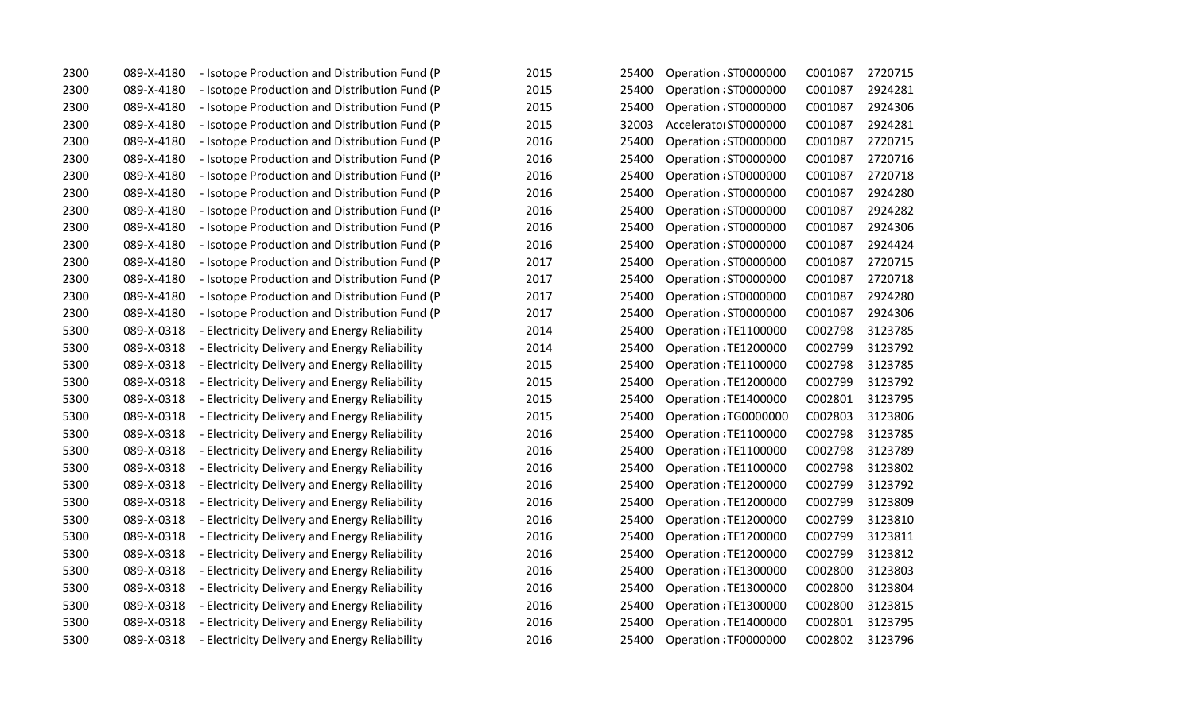| | | | | | | | | |
|---|---|---|---|---|---|---|---|---|
| 2300 | 089-X-4180 | - Isotope Production and Distribution Fund (P | 2015 | 25400 | Operation : | ST0000000 | C001087 | 2720715 |
| 2300 | 089-X-4180 | - Isotope Production and Distribution Fund (P | 2015 | 25400 | Operation : | ST0000000 | C001087 | 2924281 |
| 2300 | 089-X-4180 | - Isotope Production and Distribution Fund (P | 2015 | 25400 | Operation : | ST0000000 | C001087 | 2924306 |
| 2300 | 089-X-4180 | - Isotope Production and Distribution Fund (P | 2015 | 32003 | Accelerato | ST0000000 | C001087 | 2924281 |
| 2300 | 089-X-4180 | - Isotope Production and Distribution Fund (P | 2016 | 25400 | Operation : | ST0000000 | C001087 | 2720715 |
| 2300 | 089-X-4180 | - Isotope Production and Distribution Fund (P | 2016 | 25400 | Operation : | ST0000000 | C001087 | 2720716 |
| 2300 | 089-X-4180 | - Isotope Production and Distribution Fund (P | 2016 | 25400 | Operation : | ST0000000 | C001087 | 2720718 |
| 2300 | 089-X-4180 | - Isotope Production and Distribution Fund (P | 2016 | 25400 | Operation : | ST0000000 | C001087 | 2924280 |
| 2300 | 089-X-4180 | - Isotope Production and Distribution Fund (P | 2016 | 25400 | Operation : | ST0000000 | C001087 | 2924282 |
| 2300 | 089-X-4180 | - Isotope Production and Distribution Fund (P | 2016 | 25400 | Operation : | ST0000000 | C001087 | 2924306 |
| 2300 | 089-X-4180 | - Isotope Production and Distribution Fund (P | 2016 | 25400 | Operation : | ST0000000 | C001087 | 2924424 |
| 2300 | 089-X-4180 | - Isotope Production and Distribution Fund (P | 2017 | 25400 | Operation : | ST0000000 | C001087 | 2720715 |
| 2300 | 089-X-4180 | - Isotope Production and Distribution Fund (P | 2017 | 25400 | Operation : | ST0000000 | C001087 | 2720718 |
| 2300 | 089-X-4180 | - Isotope Production and Distribution Fund (P | 2017 | 25400 | Operation : | ST0000000 | C001087 | 2924280 |
| 2300 | 089-X-4180 | - Isotope Production and Distribution Fund (P | 2017 | 25400 | Operation : | ST0000000 | C001087 | 2924306 |
| 5300 | 089-X-0318 | - Electricity Delivery and Energy Reliability | 2014 | 25400 | Operation : | TE1100000 | C002798 | 3123785 |
| 5300 | 089-X-0318 | - Electricity Delivery and Energy Reliability | 2014 | 25400 | Operation : | TE1200000 | C002799 | 3123792 |
| 5300 | 089-X-0318 | - Electricity Delivery and Energy Reliability | 2015 | 25400 | Operation : | TE1100000 | C002798 | 3123785 |
| 5300 | 089-X-0318 | - Electricity Delivery and Energy Reliability | 2015 | 25400 | Operation : | TE1200000 | C002799 | 3123792 |
| 5300 | 089-X-0318 | - Electricity Delivery and Energy Reliability | 2015 | 25400 | Operation : | TE1400000 | C002801 | 3123795 |
| 5300 | 089-X-0318 | - Electricity Delivery and Energy Reliability | 2015 | 25400 | Operation : | TG0000000 | C002803 | 3123806 |
| 5300 | 089-X-0318 | - Electricity Delivery and Energy Reliability | 2016 | 25400 | Operation : | TE1100000 | C002798 | 3123785 |
| 5300 | 089-X-0318 | - Electricity Delivery and Energy Reliability | 2016 | 25400 | Operation : | TE1100000 | C002798 | 3123789 |
| 5300 | 089-X-0318 | - Electricity Delivery and Energy Reliability | 2016 | 25400 | Operation : | TE1100000 | C002798 | 3123802 |
| 5300 | 089-X-0318 | - Electricity Delivery and Energy Reliability | 2016 | 25400 | Operation : | TE1200000 | C002799 | 3123792 |
| 5300 | 089-X-0318 | - Electricity Delivery and Energy Reliability | 2016 | 25400 | Operation : | TE1200000 | C002799 | 3123809 |
| 5300 | 089-X-0318 | - Electricity Delivery and Energy Reliability | 2016 | 25400 | Operation : | TE1200000 | C002799 | 3123810 |
| 5300 | 089-X-0318 | - Electricity Delivery and Energy Reliability | 2016 | 25400 | Operation : | TE1200000 | C002799 | 3123811 |
| 5300 | 089-X-0318 | - Electricity Delivery and Energy Reliability | 2016 | 25400 | Operation : | TE1200000 | C002799 | 3123812 |
| 5300 | 089-X-0318 | - Electricity Delivery and Energy Reliability | 2016 | 25400 | Operation : | TE1300000 | C002800 | 3123803 |
| 5300 | 089-X-0318 | - Electricity Delivery and Energy Reliability | 2016 | 25400 | Operation : | TE1300000 | C002800 | 3123804 |
| 5300 | 089-X-0318 | - Electricity Delivery and Energy Reliability | 2016 | 25400 | Operation : | TE1300000 | C002800 | 3123815 |
| 5300 | 089-X-0318 | - Electricity Delivery and Energy Reliability | 2016 | 25400 | Operation : | TE1400000 | C002801 | 3123795 |
| 5300 | 089-X-0318 | - Electricity Delivery and Energy Reliability | 2016 | 25400 | Operation : | TF0000000 | C002802 | 3123796 |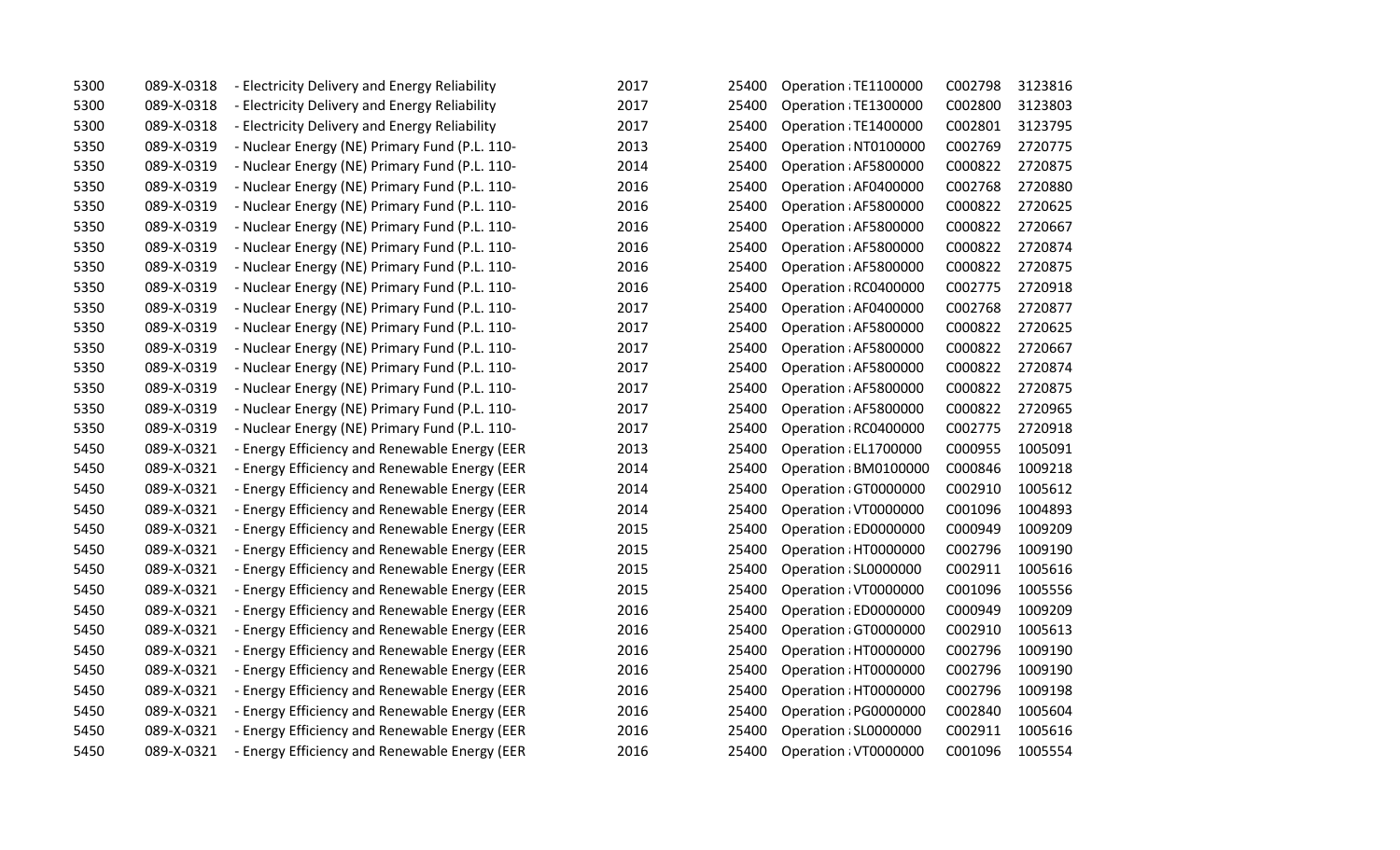| | | | | | | | |
|---|---|---|---|---|---|---|---|
| 5300 | 089-X-0318 | - Electricity Delivery and Energy Reliability | 2017 | 25400 | Operation : TE1100000 | C002798 | 3123816 |
| 5300 | 089-X-0318 | - Electricity Delivery and Energy Reliability | 2017 | 25400 | Operation : TE1300000 | C002800 | 3123803 |
| 5300 | 089-X-0318 | - Electricity Delivery and Energy Reliability | 2017 | 25400 | Operation : TE1400000 | C002801 | 3123795 |
| 5350 | 089-X-0319 | - Nuclear Energy (NE) Primary Fund (P.L. 110- | 2013 | 25400 | Operation : NT0100000 | C002769 | 2720775 |
| 5350 | 089-X-0319 | - Nuclear Energy (NE) Primary Fund (P.L. 110- | 2014 | 25400 | Operation : AF5800000 | C000822 | 2720875 |
| 5350 | 089-X-0319 | - Nuclear Energy (NE) Primary Fund (P.L. 110- | 2016 | 25400 | Operation : AF0400000 | C002768 | 2720880 |
| 5350 | 089-X-0319 | - Nuclear Energy (NE) Primary Fund (P.L. 110- | 2016 | 25400 | Operation : AF5800000 | C000822 | 2720625 |
| 5350 | 089-X-0319 | - Nuclear Energy (NE) Primary Fund (P.L. 110- | 2016 | 25400 | Operation : AF5800000 | C000822 | 2720667 |
| 5350 | 089-X-0319 | - Nuclear Energy (NE) Primary Fund (P.L. 110- | 2016 | 25400 | Operation : AF5800000 | C000822 | 2720874 |
| 5350 | 089-X-0319 | - Nuclear Energy (NE) Primary Fund (P.L. 110- | 2016 | 25400 | Operation : AF5800000 | C000822 | 2720875 |
| 5350 | 089-X-0319 | - Nuclear Energy (NE) Primary Fund (P.L. 110- | 2016 | 25400 | Operation : RC0400000 | C002775 | 2720918 |
| 5350 | 089-X-0319 | - Nuclear Energy (NE) Primary Fund (P.L. 110- | 2017 | 25400 | Operation : AF0400000 | C002768 | 2720877 |
| 5350 | 089-X-0319 | - Nuclear Energy (NE) Primary Fund (P.L. 110- | 2017 | 25400 | Operation : AF5800000 | C000822 | 2720625 |
| 5350 | 089-X-0319 | - Nuclear Energy (NE) Primary Fund (P.L. 110- | 2017 | 25400 | Operation : AF5800000 | C000822 | 2720667 |
| 5350 | 089-X-0319 | - Nuclear Energy (NE) Primary Fund (P.L. 110- | 2017 | 25400 | Operation : AF5800000 | C000822 | 2720874 |
| 5350 | 089-X-0319 | - Nuclear Energy (NE) Primary Fund (P.L. 110- | 2017 | 25400 | Operation : AF5800000 | C000822 | 2720875 |
| 5350 | 089-X-0319 | - Nuclear Energy (NE) Primary Fund (P.L. 110- | 2017 | 25400 | Operation : AF5800000 | C000822 | 2720965 |
| 5350 | 089-X-0319 | - Nuclear Energy (NE) Primary Fund (P.L. 110- | 2017 | 25400 | Operation : RC0400000 | C002775 | 2720918 |
| 5450 | 089-X-0321 | - Energy Efficiency and Renewable Energy (EER | 2013 | 25400 | Operation : EL1700000 | C000955 | 1005091 |
| 5450 | 089-X-0321 | - Energy Efficiency and Renewable Energy (EER | 2014 | 25400 | Operation : BM0100000 | C000846 | 1009218 |
| 5450 | 089-X-0321 | - Energy Efficiency and Renewable Energy (EER | 2014 | 25400 | Operation : GT0000000 | C002910 | 1005612 |
| 5450 | 089-X-0321 | - Energy Efficiency and Renewable Energy (EER | 2014 | 25400 | Operation : VT0000000 | C001096 | 1004893 |
| 5450 | 089-X-0321 | - Energy Efficiency and Renewable Energy (EER | 2015 | 25400 | Operation : ED0000000 | C000949 | 1009209 |
| 5450 | 089-X-0321 | - Energy Efficiency and Renewable Energy (EER | 2015 | 25400 | Operation : HT0000000 | C002796 | 1009190 |
| 5450 | 089-X-0321 | - Energy Efficiency and Renewable Energy (EER | 2015 | 25400 | Operation : SL0000000 | C002911 | 1005616 |
| 5450 | 089-X-0321 | - Energy Efficiency and Renewable Energy (EER | 2015 | 25400 | Operation : VT0000000 | C001096 | 1005556 |
| 5450 | 089-X-0321 | - Energy Efficiency and Renewable Energy (EER | 2016 | 25400 | Operation : ED0000000 | C000949 | 1009209 |
| 5450 | 089-X-0321 | - Energy Efficiency and Renewable Energy (EER | 2016 | 25400 | Operation : GT0000000 | C002910 | 1005613 |
| 5450 | 089-X-0321 | - Energy Efficiency and Renewable Energy (EER | 2016 | 25400 | Operation : HT0000000 | C002796 | 1009190 |
| 5450 | 089-X-0321 | - Energy Efficiency and Renewable Energy (EER | 2016 | 25400 | Operation : HT0000000 | C002796 | 1009190 |
| 5450 | 089-X-0321 | - Energy Efficiency and Renewable Energy (EER | 2016 | 25400 | Operation : HT0000000 | C002796 | 1009198 |
| 5450 | 089-X-0321 | - Energy Efficiency and Renewable Energy (EER | 2016 | 25400 | Operation : PG0000000 | C002840 | 1005604 |
| 5450 | 089-X-0321 | - Energy Efficiency and Renewable Energy (EER | 2016 | 25400 | Operation : SL0000000 | C002911 | 1005616 |
| 5450 | 089-X-0321 | - Energy Efficiency and Renewable Energy (EER | 2016 | 25400 | Operation : VT0000000 | C001096 | 1005554 |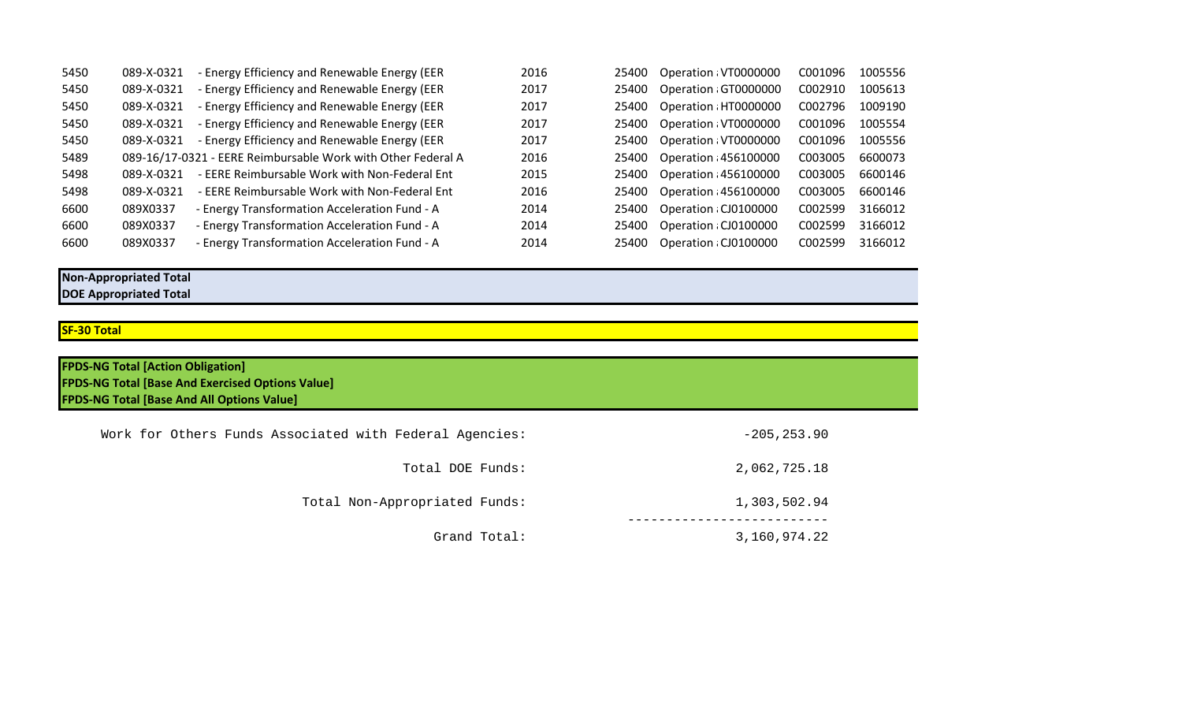| | | | | | | | |
|---|---|---|---|---|---|---|---|
| 5450 | 089-X-0321 | - Energy Efficiency and Renewable Energy (EER | 2016 | 25400 | Operation : VT0000000 | C001096 | 1005556 |
| 5450 | 089-X-0321 | - Energy Efficiency and Renewable Energy (EER | 2017 | 25400 | Operation : GT0000000 | C002910 | 1005613 |
| 5450 | 089-X-0321 | - Energy Efficiency and Renewable Energy (EER | 2017 | 25400 | Operation : HT0000000 | C002796 | 1009190 |
| 5450 | 089-X-0321 | - Energy Efficiency and Renewable Energy (EER | 2017 | 25400 | Operation : VT0000000 | C001096 | 1005554 |
| 5450 | 089-X-0321 | - Energy Efficiency and Renewable Energy (EER | 2017 | 25400 | Operation : VT0000000 | C001096 | 1005556 |
| 5489 | 089-16/17-0321 | - EERE Reimbursable Work with Other Federal A | 2016 | 25400 | Operation : 456100000 | C003005 | 6600073 |
| 5498 | 089-X-0321 | - EERE Reimbursable Work with Non-Federal Ent | 2015 | 25400 | Operation : 456100000 | C003005 | 6600146 |
| 5498 | 089-X-0321 | - EERE Reimbursable Work with Non-Federal Ent | 2016 | 25400 | Operation : 456100000 | C003005 | 6600146 |
| 6600 | 089X0337 | - Energy Transformation Acceleration Fund - A | 2014 | 25400 | Operation : CJ0100000 | C002599 | 3166012 |
| 6600 | 089X0337 | - Energy Transformation Acceleration Fund - A | 2014 | 25400 | Operation : CJ0100000 | C002599 | 3166012 |
| 6600 | 089X0337 | - Energy Transformation Acceleration Fund - A | 2014 | 25400 | Operation : CJ0100000 | C002599 | 3166012 |

**Non-Appropriated Total**
**DOE Appropriated Total**

**SF-30 Total**

**FPDS-NG Total [Action Obligation]**
**FPDS-NG Total [Base And Exercised Options Value]**
**FPDS-NG Total [Base And All Options Value]**

```
Work for Others Funds Associated with Federal Agencies:        -205,253.90

                                      Total DOE Funds:       2,062,725.18

                         Total Non-Appropriated Funds:       1,303,502.94
                                                    -------------------------
                                          Grand Total:       3,160,974.22
```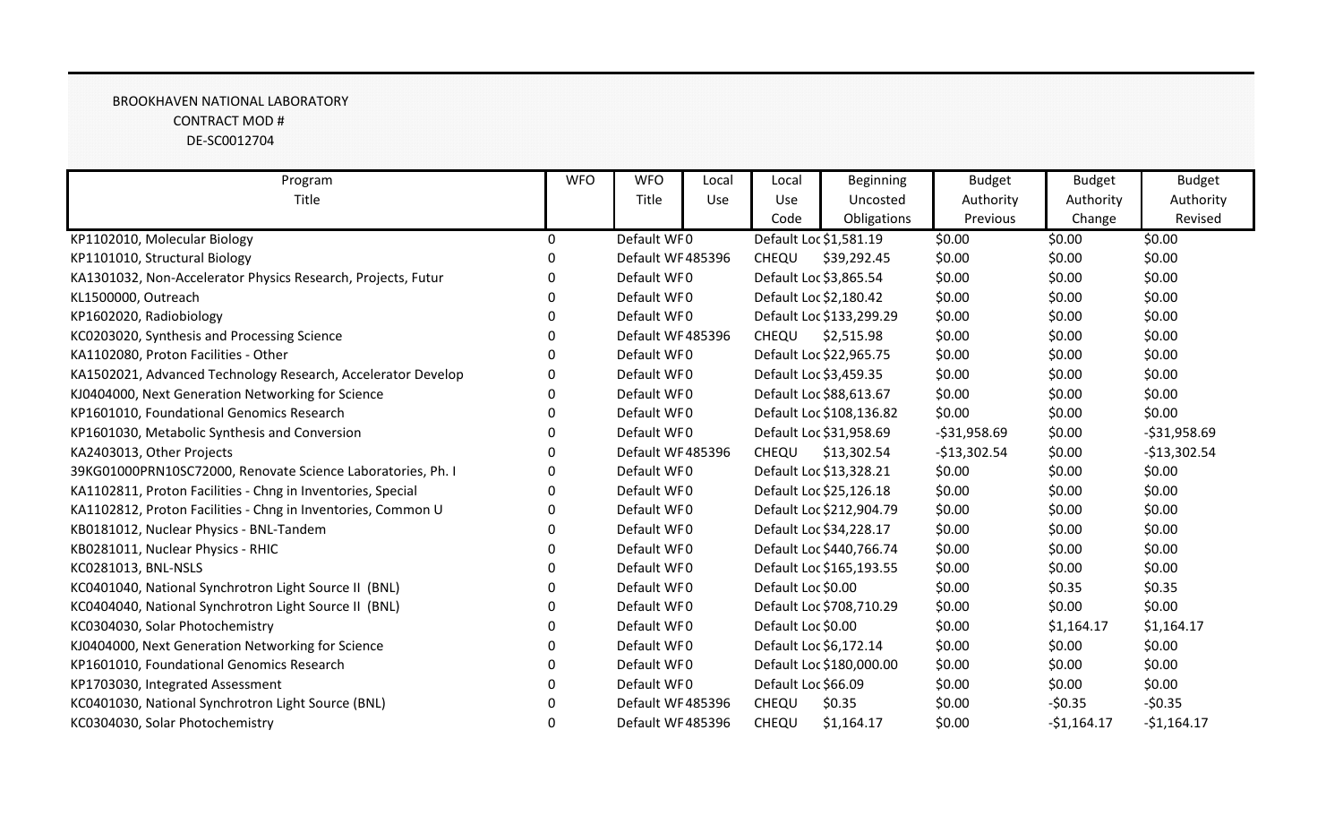BROOKHAVEN NATIONAL LABORATORY
CONTRACT MOD #
DE-SC0012704

| Program Title | WFO | WFO Title | Local Use | Local Use Code | Beginning Uncosted Obligations | Budget Authority Previous | Budget Authority Change | Budget Authority Revised |
|---|---|---|---|---|---|---|---|---|
| KP1102010, Molecular Biology | 0 | Default WF | 0 | Default Loc | $1,581.19 | $0.00 | $0.00 | $0.00 |
| KP1101010, Structural Biology | 0 | Default WF | 485396 | CHEQU | $39,292.45 | $0.00 | $0.00 | $0.00 |
| KA1301032, Non-Accelerator Physics Research, Projects, Futur | 0 | Default WF | 0 | Default Loc | $3,865.54 | $0.00 | $0.00 | $0.00 |
| KL1500000, Outreach | 0 | Default WF | 0 | Default Loc | $2,180.42 | $0.00 | $0.00 | $0.00 |
| KP1602020, Radiobiology | 0 | Default WF | 0 | Default Loc | $133,299.29 | $0.00 | $0.00 | $0.00 |
| KC0203020, Synthesis and Processing Science | 0 | Default WF | 485396 | CHEQU | $2,515.98 | $0.00 | $0.00 | $0.00 |
| KA1102080, Proton Facilities - Other | 0 | Default WF | 0 | Default Loc | $22,965.75 | $0.00 | $0.00 | $0.00 |
| KA1502021, Advanced Technology Research, Accelerator Develop | 0 | Default WF | 0 | Default Loc | $3,459.35 | $0.00 | $0.00 | $0.00 |
| KJ0404000, Next Generation Networking for Science | 0 | Default WF | 0 | Default Loc | $88,613.67 | $0.00 | $0.00 | $0.00 |
| KP1601010, Foundational Genomics Research | 0 | Default WF | 0 | Default Loc | $108,136.82 | $0.00 | $0.00 | $0.00 |
| KP1601030, Metabolic Synthesis and Conversion | 0 | Default WF | 0 | Default Loc | $31,958.69 | -$31,958.69 | $0.00 | -$31,958.69 |
| KA2403013, Other Projects | 0 | Default WF | 485396 | CHEQU | $13,302.54 | -$13,302.54 | $0.00 | -$13,302.54 |
| 39KG01000PRN10SC72000, Renovate Science Laboratories, Ph. I | 0 | Default WF | 0 | Default Loc | $13,328.21 | $0.00 | $0.00 | $0.00 |
| KA1102811, Proton Facilities - Chng in Inventories, Special | 0 | Default WF | 0 | Default Loc | $25,126.18 | $0.00 | $0.00 | $0.00 |
| KA1102812, Proton Facilities - Chng in Inventories, Common U | 0 | Default WF | 0 | Default Loc | $212,904.79 | $0.00 | $0.00 | $0.00 |
| KB0181012, Nuclear Physics - BNL-Tandem | 0 | Default WF | 0 | Default Loc | $34,228.17 | $0.00 | $0.00 | $0.00 |
| KB0281011, Nuclear Physics - RHIC | 0 | Default WF | 0 | Default Loc | $440,766.74 | $0.00 | $0.00 | $0.00 |
| KC0281013, BNL-NSLS | 0 | Default WF | 0 | Default Loc | $165,193.55 | $0.00 | $0.00 | $0.00 |
| KC0401040, National Synchrotron Light Source II (BNL) | 0 | Default WF | 0 | Default Loc | $0.00 | $0.00 | $0.35 | $0.35 |
| KC0404040, National Synchrotron Light Source II (BNL) | 0 | Default WF | 0 | Default Loc | $708,710.29 | $0.00 | $0.00 | $0.00 |
| KC0304030, Solar Photochemistry | 0 | Default WF | 0 | Default Loc | $0.00 | $0.00 | $1,164.17 | $1,164.17 |
| KJ0404000, Next Generation Networking for Science | 0 | Default WF | 0 | Default Loc | $6,172.14 | $0.00 | $0.00 | $0.00 |
| KP1601010, Foundational Genomics Research | 0 | Default WF | 0 | Default Loc | $180,000.00 | $0.00 | $0.00 | $0.00 |
| KP1703030, Integrated Assessment | 0 | Default WF | 0 | Default Loc | $66.09 | $0.00 | $0.00 | $0.00 |
| KC0401030, National Synchrotron Light Source (BNL) | 0 | Default WF | 485396 | CHEQU | $0.35 | $0.00 | -$0.35 | -$0.35 |
| KC0304030, Solar Photochemistry | 0 | Default WF | 485396 | CHEQU | $1,164.17 | $0.00 | -$1,164.17 | -$1,164.17 |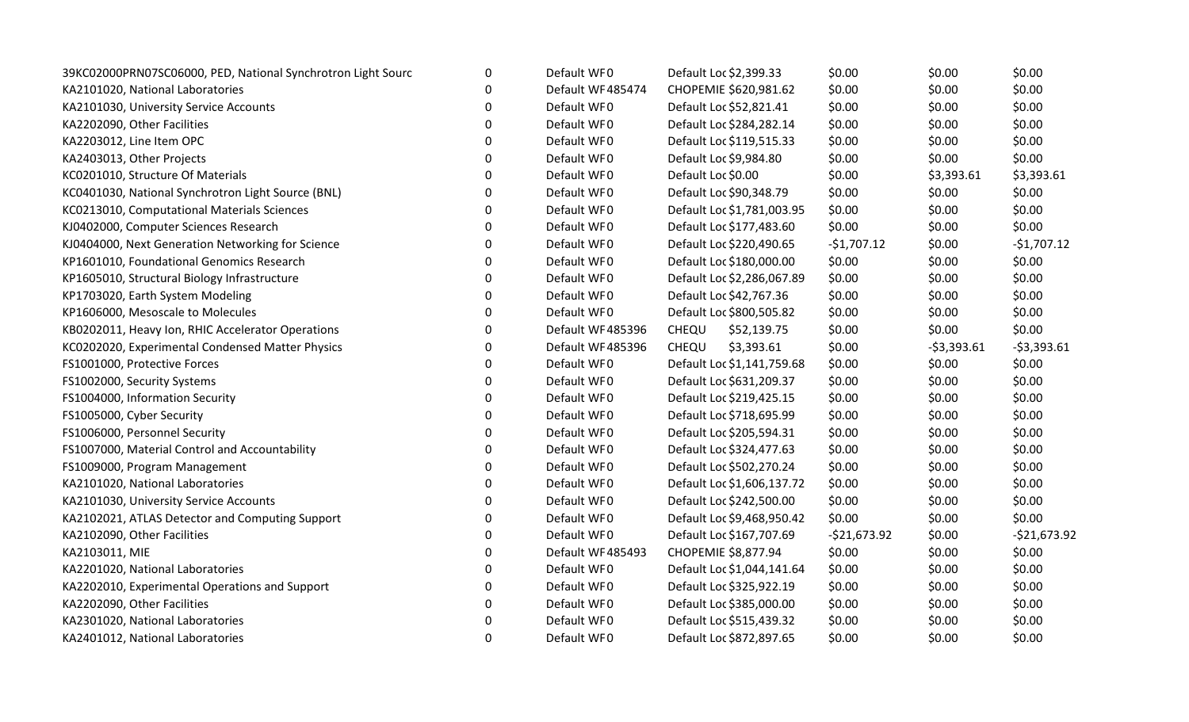| | | | | | | | |
|---|---|---|---|---|---|---|---|
| 39KC02000PRN07SC06000, PED, National Synchrotron Light Sourc | 0 | Default WF0 | Default Loc | $2,399.33 | $0.00 | $0.00 | $0.00 |
| KA2101020, National Laboratories | 0 | Default WF485474 | CHOPEMIE | $620,981.62 | $0.00 | $0.00 | $0.00 |
| KA2101030, University Service Accounts | 0 | Default WF0 | Default Loc | $52,821.41 | $0.00 | $0.00 | $0.00 |
| KA2202090, Other Facilities | 0 | Default WF0 | Default Loc | $284,282.14 | $0.00 | $0.00 | $0.00 |
| KA2203012, Line Item OPC | 0 | Default WF0 | Default Loc | $119,515.33 | $0.00 | $0.00 | $0.00 |
| KA2403013, Other Projects | 0 | Default WF0 | Default Loc | $9,984.80 | $0.00 | $0.00 | $0.00 |
| KC0201010, Structure Of Materials | 0 | Default WF0 | Default Loc | $0.00 | $0.00 | $3,393.61 | $3,393.61 |
| KC0401030, National Synchrotron Light Source (BNL) | 0 | Default WF0 | Default Loc | $90,348.79 | $0.00 | $0.00 | $0.00 |
| KC0213010, Computational Materials Sciences | 0 | Default WF0 | Default Loc | $1,781,003.95 | $0.00 | $0.00 | $0.00 |
| KJ0402000, Computer Sciences Research | 0 | Default WF0 | Default Loc | $177,483.60 | $0.00 | $0.00 | $0.00 |
| KJ0404000, Next Generation Networking for Science | 0 | Default WF0 | Default Loc | $220,490.65 | -$1,707.12 | $0.00 | -$1,707.12 |
| KP1601010, Foundational Genomics Research | 0 | Default WF0 | Default Loc | $180,000.00 | $0.00 | $0.00 | $0.00 |
| KP1605010, Structural Biology Infrastructure | 0 | Default WF0 | Default Loc | $2,286,067.89 | $0.00 | $0.00 | $0.00 |
| KP1703020, Earth System Modeling | 0 | Default WF0 | Default Loc | $42,767.36 | $0.00 | $0.00 | $0.00 |
| KP1606000, Mesoscale to Molecules | 0 | Default WF0 | Default Loc | $800,505.82 | $0.00 | $0.00 | $0.00 |
| KB0202011, Heavy Ion, RHIC Accelerator Operations | 0 | Default WF485396 | CHEQU | $52,139.75 | $0.00 | $0.00 | $0.00 |
| KC0202020, Experimental Condensed Matter Physics | 0 | Default WF485396 | CHEQU | $3,393.61 | $0.00 | -$3,393.61 | -$3,393.61 |
| FS1001000, Protective Forces | 0 | Default WF0 | Default Loc | $1,141,759.68 | $0.00 | $0.00 | $0.00 |
| FS1002000, Security Systems | 0 | Default WF0 | Default Loc | $631,209.37 | $0.00 | $0.00 | $0.00 |
| FS1004000, Information Security | 0 | Default WF0 | Default Loc | $219,425.15 | $0.00 | $0.00 | $0.00 |
| FS1005000, Cyber Security | 0 | Default WF0 | Default Loc | $718,695.99 | $0.00 | $0.00 | $0.00 |
| FS1006000, Personnel Security | 0 | Default WF0 | Default Loc | $205,594.31 | $0.00 | $0.00 | $0.00 |
| FS1007000, Material Control and Accountability | 0 | Default WF0 | Default Loc | $324,477.63 | $0.00 | $0.00 | $0.00 |
| FS1009000, Program Management | 0 | Default WF0 | Default Loc | $502,270.24 | $0.00 | $0.00 | $0.00 |
| KA2101020, National Laboratories | 0 | Default WF0 | Default Loc | $1,606,137.72 | $0.00 | $0.00 | $0.00 |
| KA2101030, University Service Accounts | 0 | Default WF0 | Default Loc | $242,500.00 | $0.00 | $0.00 | $0.00 |
| KA2102021, ATLAS Detector and Computing Support | 0 | Default WF0 | Default Loc | $9,468,950.42 | $0.00 | $0.00 | $0.00 |
| KA2102090, Other Facilities | 0 | Default WF0 | Default Loc | $167,707.69 | -$21,673.92 | $0.00 | -$21,673.92 |
| KA2103011, MIE | 0 | Default WF485493 | CHOPEMIE | $8,877.94 | $0.00 | $0.00 | $0.00 |
| KA2201020, National Laboratories | 0 | Default WF0 | Default Loc | $1,044,141.64 | $0.00 | $0.00 | $0.00 |
| KA2202010, Experimental Operations and Support | 0 | Default WF0 | Default Loc | $325,922.19 | $0.00 | $0.00 | $0.00 |
| KA2202090, Other Facilities | 0 | Default WF0 | Default Loc | $385,000.00 | $0.00 | $0.00 | $0.00 |
| KA2301020, National Laboratories | 0 | Default WF0 | Default Loc | $515,439.32 | $0.00 | $0.00 | $0.00 |
| KA2401012, National Laboratories | 0 | Default WF0 | Default Loc | $872,897.65 | $0.00 | $0.00 | $0.00 |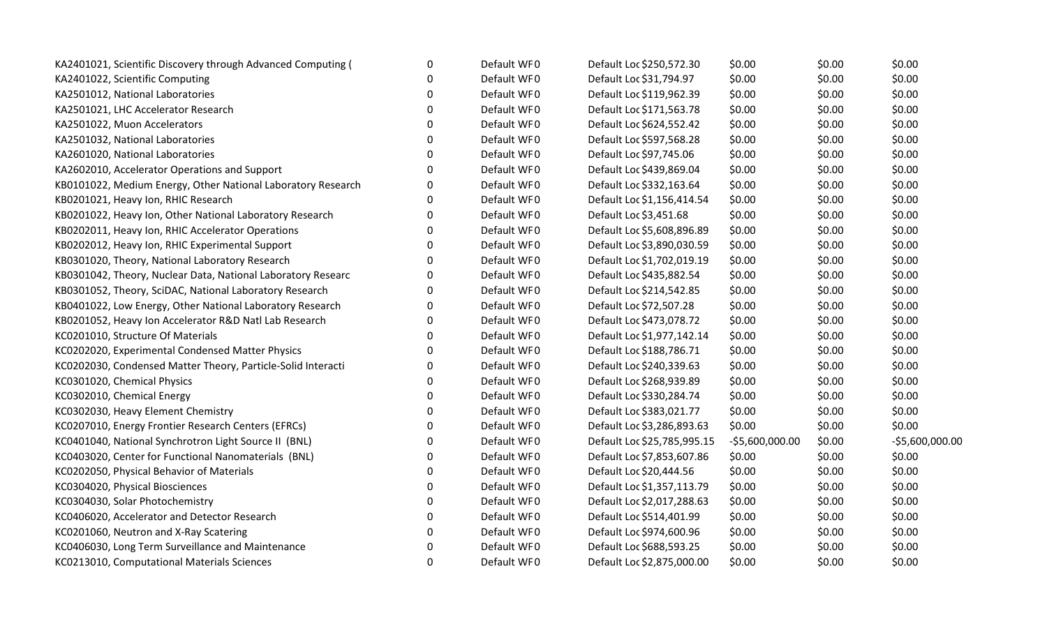| | | | | | | |
|---|---|---|---|---|---|---|
| KA2401021, Scientific Discovery through Advanced Computing ( | 0 | Default WF0 | Default Loc $250,572.30 | $0.00 | $0.00 | $0.00 |
| KA2401022, Scientific Computing | 0 | Default WF0 | Default Loc $31,794.97 | $0.00 | $0.00 | $0.00 |
| KA2501012, National Laboratories | 0 | Default WF0 | Default Loc $119,962.39 | $0.00 | $0.00 | $0.00 |
| KA2501021, LHC Accelerator Research | 0 | Default WF0 | Default Loc $171,563.78 | $0.00 | $0.00 | $0.00 |
| KA2501022, Muon Accelerators | 0 | Default WF0 | Default Loc $624,552.42 | $0.00 | $0.00 | $0.00 |
| KA2501032, National Laboratories | 0 | Default WF0 | Default Loc $597,568.28 | $0.00 | $0.00 | $0.00 |
| KA2601020, National Laboratories | 0 | Default WF0 | Default Loc $97,745.06 | $0.00 | $0.00 | $0.00 |
| KA2602010, Accelerator Operations and Support | 0 | Default WF0 | Default Loc $439,869.04 | $0.00 | $0.00 | $0.00 |
| KB0101022, Medium Energy, Other National Laboratory Research | 0 | Default WF0 | Default Loc $332,163.64 | $0.00 | $0.00 | $0.00 |
| KB0201021, Heavy Ion, RHIC Research | 0 | Default WF0 | Default Loc $1,156,414.54 | $0.00 | $0.00 | $0.00 |
| KB0201022, Heavy Ion, Other National Laboratory Research | 0 | Default WF0 | Default Loc $3,451.68 | $0.00 | $0.00 | $0.00 |
| KB0202011, Heavy Ion, RHIC Accelerator Operations | 0 | Default WF0 | Default Loc $5,608,896.89 | $0.00 | $0.00 | $0.00 |
| KB0202012, Heavy Ion, RHIC Experimental Support | 0 | Default WF0 | Default Loc $3,890,030.59 | $0.00 | $0.00 | $0.00 |
| KB0301020, Theory, National Laboratory Research | 0 | Default WF0 | Default Loc $1,702,019.19 | $0.00 | $0.00 | $0.00 |
| KB0301042, Theory, Nuclear Data, National Laboratory Researc | 0 | Default WF0 | Default Loc $435,882.54 | $0.00 | $0.00 | $0.00 |
| KB0301052, Theory, SciDAC, National Laboratory Research | 0 | Default WF0 | Default Loc $214,542.85 | $0.00 | $0.00 | $0.00 |
| KB0401022, Low Energy, Other National Laboratory Research | 0 | Default WF0 | Default Loc $72,507.28 | $0.00 | $0.00 | $0.00 |
| KB0201052, Heavy Ion Accelerator R&D Natl Lab Research | 0 | Default WF0 | Default Loc $473,078.72 | $0.00 | $0.00 | $0.00 |
| KC0201010, Structure Of Materials | 0 | Default WF0 | Default Loc $1,977,142.14 | $0.00 | $0.00 | $0.00 |
| KC0202020, Experimental Condensed Matter Physics | 0 | Default WF0 | Default Loc $188,786.71 | $0.00 | $0.00 | $0.00 |
| KC0202030, Condensed Matter Theory, Particle-Solid Interacti | 0 | Default WF0 | Default Loc $240,339.63 | $0.00 | $0.00 | $0.00 |
| KC0301020, Chemical Physics | 0 | Default WF0 | Default Loc $268,939.89 | $0.00 | $0.00 | $0.00 |
| KC0302010, Chemical Energy | 0 | Default WF0 | Default Loc $330,284.74 | $0.00 | $0.00 | $0.00 |
| KC0302030, Heavy Element Chemistry | 0 | Default WF0 | Default Loc $383,021.77 | $0.00 | $0.00 | $0.00 |
| KC0207010, Energy Frontier Research Centers (EFRCs) | 0 | Default WF0 | Default Loc $3,286,893.63 | $0.00 | $0.00 | $0.00 |
| KC0401040, National Synchrotron Light Source II (BNL) | 0 | Default WF0 | Default Loc $25,785,995.15 | -$5,600,000.00 | $0.00 | -$5,600,000.00 |
| KC0403020, Center for Functional Nanomaterials (BNL) | 0 | Default WF0 | Default Loc $7,853,607.86 | $0.00 | $0.00 | $0.00 |
| KC0202050, Physical Behavior of Materials | 0 | Default WF0 | Default Loc $20,444.56 | $0.00 | $0.00 | $0.00 |
| KC0304020, Physical Biosciences | 0 | Default WF0 | Default Loc $1,357,113.79 | $0.00 | $0.00 | $0.00 |
| KC0304030, Solar Photochemistry | 0 | Default WF0 | Default Loc $2,017,288.63 | $0.00 | $0.00 | $0.00 |
| KC0406020, Accelerator and Detector Research | 0 | Default WF0 | Default Loc $514,401.99 | $0.00 | $0.00 | $0.00 |
| KC0201060, Neutron and X-Ray Scatering | 0 | Default WF0 | Default Loc $974,600.96 | $0.00 | $0.00 | $0.00 |
| KC0406030, Long Term Surveillance and Maintenance | 0 | Default WF0 | Default Loc $688,593.25 | $0.00 | $0.00 | $0.00 |
| KC0213010, Computational Materials Sciences | 0 | Default WF0 | Default Loc $2,875,000.00 | $0.00 | $0.00 | $0.00 |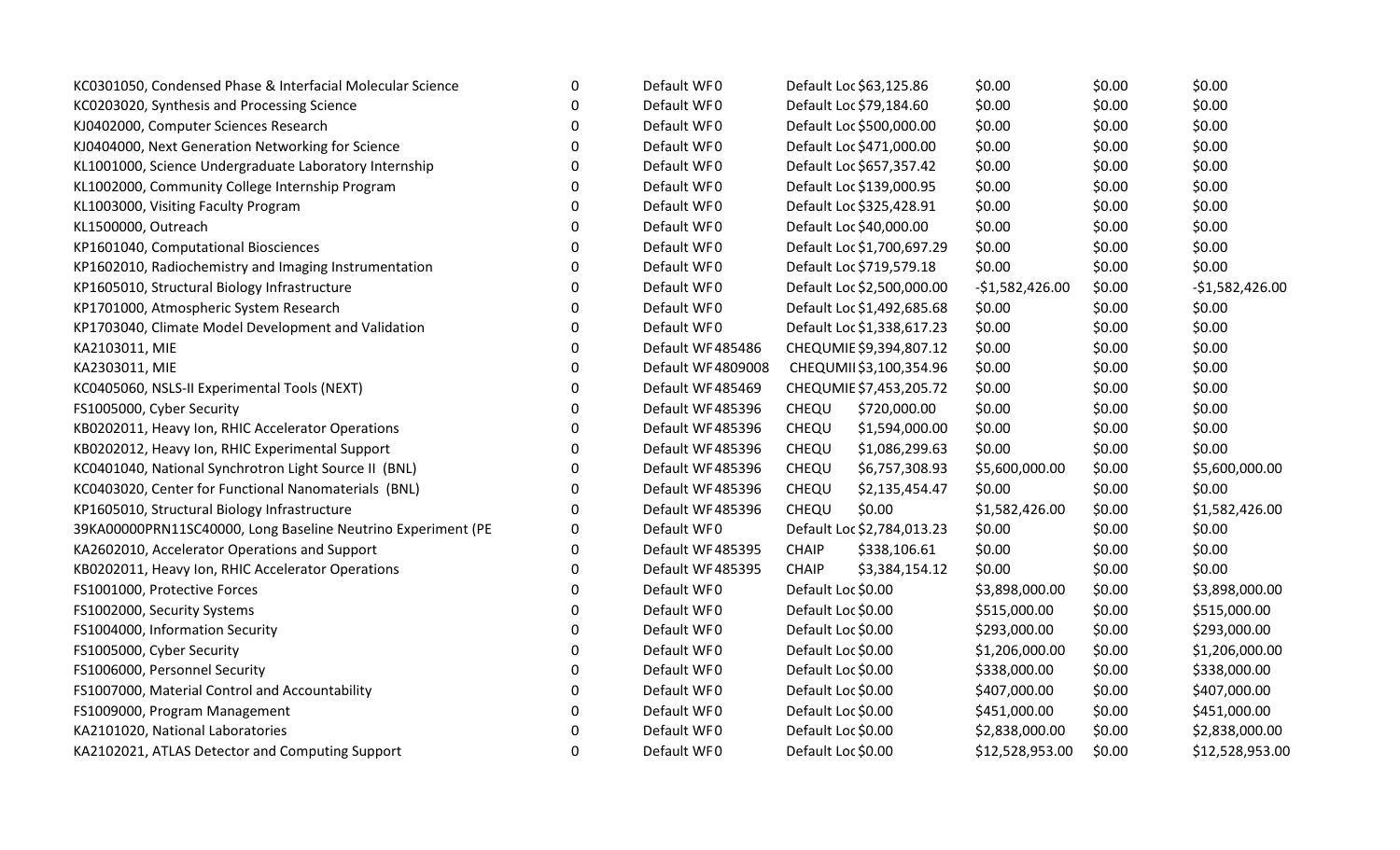| | | | | | | | |
|---|---|---|---|---|---|---|---|
| KC0301050, Condensed Phase & Interfacial Molecular Science | 0 | Default WF0 | Default Loc | $63,125.86 | $0.00 | $0.00 | $0.00 |
| KC0203020, Synthesis and Processing Science | 0 | Default WF0 | Default Loc | $79,184.60 | $0.00 | $0.00 | $0.00 |
| KJ0402000, Computer Sciences Research | 0 | Default WF0 | Default Loc | $500,000.00 | $0.00 | $0.00 | $0.00 |
| KJ0404000, Next Generation Networking for Science | 0 | Default WF0 | Default Loc | $471,000.00 | $0.00 | $0.00 | $0.00 |
| KL1001000, Science Undergraduate Laboratory Internship | 0 | Default WF0 | Default Loc | $657,357.42 | $0.00 | $0.00 | $0.00 |
| KL1002000, Community College Internship Program | 0 | Default WF0 | Default Loc | $139,000.95 | $0.00 | $0.00 | $0.00 |
| KL1003000, Visiting Faculty Program | 0 | Default WF0 | Default Loc | $325,428.91 | $0.00 | $0.00 | $0.00 |
| KL1500000, Outreach | 0 | Default WF0 | Default Loc | $40,000.00 | $0.00 | $0.00 | $0.00 |
| KP1601040, Computational Biosciences | 0 | Default WF0 | Default Loc | $1,700,697.29 | $0.00 | $0.00 | $0.00 |
| KP1602010, Radiochemistry and Imaging Instrumentation | 0 | Default WF0 | Default Loc | $719,579.18 | $0.00 | $0.00 | $0.00 |
| KP1605010, Structural Biology Infrastructure | 0 | Default WF0 | Default Loc | $2,500,000.00 | -$1,582,426.00 | $0.00 | -$1,582,426.00 |
| KP1701000, Atmospheric System Research | 0 | Default WF0 | Default Loc | $1,492,685.68 | $0.00 | $0.00 | $0.00 |
| KP1703040, Climate Model Development and Validation | 0 | Default WF0 | Default Loc | $1,338,617.23 | $0.00 | $0.00 | $0.00 |
| KA2103011, MIE | 0 | Default WF485486 | CHEQUMIE | $9,394,807.12 | $0.00 | $0.00 | $0.00 |
| KA2303011, MIE | 0 | Default WF4809008 | CHEQUMII | $3,100,354.96 | $0.00 | $0.00 | $0.00 |
| KC0405060, NSLS-II Experimental Tools (NEXT) | 0 | Default WF485469 | CHEQUMIE | $7,453,205.72 | $0.00 | $0.00 | $0.00 |
| FS1005000, Cyber Security | 0 | Default WF485396 | CHEQU | $720,000.00 | $0.00 | $0.00 | $0.00 |
| KB0202011, Heavy Ion, RHIC Accelerator Operations | 0 | Default WF485396 | CHEQU | $1,594,000.00 | $0.00 | $0.00 | $0.00 |
| KB0202012, Heavy Ion, RHIC Experimental Support | 0 | Default WF485396 | CHEQU | $1,086,299.63 | $0.00 | $0.00 | $0.00 |
| KC0401040, National Synchrotron Light Source II (BNL) | 0 | Default WF485396 | CHEQU | $6,757,308.93 | $5,600,000.00 | $0.00 | $5,600,000.00 |
| KC0403020, Center for Functional Nanomaterials (BNL) | 0 | Default WF485396 | CHEQU | $2,135,454.47 | $0.00 | $0.00 | $0.00 |
| KP1605010, Structural Biology Infrastructure | 0 | Default WF485396 | CHEQU | $0.00 | $1,582,426.00 | $0.00 | $1,582,426.00 |
| 39KA00000PRN11SC40000, Long Baseline Neutrino Experiment (PE | 0 | Default WF0 | Default Loc | $2,784,013.23 | $0.00 | $0.00 | $0.00 |
| KA2602010, Accelerator Operations and Support | 0 | Default WF485395 | CHAIP | $338,106.61 | $0.00 | $0.00 | $0.00 |
| KB0202011, Heavy Ion, RHIC Accelerator Operations | 0 | Default WF485395 | CHAIP | $3,384,154.12 | $0.00 | $0.00 | $0.00 |
| FS1001000, Protective Forces | 0 | Default WF0 | Default Loc | $0.00 | $3,898,000.00 | $0.00 | $3,898,000.00 |
| FS1002000, Security Systems | 0 | Default WF0 | Default Loc | $0.00 | $515,000.00 | $0.00 | $515,000.00 |
| FS1004000, Information Security | 0 | Default WF0 | Default Loc | $0.00 | $293,000.00 | $0.00 | $293,000.00 |
| FS1005000, Cyber Security | 0 | Default WF0 | Default Loc | $0.00 | $1,206,000.00 | $0.00 | $1,206,000.00 |
| FS1006000, Personnel Security | 0 | Default WF0 | Default Loc | $0.00 | $338,000.00 | $0.00 | $338,000.00 |
| FS1007000, Material Control and Accountability | 0 | Default WF0 | Default Loc | $0.00 | $407,000.00 | $0.00 | $407,000.00 |
| FS1009000, Program Management | 0 | Default WF0 | Default Loc | $0.00 | $451,000.00 | $0.00 | $451,000.00 |
| KA2101020, National Laboratories | 0 | Default WF0 | Default Loc | $0.00 | $2,838,000.00 | $0.00 | $2,838,000.00 |
| KA2102021, ATLAS Detector and Computing Support | 0 | Default WF0 | Default Loc | $0.00 | $12,528,953.00 | $0.00 | $12,528,953.00 |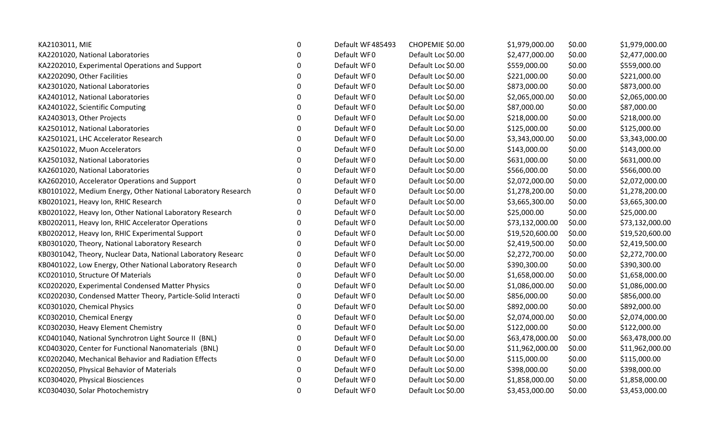| | | | | | | |
|---|---|---|---|---|---|---|
| KA2103011, MIE | 0 | Default WF 485493 | CHOPEMIE $0.00 | $1,979,000.00 | $0.00 | $1,979,000.00 |
| KA2201020, National Laboratories | 0 | Default WF 0 | Default Loc $0.00 | $2,477,000.00 | $0.00 | $2,477,000.00 |
| KA2202010, Experimental Operations and Support | 0 | Default WF 0 | Default Loc $0.00 | $559,000.00 | $0.00 | $559,000.00 |
| KA2202090, Other Facilities | 0 | Default WF 0 | Default Loc $0.00 | $221,000.00 | $0.00 | $221,000.00 |
| KA2301020, National Laboratories | 0 | Default WF 0 | Default Loc $0.00 | $873,000.00 | $0.00 | $873,000.00 |
| KA2401012, National Laboratories | 0 | Default WF 0 | Default Loc $0.00 | $2,065,000.00 | $0.00 | $2,065,000.00 |
| KA2401022, Scientific Computing | 0 | Default WF 0 | Default Loc $0.00 | $87,000.00 | $0.00 | $87,000.00 |
| KA2403013, Other Projects | 0 | Default WF 0 | Default Loc $0.00 | $218,000.00 | $0.00 | $218,000.00 |
| KA2501012, National Laboratories | 0 | Default WF 0 | Default Loc $0.00 | $125,000.00 | $0.00 | $125,000.00 |
| KA2501021, LHC Accelerator Research | 0 | Default WF 0 | Default Loc $0.00 | $3,343,000.00 | $0.00 | $3,343,000.00 |
| KA2501022, Muon Accelerators | 0 | Default WF 0 | Default Loc $0.00 | $143,000.00 | $0.00 | $143,000.00 |
| KA2501032, National Laboratories | 0 | Default WF 0 | Default Loc $0.00 | $631,000.00 | $0.00 | $631,000.00 |
| KA2601020, National Laboratories | 0 | Default WF 0 | Default Loc $0.00 | $566,000.00 | $0.00 | $566,000.00 |
| KA2602010, Accelerator Operations and Support | 0 | Default WF 0 | Default Loc $0.00 | $2,072,000.00 | $0.00 | $2,072,000.00 |
| KB0101022, Medium Energy, Other National Laboratory Research | 0 | Default WF 0 | Default Loc $0.00 | $1,278,200.00 | $0.00 | $1,278,200.00 |
| KB0201021, Heavy Ion, RHIC Research | 0 | Default WF 0 | Default Loc $0.00 | $3,665,300.00 | $0.00 | $3,665,300.00 |
| KB0201022, Heavy Ion, Other National Laboratory Research | 0 | Default WF 0 | Default Loc $0.00 | $25,000.00 | $0.00 | $25,000.00 |
| KB0202011, Heavy Ion, RHIC Accelerator Operations | 0 | Default WF 0 | Default Loc $0.00 | $73,132,000.00 | $0.00 | $73,132,000.00 |
| KB0202012, Heavy Ion, RHIC Experimental Support | 0 | Default WF 0 | Default Loc $0.00 | $19,520,600.00 | $0.00 | $19,520,600.00 |
| KB0301020, Theory, National Laboratory Research | 0 | Default WF 0 | Default Loc $0.00 | $2,419,500.00 | $0.00 | $2,419,500.00 |
| KB0301042, Theory, Nuclear Data, National Laboratory Researc | 0 | Default WF 0 | Default Loc $0.00 | $2,272,700.00 | $0.00 | $2,272,700.00 |
| KB0401022, Low Energy, Other National Laboratory Research | 0 | Default WF 0 | Default Loc $0.00 | $390,300.00 | $0.00 | $390,300.00 |
| KC0201010, Structure Of Materials | 0 | Default WF 0 | Default Loc $0.00 | $1,658,000.00 | $0.00 | $1,658,000.00 |
| KC0202020, Experimental Condensed Matter Physics | 0 | Default WF 0 | Default Loc $0.00 | $1,086,000.00 | $0.00 | $1,086,000.00 |
| KC0202030, Condensed Matter Theory, Particle-Solid Interacti | 0 | Default WF 0 | Default Loc $0.00 | $856,000.00 | $0.00 | $856,000.00 |
| KC0301020, Chemical Physics | 0 | Default WF 0 | Default Loc $0.00 | $892,000.00 | $0.00 | $892,000.00 |
| KC0302010, Chemical Energy | 0 | Default WF 0 | Default Loc $0.00 | $2,074,000.00 | $0.00 | $2,074,000.00 |
| KC0302030, Heavy Element Chemistry | 0 | Default WF 0 | Default Loc $0.00 | $122,000.00 | $0.00 | $122,000.00 |
| KC0401040, National Synchrotron Light Source II (BNL) | 0 | Default WF 0 | Default Loc $0.00 | $63,478,000.00 | $0.00 | $63,478,000.00 |
| KC0403020, Center for Functional Nanomaterials (BNL) | 0 | Default WF 0 | Default Loc $0.00 | $11,962,000.00 | $0.00 | $11,962,000.00 |
| KC0202040, Mechanical Behavior and Radiation Effects | 0 | Default WF 0 | Default Loc $0.00 | $115,000.00 | $0.00 | $115,000.00 |
| KC0202050, Physical Behavior of Materials | 0 | Default WF 0 | Default Loc $0.00 | $398,000.00 | $0.00 | $398,000.00 |
| KC0304020, Physical Biosciences | 0 | Default WF 0 | Default Loc $0.00 | $1,858,000.00 | $0.00 | $1,858,000.00 |
| KC0304030, Solar Photochemistry | 0 | Default WF 0 | Default Loc $0.00 | $3,453,000.00 | $0.00 | $3,453,000.00 |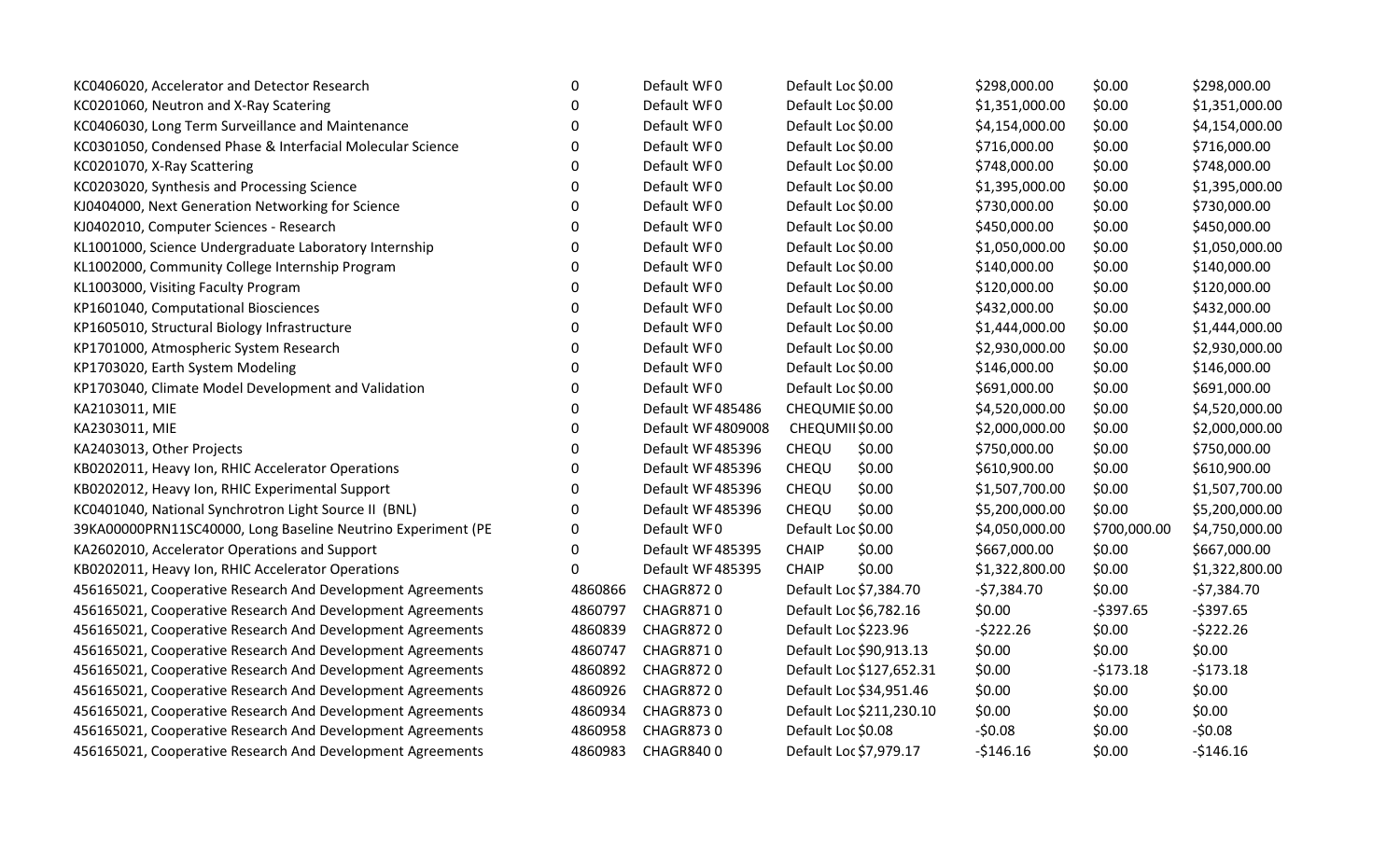| | | | | | | |
|---|---|---|---|---|---|---|
| KC0406020, Accelerator and Detector Research | 0 | Default WF 0 | Default Loc $0.00 | $298,000.00 | $0.00 | $298,000.00 |
| KC0201060, Neutron and X-Ray Scatering | 0 | Default WF 0 | Default Loc $0.00 | $1,351,000.00 | $0.00 | $1,351,000.00 |
| KC0406030, Long Term Surveillance and Maintenance | 0 | Default WF 0 | Default Loc $0.00 | $4,154,000.00 | $0.00 | $4,154,000.00 |
| KC0301050, Condensed Phase & Interfacial Molecular Science | 0 | Default WF 0 | Default Loc $0.00 | $716,000.00 | $0.00 | $716,000.00 |
| KC0201070, X-Ray Scattering | 0 | Default WF 0 | Default Loc $0.00 | $748,000.00 | $0.00 | $748,000.00 |
| KC0203020, Synthesis and Processing Science | 0 | Default WF 0 | Default Loc $0.00 | $1,395,000.00 | $0.00 | $1,395,000.00 |
| KJ0404000, Next Generation Networking for Science | 0 | Default WF 0 | Default Loc $0.00 | $730,000.00 | $0.00 | $730,000.00 |
| KJ0402010, Computer Sciences - Research | 0 | Default WF 0 | Default Loc $0.00 | $450,000.00 | $0.00 | $450,000.00 |
| KL1001000, Science Undergraduate Laboratory Internship | 0 | Default WF 0 | Default Loc $0.00 | $1,050,000.00 | $0.00 | $1,050,000.00 |
| KL1002000, Community College Internship Program | 0 | Default WF 0 | Default Loc $0.00 | $140,000.00 | $0.00 | $140,000.00 |
| KL1003000, Visiting Faculty Program | 0 | Default WF 0 | Default Loc $0.00 | $120,000.00 | $0.00 | $120,000.00 |
| KP1601040, Computational Biosciences | 0 | Default WF 0 | Default Loc $0.00 | $432,000.00 | $0.00 | $432,000.00 |
| KP1605010, Structural Biology Infrastructure | 0 | Default WF 0 | Default Loc $0.00 | $1,444,000.00 | $0.00 | $1,444,000.00 |
| KP1701000, Atmospheric System Research | 0 | Default WF 0 | Default Loc $0.00 | $2,930,000.00 | $0.00 | $2,930,000.00 |
| KP1703020, Earth System Modeling | 0 | Default WF 0 | Default Loc $0.00 | $146,000.00 | $0.00 | $146,000.00 |
| KP1703040, Climate Model Development and Validation | 0 | Default WF 0 | Default Loc $0.00 | $691,000.00 | $0.00 | $691,000.00 |
| KA2103011, MIE | 0 | Default WF 485486 | CHEQUMIE $0.00 | $4,520,000.00 | $0.00 | $4,520,000.00 |
| KA2303011, MIE | 0 | Default WF 4809008 | CHEQUMII $0.00 | $2,000,000.00 | $0.00 | $2,000,000.00 |
| KA2403013, Other Projects | 0 | Default WF 485396 | CHEQU $0.00 | $750,000.00 | $0.00 | $750,000.00 |
| KB0202011, Heavy Ion, RHIC Accelerator Operations | 0 | Default WF 485396 | CHEQU $0.00 | $610,900.00 | $0.00 | $610,900.00 |
| KB0202012, Heavy Ion, RHIC Experimental Support | 0 | Default WF 485396 | CHEQU $0.00 | $1,507,700.00 | $0.00 | $1,507,700.00 |
| KC0401040, National Synchrotron Light Source II (BNL) | 0 | Default WF 485396 | CHEQU $0.00 | $5,200,000.00 | $0.00 | $5,200,000.00 |
| 39KA00000PRN11SC40000, Long Baseline Neutrino Experiment (PE | 0 | Default WF 0 | Default Loc $0.00 | $4,050,000.00 | $700,000.00 | $4,750,000.00 |
| KA2602010, Accelerator Operations and Support | 0 | Default WF 485395 | CHAIP $0.00 | $667,000.00 | $0.00 | $667,000.00 |
| KB0202011, Heavy Ion, RHIC Accelerator Operations | 0 | Default WF 485395 | CHAIP $0.00 | $1,322,800.00 | $0.00 | $1,322,800.00 |
| 456165021, Cooperative Research And Development Agreements | 4860866 | CHAGR872 0 | Default Loc $7,384.70 | -$7,384.70 | $0.00 | -$7,384.70 |
| 456165021, Cooperative Research And Development Agreements | 4860797 | CHAGR871 0 | Default Loc $6,782.16 | $0.00 | -$397.65 | -$397.65 |
| 456165021, Cooperative Research And Development Agreements | 4860839 | CHAGR872 0 | Default Loc $223.96 | -$222.26 | $0.00 | -$222.26 |
| 456165021, Cooperative Research And Development Agreements | 4860747 | CHAGR871 0 | Default Loc $90,913.13 | $0.00 | $0.00 | $0.00 |
| 456165021, Cooperative Research And Development Agreements | 4860892 | CHAGR872 0 | Default Loc $127,652.31 | $0.00 | -$173.18 | -$173.18 |
| 456165021, Cooperative Research And Development Agreements | 4860926 | CHAGR872 0 | Default Loc $34,951.46 | $0.00 | $0.00 | $0.00 |
| 456165021, Cooperative Research And Development Agreements | 4860934 | CHAGR873 0 | Default Loc $211,230.10 | $0.00 | $0.00 | $0.00 |
| 456165021, Cooperative Research And Development Agreements | 4860958 | CHAGR873 0 | Default Loc $0.08 | -$0.08 | $0.00 | -$0.08 |
| 456165021, Cooperative Research And Development Agreements | 4860983 | CHAGR840 0 | Default Loc $7,979.17 | -$146.16 | $0.00 | -$146.16 |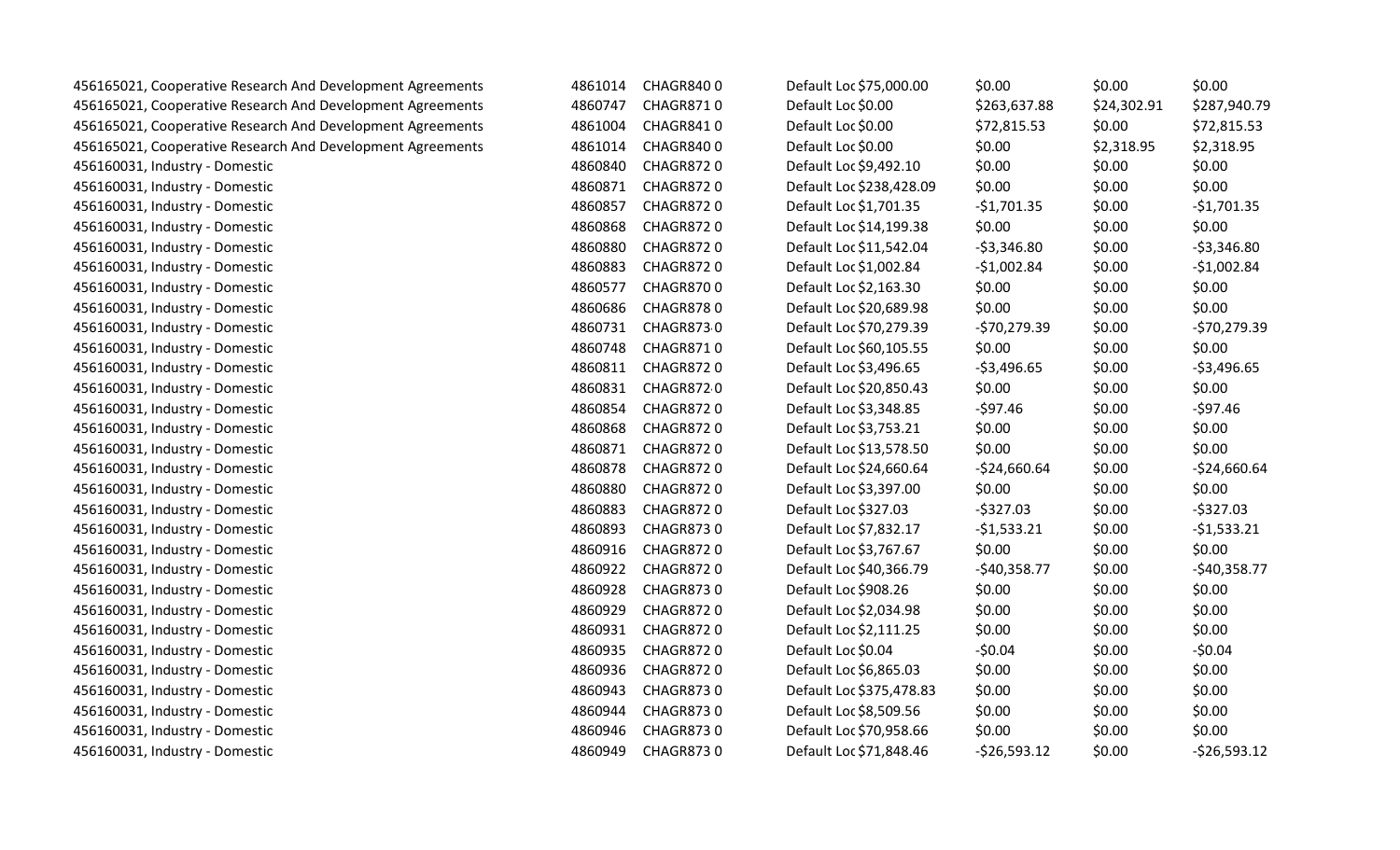| | | | | | | | |
|---|---|---|---|---|---|---|---|
| 456165021, Cooperative Research And Development Agreements | 4861014 | CHAGR840 0 | Default Loc | $75,000.00 | $0.00 | $0.00 | $0.00 |
| 456165021, Cooperative Research And Development Agreements | 4860747 | CHAGR871 0 | Default Loc | $0.00 | $263,637.88 | $24,302.91 | $287,940.79 |
| 456165021, Cooperative Research And Development Agreements | 4861004 | CHAGR841 0 | Default Loc | $0.00 | $72,815.53 | $0.00 | $72,815.53 |
| 456165021, Cooperative Research And Development Agreements | 4861014 | CHAGR840 0 | Default Loc | $0.00 | $0.00 | $2,318.95 | $2,318.95 |
| 456160031, Industry - Domestic | 4860840 | CHAGR872 0 | Default Loc | $9,492.10 | $0.00 | $0.00 | $0.00 |
| 456160031, Industry - Domestic | 4860871 | CHAGR872 0 | Default Loc | $238,428.09 | $0.00 | $0.00 | $0.00 |
| 456160031, Industry - Domestic | 4860857 | CHAGR872 0 | Default Loc | $1,701.35 | -$1,701.35 | $0.00 | -$1,701.35 |
| 456160031, Industry - Domestic | 4860868 | CHAGR872 0 | Default Loc | $14,199.38 | $0.00 | $0.00 | $0.00 |
| 456160031, Industry - Domestic | 4860880 | CHAGR872 0 | Default Loc | $11,542.04 | -$3,346.80 | $0.00 | -$3,346.80 |
| 456160031, Industry - Domestic | 4860883 | CHAGR872 0 | Default Loc | $1,002.84 | -$1,002.84 | $0.00 | -$1,002.84 |
| 456160031, Industry - Domestic | 4860577 | CHAGR870 0 | Default Loc | $2,163.30 | $0.00 | $0.00 | $0.00 |
| 456160031, Industry - Domestic | 4860686 | CHAGR878 0 | Default Loc | $20,689.98 | $0.00 | $0.00 | $0.00 |
| 456160031, Industry - Domestic | 4860731 | CHAGR873 0 | Default Loc | $70,279.39 | -$70,279.39 | $0.00 | -$70,279.39 |
| 456160031, Industry - Domestic | 4860748 | CHAGR871 0 | Default Loc | $60,105.55 | $0.00 | $0.00 | $0.00 |
| 456160031, Industry - Domestic | 4860811 | CHAGR872 0 | Default Loc | $3,496.65 | -$3,496.65 | $0.00 | -$3,496.65 |
| 456160031, Industry - Domestic | 4860831 | CHAGR872 0 | Default Loc | $20,850.43 | $0.00 | $0.00 | $0.00 |
| 456160031, Industry - Domestic | 4860854 | CHAGR872 0 | Default Loc | $3,348.85 | -$97.46 | $0.00 | -$97.46 |
| 456160031, Industry - Domestic | 4860868 | CHAGR872 0 | Default Loc | $3,753.21 | $0.00 | $0.00 | $0.00 |
| 456160031, Industry - Domestic | 4860871 | CHAGR872 0 | Default Loc | $13,578.50 | $0.00 | $0.00 | $0.00 |
| 456160031, Industry - Domestic | 4860878 | CHAGR872 0 | Default Loc | $24,660.64 | -$24,660.64 | $0.00 | -$24,660.64 |
| 456160031, Industry - Domestic | 4860880 | CHAGR872 0 | Default Loc | $3,397.00 | $0.00 | $0.00 | $0.00 |
| 456160031, Industry - Domestic | 4860883 | CHAGR872 0 | Default Loc | $327.03 | -$327.03 | $0.00 | -$327.03 |
| 456160031, Industry - Domestic | 4860893 | CHAGR873 0 | Default Loc | $7,832.17 | -$1,533.21 | $0.00 | -$1,533.21 |
| 456160031, Industry - Domestic | 4860916 | CHAGR872 0 | Default Loc | $3,767.67 | $0.00 | $0.00 | $0.00 |
| 456160031, Industry - Domestic | 4860922 | CHAGR872 0 | Default Loc | $40,366.79 | -$40,358.77 | $0.00 | -$40,358.77 |
| 456160031, Industry - Domestic | 4860928 | CHAGR873 0 | Default Loc | $908.26 | $0.00 | $0.00 | $0.00 |
| 456160031, Industry - Domestic | 4860929 | CHAGR872 0 | Default Loc | $2,034.98 | $0.00 | $0.00 | $0.00 |
| 456160031, Industry - Domestic | 4860931 | CHAGR872 0 | Default Loc | $2,111.25 | $0.00 | $0.00 | $0.00 |
| 456160031, Industry - Domestic | 4860935 | CHAGR872 0 | Default Loc | $0.04 | -$0.04 | $0.00 | -$0.04 |
| 456160031, Industry - Domestic | 4860936 | CHAGR872 0 | Default Loc | $6,865.03 | $0.00 | $0.00 | $0.00 |
| 456160031, Industry - Domestic | 4860943 | CHAGR873 0 | Default Loc | $375,478.83 | $0.00 | $0.00 | $0.00 |
| 456160031, Industry - Domestic | 4860944 | CHAGR873 0 | Default Loc | $8,509.56 | $0.00 | $0.00 | $0.00 |
| 456160031, Industry - Domestic | 4860946 | CHAGR873 0 | Default Loc | $70,958.66 | $0.00 | $0.00 | $0.00 |
| 456160031, Industry - Domestic | 4860949 | CHAGR873 0 | Default Loc | $71,848.46 | -$26,593.12 | $0.00 | -$26,593.12 |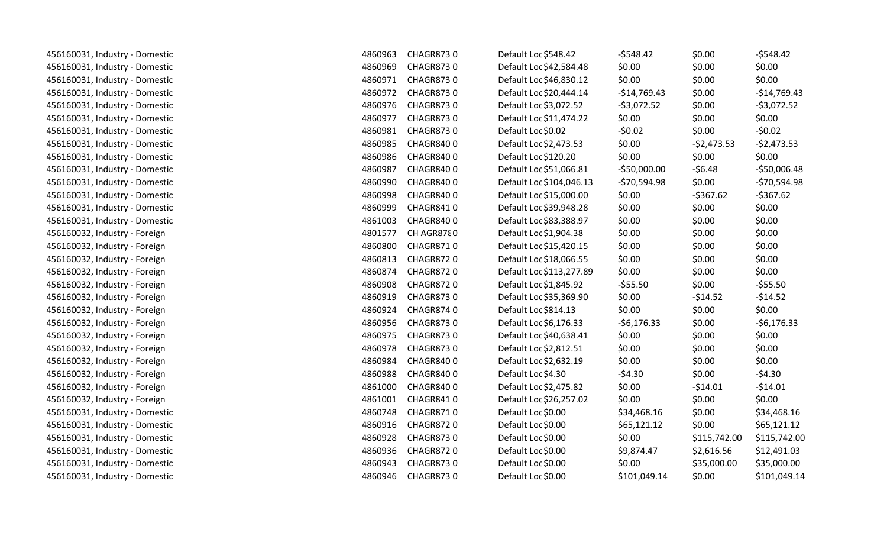| | | | | | | | |
|---|---|---|---|---|---|---|---|
| 456160031, Industry - Domestic | 4860963 | CHAGR873 0 | Default Loc $548.42 | -$548.42 | $0.00 | -$548.42 |
| 456160031, Industry - Domestic | 4860969 | CHAGR873 0 | Default Loc $42,584.48 | $0.00 | $0.00 | $0.00 |
| 456160031, Industry - Domestic | 4860971 | CHAGR873 0 | Default Loc $46,830.12 | $0.00 | $0.00 | $0.00 |
| 456160031, Industry - Domestic | 4860972 | CHAGR873 0 | Default Loc $20,444.14 | -$14,769.43 | $0.00 | -$14,769.43 |
| 456160031, Industry - Domestic | 4860976 | CHAGR873 0 | Default Loc $3,072.52 | -$3,072.52 | $0.00 | -$3,072.52 |
| 456160031, Industry - Domestic | 4860977 | CHAGR873 0 | Default Loc $11,474.22 | $0.00 | $0.00 | $0.00 |
| 456160031, Industry - Domestic | 4860981 | CHAGR873 0 | Default Loc $0.02 | -$0.02 | $0.00 | -$0.02 |
| 456160031, Industry - Domestic | 4860985 | CHAGR840 0 | Default Loc $2,473.53 | $0.00 | -$2,473.53 | -$2,473.53 |
| 456160031, Industry - Domestic | 4860986 | CHAGR840 0 | Default Loc $120.20 | $0.00 | $0.00 | $0.00 |
| 456160031, Industry - Domestic | 4860987 | CHAGR840 0 | Default Loc $51,066.81 | -$50,000.00 | -$6.48 | -$50,006.48 |
| 456160031, Industry - Domestic | 4860990 | CHAGR840 0 | Default Loc $104,046.13 | -$70,594.98 | $0.00 | -$70,594.98 |
| 456160031, Industry - Domestic | 4860998 | CHAGR840 0 | Default Loc $15,000.00 | $0.00 | -$367.62 | -$367.62 |
| 456160031, Industry - Domestic | 4860999 | CHAGR841 0 | Default Loc $39,948.28 | $0.00 | $0.00 | $0.00 |
| 456160031, Industry - Domestic | 4861003 | CHAGR840 0 | Default Loc $83,388.97 | $0.00 | $0.00 | $0.00 |
| 456160032, Industry - Foreign | 4801577 | CH AGR878 0 | Default Loc $1,904.38 | $0.00 | $0.00 | $0.00 |
| 456160032, Industry - Foreign | 4860800 | CHAGR871 0 | Default Loc $15,420.15 | $0.00 | $0.00 | $0.00 |
| 456160032, Industry - Foreign | 4860813 | CHAGR872 0 | Default Loc $18,066.55 | $0.00 | $0.00 | $0.00 |
| 456160032, Industry - Foreign | 4860874 | CHAGR872 0 | Default Loc $113,277.89 | $0.00 | $0.00 | $0.00 |
| 456160032, Industry - Foreign | 4860908 | CHAGR872 0 | Default Loc $1,845.92 | -$55.50 | $0.00 | -$55.50 |
| 456160032, Industry - Foreign | 4860919 | CHAGR873 0 | Default Loc $35,369.90 | $0.00 | -$14.52 | -$14.52 |
| 456160032, Industry - Foreign | 4860924 | CHAGR874 0 | Default Loc $814.13 | $0.00 | $0.00 | $0.00 |
| 456160032, Industry - Foreign | 4860956 | CHAGR873 0 | Default Loc $6,176.33 | -$6,176.33 | $0.00 | -$6,176.33 |
| 456160032, Industry - Foreign | 4860975 | CHAGR873 0 | Default Loc $40,638.41 | $0.00 | $0.00 | $0.00 |
| 456160032, Industry - Foreign | 4860978 | CHAGR873 0 | Default Loc $2,812.51 | $0.00 | $0.00 | $0.00 |
| 456160032, Industry - Foreign | 4860984 | CHAGR840 0 | Default Loc $2,632.19 | $0.00 | $0.00 | $0.00 |
| 456160032, Industry - Foreign | 4860988 | CHAGR840 0 | Default Loc $4.30 | -$4.30 | $0.00 | -$4.30 |
| 456160032, Industry - Foreign | 4861000 | CHAGR840 0 | Default Loc $2,475.82 | $0.00 | -$14.01 | -$14.01 |
| 456160032, Industry - Foreign | 4861001 | CHAGR841 0 | Default Loc $26,257.02 | $0.00 | $0.00 | $0.00 |
| 456160031, Industry - Domestic | 4860748 | CHAGR871 0 | Default Loc $0.00 | $34,468.16 | $0.00 | $34,468.16 |
| 456160031, Industry - Domestic | 4860916 | CHAGR872 0 | Default Loc $0.00 | $65,121.12 | $0.00 | $65,121.12 |
| 456160031, Industry - Domestic | 4860928 | CHAGR873 0 | Default Loc $0.00 | $0.00 | $115,742.00 | $115,742.00 |
| 456160031, Industry - Domestic | 4860936 | CHAGR872 0 | Default Loc $0.00 | $9,874.47 | $2,616.56 | $12,491.03 |
| 456160031, Industry - Domestic | 4860943 | CHAGR873 0 | Default Loc $0.00 | $0.00 | $35,000.00 | $35,000.00 |
| 456160031, Industry - Domestic | 4860946 | CHAGR873 0 | Default Loc $0.00 | $101,049.14 | $0.00 | $101,049.14 |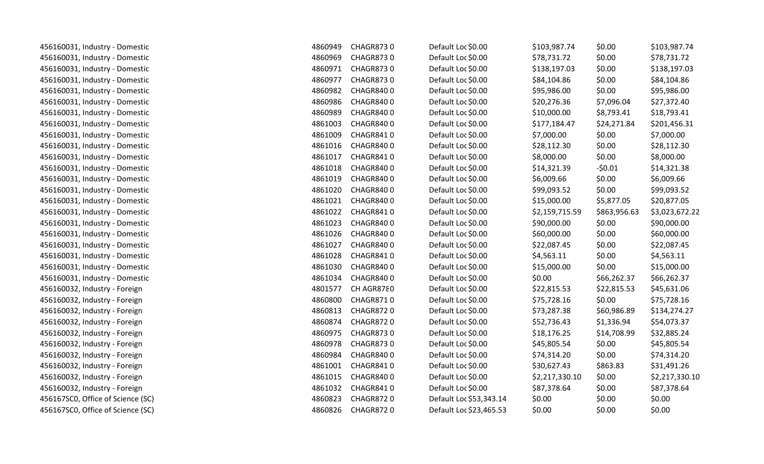| | | | | | | | |
|---|---|---|---|---|---|---|---|
| 456160031, Industry - Domestic | 4860949 | CHAGR873 0 | Default Loc $0.00 | $103,987.74 | $0.00 | $103,987.74 |
| 456160031, Industry - Domestic | 4860969 | CHAGR873 0 | Default Loc $0.00 | $78,731.72 | $0.00 | $78,731.72 |
| 456160031, Industry - Domestic | 4860971 | CHAGR873 0 | Default Loc $0.00 | $138,197.03 | $0.00 | $138,197.03 |
| 456160031, Industry - Domestic | 4860977 | CHAGR873 0 | Default Loc $0.00 | $84,104.86 | $0.00 | $84,104.86 |
| 456160031, Industry - Domestic | 4860982 | CHAGR840 0 | Default Loc $0.00 | $95,986.00 | $0.00 | $95,986.00 |
| 456160031, Industry - Domestic | 4860986 | CHAGR840 0 | Default Loc $0.00 | $20,276.36 | $7,096.04 | $27,372.40 |
| 456160031, Industry - Domestic | 4860989 | CHAGR840 0 | Default Loc $0.00 | $10,000.00 | $8,793.41 | $18,793.41 |
| 456160031, Industry - Domestic | 4861003 | CHAGR840 0 | Default Loc $0.00 | $177,184.47 | $24,271.84 | $201,456.31 |
| 456160031, Industry - Domestic | 4861009 | CHAGR841 0 | Default Loc $0.00 | $7,000.00 | $0.00 | $7,000.00 |
| 456160031, Industry - Domestic | 4861016 | CHAGR840 0 | Default Loc $0.00 | $28,112.30 | $0.00 | $28,112.30 |
| 456160031, Industry - Domestic | 4861017 | CHAGR841 0 | Default Loc $0.00 | $8,000.00 | $0.00 | $8,000.00 |
| 456160031, Industry - Domestic | 4861018 | CHAGR840 0 | Default Loc $0.00 | $14,321.39 | -$0.01 | $14,321.38 |
| 456160031, Industry - Domestic | 4861019 | CHAGR840 0 | Default Loc $0.00 | $6,009.66 | $0.00 | $6,009.66 |
| 456160031, Industry - Domestic | 4861020 | CHAGR840 0 | Default Loc $0.00 | $99,093.52 | $0.00 | $99,093.52 |
| 456160031, Industry - Domestic | 4861021 | CHAGR840 0 | Default Loc $0.00 | $15,000.00 | $5,877.05 | $20,877.05 |
| 456160031, Industry - Domestic | 4861022 | CHAGR841 0 | Default Loc $0.00 | $2,159,715.59 | $863,956.63 | $3,023,672.22 |
| 456160031, Industry - Domestic | 4861023 | CHAGR840 0 | Default Loc $0.00 | $90,000.00 | $0.00 | $90,000.00 |
| 456160031, Industry - Domestic | 4861026 | CHAGR840 0 | Default Loc $0.00 | $60,000.00 | $0.00 | $60,000.00 |
| 456160031, Industry - Domestic | 4861027 | CHAGR840 0 | Default Loc $0.00 | $22,087.45 | $0.00 | $22,087.45 |
| 456160031, Industry - Domestic | 4861028 | CHAGR841 0 | Default Loc $0.00 | $4,563.11 | $0.00 | $4,563.11 |
| 456160031, Industry - Domestic | 4861030 | CHAGR840 0 | Default Loc $0.00 | $15,000.00 | $0.00 | $15,000.00 |
| 456160031, Industry - Domestic | 4861034 | CHAGR840 0 | Default Loc $0.00 | $0.00 | $66,262.37 | $66,262.37 |
| 456160032, Industry - Foreign | 4801577 | CH AGR878 0 | Default Loc $0.00 | $22,815.53 | $22,815.53 | $45,631.06 |
| 456160032, Industry - Foreign | 4860800 | CHAGR871 0 | Default Loc $0.00 | $75,728.16 | $0.00 | $75,728.16 |
| 456160032, Industry - Foreign | 4860813 | CHAGR872 0 | Default Loc $0.00 | $73,287.38 | $60,986.89 | $134,274.27 |
| 456160032, Industry - Foreign | 4860874 | CHAGR872 0 | Default Loc $0.00 | $52,736.43 | $1,336.94 | $54,073.37 |
| 456160032, Industry - Foreign | 4860975 | CHAGR873 0 | Default Loc $0.00 | $18,176.25 | $14,708.99 | $32,885.24 |
| 456160032, Industry - Foreign | 4860978 | CHAGR873 0 | Default Loc $0.00 | $45,805.54 | $0.00 | $45,805.54 |
| 456160032, Industry - Foreign | 4860984 | CHAGR840 0 | Default Loc $0.00 | $74,314.20 | $0.00 | $74,314.20 |
| 456160032, Industry - Foreign | 4861001 | CHAGR841 0 | Default Loc $0.00 | $30,627.43 | $863.83 | $31,491.26 |
| 456160032, Industry - Foreign | 4861015 | CHAGR840 0 | Default Loc $0.00 | $2,217,330.10 | $0.00 | $2,217,330.10 |
| 456160032, Industry - Foreign | 4861032 | CHAGR841 0 | Default Loc $0.00 | $87,378.64 | $0.00 | $87,378.64 |
| 456167SC0, Office of Science (SC) | 4860823 | CHAGR872 0 | Default Loc $53,343.14 | $0.00 | $0.00 | $0.00 |
| 456167SC0, Office of Science (SC) | 4860826 | CHAGR872 0 | Default Loc $23,465.53 | $0.00 | $0.00 | $0.00 |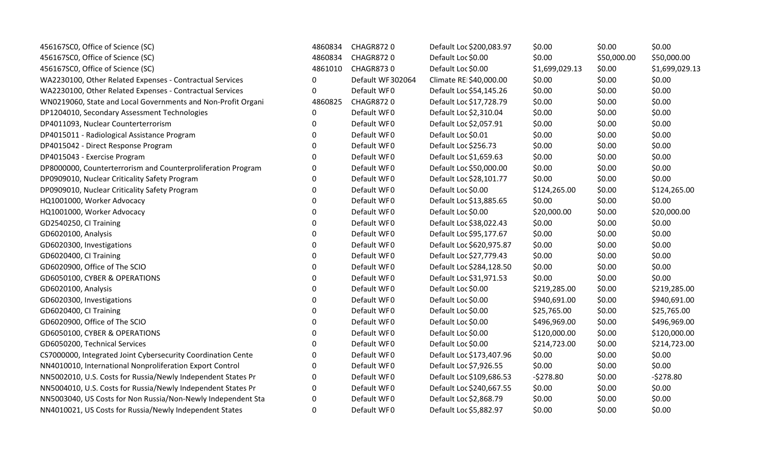| | | | | | | | |
|---|---|---|---|---|---|---|---|
| 456167SC0, Office of Science (SC) | 4860834 | CHAGR872 0 | Default Loc $200,083.97 | $0.00 | $0.00 | $0.00 |
| 456167SC0, Office of Science (SC) | 4860834 | CHAGR872 0 | Default Loc $0.00 | $0.00 | $50,000.00 | $50,000.00 |
| 456167SC0, Office of Science (SC) | 4861010 | CHAGR873 0 | Default Loc $0.00 | $1,699,029.13 | $0.00 | $1,699,029.13 |
| WA2230100, Other Related Expenses - Contractual Services | 0 | Default WF 302064 | Climate REI $40,000.00 | $0.00 | $0.00 | $0.00 |
| WA2230100, Other Related Expenses - Contractual Services | 0 | Default WF 0 | Default Loc $54,145.26 | $0.00 | $0.00 | $0.00 |
| WN0219060, State and Local Governments and Non-Profit Organi | 4860825 | CHAGR872 0 | Default Loc $17,728.79 | $0.00 | $0.00 | $0.00 |
| DP1204010, Secondary Assessment Technologies | 0 | Default WF 0 | Default Loc $2,310.04 | $0.00 | $0.00 | $0.00 |
| DP4011093, Nuclear Counterterrorism | 0 | Default WF 0 | Default Loc $2,057.91 | $0.00 | $0.00 | $0.00 |
| DP4015011 - Radiological Assistance Program | 0 | Default WF 0 | Default Loc $0.01 | $0.00 | $0.00 | $0.00 |
| DP4015042 - Direct Response Program | 0 | Default WF 0 | Default Loc $256.73 | $0.00 | $0.00 | $0.00 |
| DP4015043 - Exercise Program | 0 | Default WF 0 | Default Loc $1,659.63 | $0.00 | $0.00 | $0.00 |
| DP8000000, Counterterrorism and Counterproliferation Program | 0 | Default WF 0 | Default Loc $50,000.00 | $0.00 | $0.00 | $0.00 |
| DP0909010, Nuclear Criticality Safety Program | 0 | Default WF 0 | Default Loc $28,101.77 | $0.00 | $0.00 | $0.00 |
| DP0909010, Nuclear Criticality Safety Program | 0 | Default WF 0 | Default Loc $0.00 | $124,265.00 | $0.00 | $124,265.00 |
| HQ1001000, Worker Advocacy | 0 | Default WF 0 | Default Loc $13,885.65 | $0.00 | $0.00 | $0.00 |
| HQ1001000, Worker Advocacy | 0 | Default WF 0 | Default Loc $0.00 | $20,000.00 | $0.00 | $20,000.00 |
| GD2540250, CI Training | 0 | Default WF 0 | Default Loc $38,022.43 | $0.00 | $0.00 | $0.00 |
| GD6020100, Analysis | 0 | Default WF 0 | Default Loc $95,177.67 | $0.00 | $0.00 | $0.00 |
| GD6020300, Investigations | 0 | Default WF 0 | Default Loc $620,975.87 | $0.00 | $0.00 | $0.00 |
| GD6020400, CI Training | 0 | Default WF 0 | Default Loc $27,779.43 | $0.00 | $0.00 | $0.00 |
| GD6020900, Office of The SCIO | 0 | Default WF 0 | Default Loc $284,128.50 | $0.00 | $0.00 | $0.00 |
| GD6050100, CYBER & OPERATIONS | 0 | Default WF 0 | Default Loc $31,971.53 | $0.00 | $0.00 | $0.00 |
| GD6020100, Analysis | 0 | Default WF 0 | Default Loc $0.00 | $219,285.00 | $0.00 | $219,285.00 |
| GD6020300, Investigations | 0 | Default WF 0 | Default Loc $0.00 | $940,691.00 | $0.00 | $940,691.00 |
| GD6020400, CI Training | 0 | Default WF 0 | Default Loc $0.00 | $25,765.00 | $0.00 | $25,765.00 |
| GD6020900, Office of The SCIO | 0 | Default WF 0 | Default Loc $0.00 | $496,969.00 | $0.00 | $496,969.00 |
| GD6050100, CYBER & OPERATIONS | 0 | Default WF 0 | Default Loc $0.00 | $120,000.00 | $0.00 | $120,000.00 |
| GD6050200, Technical Services | 0 | Default WF 0 | Default Loc $0.00 | $214,723.00 | $0.00 | $214,723.00 |
| CS7000000, Integrated Joint Cybersecurity Coordination Cente | 0 | Default WF 0 | Default Loc $173,407.96 | $0.00 | $0.00 | $0.00 |
| NN4010010, International Nonproliferation Export Control | 0 | Default WF 0 | Default Loc $7,926.55 | $0.00 | $0.00 | $0.00 |
| NN5002010, U.S. Costs for Russia/Newly Independent States Pr | 0 | Default WF 0 | Default Loc $109,686.53 | -$278.80 | $0.00 | -$278.80 |
| NN5004010, U.S. Costs for Russia/Newly Independent States Pr | 0 | Default WF 0 | Default Loc $240,667.55 | $0.00 | $0.00 | $0.00 |
| NN5003040, US Costs for Non Russia/Non-Newly Independent Sta | 0 | Default WF 0 | Default Loc $2,868.79 | $0.00 | $0.00 | $0.00 |
| NN4010021, US Costs for Russia/Newly Independent States | 0 | Default WF 0 | Default Loc $5,882.97 | $0.00 | $0.00 | $0.00 |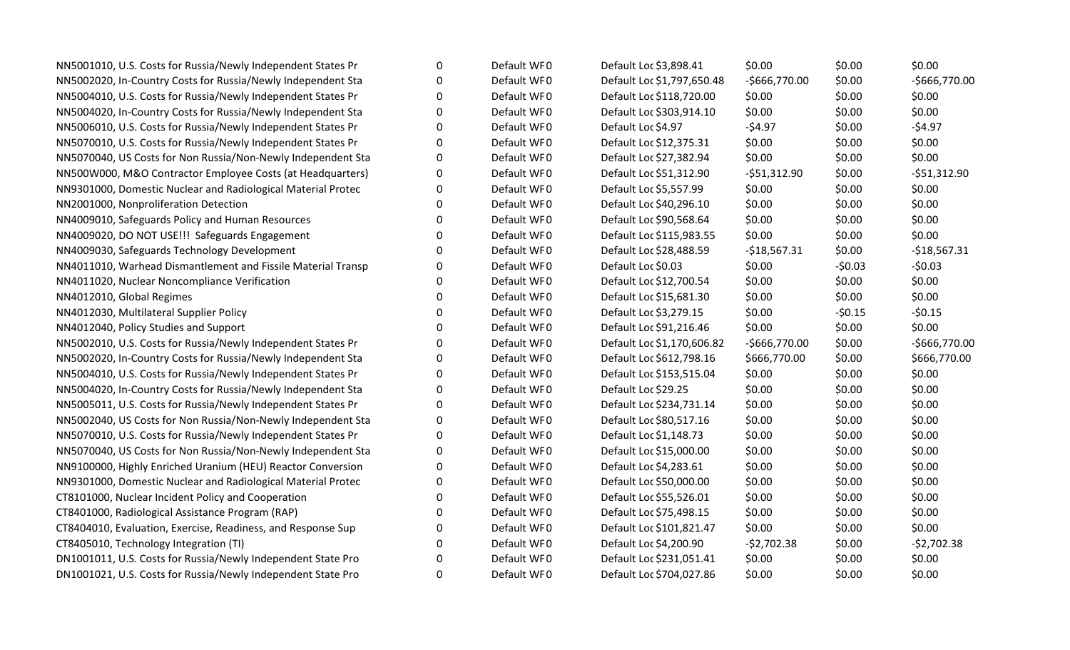| | | | | | | |
|---|---|---|---|---|---|---|
| NN5001010, U.S. Costs for Russia/Newly Independent States Pr | 0 | Default WF0 | Default Loc $3,898.41 | $0.00 | $0.00 | $0.00 |
| NN5002020, In-Country Costs for Russia/Newly Independent Sta | 0 | Default WF0 | Default Loc $1,797,650.48 | -$666,770.00 | $0.00 | -$666,770.00 |
| NN5004010, U.S. Costs for Russia/Newly Independent States Pr | 0 | Default WF0 | Default Loc $118,720.00 | $0.00 | $0.00 | $0.00 |
| NN5004020, In-Country Costs for Russia/Newly Independent Sta | 0 | Default WF0 | Default Loc $303,914.10 | $0.00 | $0.00 | $0.00 |
| NN5006010, U.S. Costs for Russia/Newly Independent States Pr | 0 | Default WF0 | Default Loc $4.97 | -$4.97 | $0.00 | -$4.97 |
| NN5070010, U.S. Costs for Russia/Newly Independent States Pr | 0 | Default WF0 | Default Loc $12,375.31 | $0.00 | $0.00 | $0.00 |
| NN5070040, US Costs for Non Russia/Non-Newly Independent Sta | 0 | Default WF0 | Default Loc $27,382.94 | $0.00 | $0.00 | $0.00 |
| NN500W000, M&O Contractor Employee Costs (at Headquarters) | 0 | Default WF0 | Default Loc $51,312.90 | -$51,312.90 | $0.00 | -$51,312.90 |
| NN9301000, Domestic Nuclear and Radiological Material Protec | 0 | Default WF0 | Default Loc $5,557.99 | $0.00 | $0.00 | $0.00 |
| NN2001000, Nonproliferation Detection | 0 | Default WF0 | Default Loc $40,296.10 | $0.00 | $0.00 | $0.00 |
| NN4009010, Safeguards Policy and Human Resources | 0 | Default WF0 | Default Loc $90,568.64 | $0.00 | $0.00 | $0.00 |
| NN4009020, DO NOT USE!!! Safeguards Engagement | 0 | Default WF0 | Default Loc $115,983.55 | $0.00 | $0.00 | $0.00 |
| NN4009030, Safeguards Technology Development | 0 | Default WF0 | Default Loc $28,488.59 | -$18,567.31 | $0.00 | -$18,567.31 |
| NN4011010, Warhead Dismantlement and Fissile Material Transp | 0 | Default WF0 | Default Loc $0.03 | $0.00 | -$0.03 | -$0.03 |
| NN4011020, Nuclear Noncompliance Verification | 0 | Default WF0 | Default Loc $12,700.54 | $0.00 | $0.00 | $0.00 |
| NN4012010, Global Regimes | 0 | Default WF0 | Default Loc $15,681.30 | $0.00 | $0.00 | $0.00 |
| NN4012030, Multilateral Supplier Policy | 0 | Default WF0 | Default Loc $3,279.15 | $0.00 | -$0.15 | -$0.15 |
| NN4012040, Policy Studies and Support | 0 | Default WF0 | Default Loc $91,216.46 | $0.00 | $0.00 | $0.00 |
| NN5002010, U.S. Costs for Russia/Newly Independent States Pr | 0 | Default WF0 | Default Loc $1,170,606.82 | -$666,770.00 | $0.00 | -$666,770.00 |
| NN5002020, In-Country Costs for Russia/Newly Independent Sta | 0 | Default WF0 | Default Loc $612,798.16 | $666,770.00 | $0.00 | $666,770.00 |
| NN5004010, U.S. Costs for Russia/Newly Independent States Pr | 0 | Default WF0 | Default Loc $153,515.04 | $0.00 | $0.00 | $0.00 |
| NN5004020, In-Country Costs for Russia/Newly Independent Sta | 0 | Default WF0 | Default Loc $29.25 | $0.00 | $0.00 | $0.00 |
| NN5005011, U.S. Costs for Russia/Newly Independent States Pr | 0 | Default WF0 | Default Loc $234,731.14 | $0.00 | $0.00 | $0.00 |
| NN5002040, US Costs for Non Russia/Non-Newly Independent Sta | 0 | Default WF0 | Default Loc $80,517.16 | $0.00 | $0.00 | $0.00 |
| NN5070010, U.S. Costs for Russia/Newly Independent States Pr | 0 | Default WF0 | Default Loc $1,148.73 | $0.00 | $0.00 | $0.00 |
| NN5070040, US Costs for Non Russia/Non-Newly Independent Sta | 0 | Default WF0 | Default Loc $15,000.00 | $0.00 | $0.00 | $0.00 |
| NN9100000, Highly Enriched Uranium (HEU) Reactor Conversion | 0 | Default WF0 | Default Loc $4,283.61 | $0.00 | $0.00 | $0.00 |
| NN9301000, Domestic Nuclear and Radiological Material Protec | 0 | Default WF0 | Default Loc $50,000.00 | $0.00 | $0.00 | $0.00 |
| CT8101000, Nuclear Incident Policy and Cooperation | 0 | Default WF0 | Default Loc $55,526.01 | $0.00 | $0.00 | $0.00 |
| CT8401000, Radiological Assistance Program (RAP) | 0 | Default WF0 | Default Loc $75,498.15 | $0.00 | $0.00 | $0.00 |
| CT8404010, Evaluation, Exercise, Readiness, and Response Sup | 0 | Default WF0 | Default Loc $101,821.47 | $0.00 | $0.00 | $0.00 |
| CT8405010, Technology Integration (TI) | 0 | Default WF0 | Default Loc $4,200.90 | -$2,702.38 | $0.00 | -$2,702.38 |
| DN1001011, U.S. Costs for Russia/Newly Independent State Pro | 0 | Default WF0 | Default Loc $231,051.41 | $0.00 | $0.00 | $0.00 |
| DN1001021, U.S. Costs for Russia/Newly Independent State Pro | 0 | Default WF0 | Default Loc $704,027.86 | $0.00 | $0.00 | $0.00 |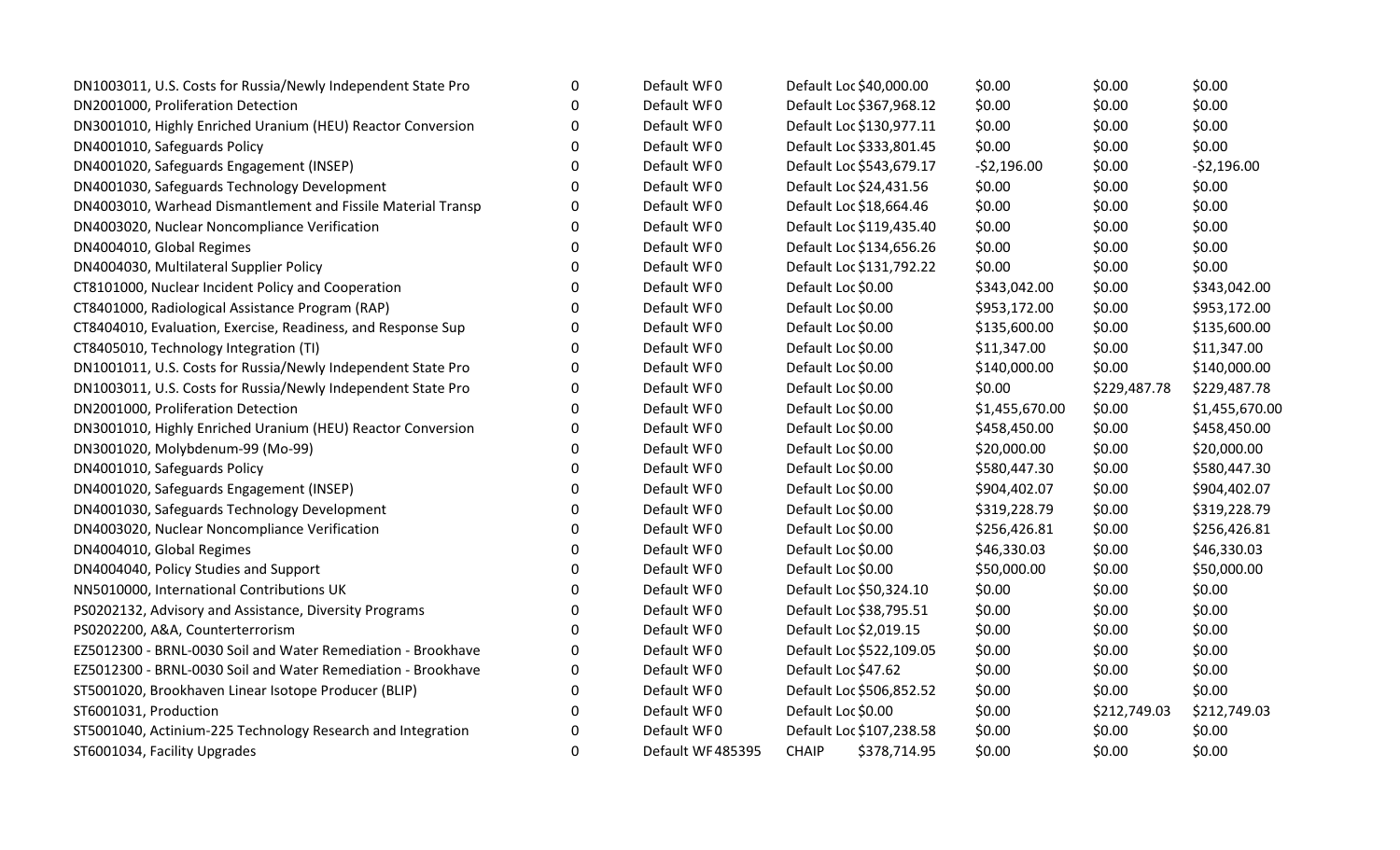| | | | | | | | |
|---|---|---|---|---|---|---|---|
| DN1003011, U.S. Costs for Russia/Newly Independent State Pro | 0 | Default WF0 | Default Loc $40,000.00 | $0.00 | $0.00 | $0.00 |
| DN2001000, Proliferation Detection | 0 | Default WF0 | Default Loc $367,968.12 | $0.00 | $0.00 | $0.00 |
| DN3001010, Highly Enriched Uranium (HEU) Reactor Conversion | 0 | Default WF0 | Default Loc $130,977.11 | $0.00 | $0.00 | $0.00 |
| DN4001010, Safeguards Policy | 0 | Default WF0 | Default Loc $333,801.45 | $0.00 | $0.00 | $0.00 |
| DN4001020, Safeguards Engagement (INSEP) | 0 | Default WF0 | Default Loc $543,679.17 | -$2,196.00 | $0.00 | -$2,196.00 |
| DN4001030, Safeguards Technology Development | 0 | Default WF0 | Default Loc $24,431.56 | $0.00 | $0.00 | $0.00 |
| DN4003010, Warhead Dismantlement and Fissile Material Transp | 0 | Default WF0 | Default Loc $18,664.46 | $0.00 | $0.00 | $0.00 |
| DN4003020, Nuclear Noncompliance Verification | 0 | Default WF0 | Default Loc $119,435.40 | $0.00 | $0.00 | $0.00 |
| DN4004010, Global Regimes | 0 | Default WF0 | Default Loc $134,656.26 | $0.00 | $0.00 | $0.00 |
| DN4004030, Multilateral Supplier Policy | 0 | Default WF0 | Default Loc $131,792.22 | $0.00 | $0.00 | $0.00 |
| CT8101000, Nuclear Incident Policy and Cooperation | 0 | Default WF0 | Default Loc $0.00 | $343,042.00 | $0.00 | $343,042.00 |
| CT8401000, Radiological Assistance Program (RAP) | 0 | Default WF0 | Default Loc $0.00 | $953,172.00 | $0.00 | $953,172.00 |
| CT8404010, Evaluation, Exercise, Readiness, and Response Sup | 0 | Default WF0 | Default Loc $0.00 | $135,600.00 | $0.00 | $135,600.00 |
| CT8405010, Technology Integration (TI) | 0 | Default WF0 | Default Loc $0.00 | $11,347.00 | $0.00 | $11,347.00 |
| DN1001011, U.S. Costs for Russia/Newly Independent State Pro | 0 | Default WF0 | Default Loc $0.00 | $140,000.00 | $0.00 | $140,000.00 |
| DN1003011, U.S. Costs for Russia/Newly Independent State Pro | 0 | Default WF0 | Default Loc $0.00 | $0.00 | $229,487.78 | $229,487.78 |
| DN2001000, Proliferation Detection | 0 | Default WF0 | Default Loc $0.00 | $1,455,670.00 | $0.00 | $1,455,670.00 |
| DN3001010, Highly Enriched Uranium (HEU) Reactor Conversion | 0 | Default WF0 | Default Loc $0.00 | $458,450.00 | $0.00 | $458,450.00 |
| DN3001020, Molybdenum-99 (Mo-99) | 0 | Default WF0 | Default Loc $0.00 | $20,000.00 | $0.00 | $20,000.00 |
| DN4001010, Safeguards Policy | 0 | Default WF0 | Default Loc $0.00 | $580,447.30 | $0.00 | $580,447.30 |
| DN4001020, Safeguards Engagement (INSEP) | 0 | Default WF0 | Default Loc $0.00 | $904,402.07 | $0.00 | $904,402.07 |
| DN4001030, Safeguards Technology Development | 0 | Default WF0 | Default Loc $0.00 | $319,228.79 | $0.00 | $319,228.79 |
| DN4003020, Nuclear Noncompliance Verification | 0 | Default WF0 | Default Loc $0.00 | $256,426.81 | $0.00 | $256,426.81 |
| DN4004010, Global Regimes | 0 | Default WF0 | Default Loc $0.00 | $46,330.03 | $0.00 | $46,330.03 |
| DN4004040, Policy Studies and Support | 0 | Default WF0 | Default Loc $0.00 | $50,000.00 | $0.00 | $50,000.00 |
| NN5010000, International Contributions UK | 0 | Default WF0 | Default Loc $50,324.10 | $0.00 | $0.00 | $0.00 |
| PS0202132, Advisory and Assistance, Diversity Programs | 0 | Default WF0 | Default Loc $38,795.51 | $0.00 | $0.00 | $0.00 |
| PS0202200, A&A, Counterterrorism | 0 | Default WF0 | Default Loc $2,019.15 | $0.00 | $0.00 | $0.00 |
| EZ5012300 - BRNL-0030 Soil and Water Remediation - Brookhave | 0 | Default WF0 | Default Loc $522,109.05 | $0.00 | $0.00 | $0.00 |
| EZ5012300 - BRNL-0030 Soil and Water Remediation - Brookhave | 0 | Default WF0 | Default Loc $47.62 | $0.00 | $0.00 | $0.00 |
| ST5001020, Brookhaven Linear Isotope Producer (BLIP) | 0 | Default WF0 | Default Loc $506,852.52 | $0.00 | $0.00 | $0.00 |
| ST6001031, Production | 0 | Default WF0 | Default Loc $0.00 | $0.00 | $212,749.03 | $212,749.03 |
| ST5001040, Actinium-225 Technology Research and Integration | 0 | Default WF0 | Default Loc $107,238.58 | $0.00 | $0.00 | $0.00 |
| ST6001034, Facility Upgrades | 0 | Default WF 485395 | CHAIP $378,714.95 | $0.00 | $0.00 | $0.00 |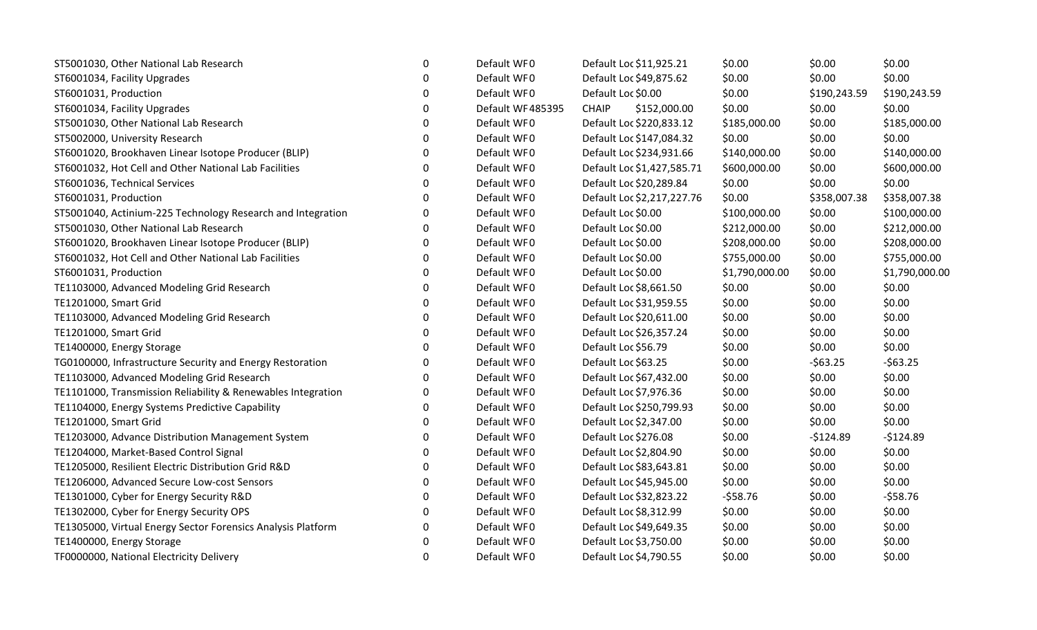| | | | | | | | |
|---|---|---|---|---|---|---|---|
| ST5001030, Other National Lab Research | 0 | Default WF 0 | Default Loc | $11,925.21 | $0.00 | $0.00 | $0.00 |
| ST6001034, Facility Upgrades | 0 | Default WF 0 | Default Loc | $49,875.62 | $0.00 | $0.00 | $0.00 |
| ST6001031, Production | 0 | Default WF 0 | Default Loc | $0.00 | $0.00 | $190,243.59 | $190,243.59 |
| ST6001034, Facility Upgrades | 0 | Default WF 485395 | CHAIP | $152,000.00 | $0.00 | $0.00 | $0.00 |
| ST5001030, Other National Lab Research | 0 | Default WF 0 | Default Loc | $220,833.12 | $185,000.00 | $0.00 | $185,000.00 |
| ST5002000, University Research | 0 | Default WF 0 | Default Loc | $147,084.32 | $0.00 | $0.00 | $0.00 |
| ST6001020, Brookhaven Linear Isotope Producer (BLIP) | 0 | Default WF 0 | Default Loc | $234,931.66 | $140,000.00 | $0.00 | $140,000.00 |
| ST6001032, Hot Cell and Other National Lab Facilities | 0 | Default WF 0 | Default Loc | $1,427,585.71 | $600,000.00 | $0.00 | $600,000.00 |
| ST6001036, Technical Services | 0 | Default WF 0 | Default Loc | $20,289.84 | $0.00 | $0.00 | $0.00 |
| ST6001031, Production | 0 | Default WF 0 | Default Loc | $2,217,227.76 | $0.00 | $358,007.38 | $358,007.38 |
| ST5001040, Actinium-225 Technology Research and Integration | 0 | Default WF 0 | Default Loc | $0.00 | $100,000.00 | $0.00 | $100,000.00 |
| ST5001030, Other National Lab Research | 0 | Default WF 0 | Default Loc | $0.00 | $212,000.00 | $0.00 | $212,000.00 |
| ST6001020, Brookhaven Linear Isotope Producer (BLIP) | 0 | Default WF 0 | Default Loc | $0.00 | $208,000.00 | $0.00 | $208,000.00 |
| ST6001032, Hot Cell and Other National Lab Facilities | 0 | Default WF 0 | Default Loc | $0.00 | $755,000.00 | $0.00 | $755,000.00 |
| ST6001031, Production | 0 | Default WF 0 | Default Loc | $0.00 | $1,790,000.00 | $0.00 | $1,790,000.00 |
| TE1103000, Advanced Modeling Grid Research | 0 | Default WF 0 | Default Loc | $8,661.50 | $0.00 | $0.00 | $0.00 |
| TE1201000, Smart Grid | 0 | Default WF 0 | Default Loc | $31,959.55 | $0.00 | $0.00 | $0.00 |
| TE1103000, Advanced Modeling Grid Research | 0 | Default WF 0 | Default Loc | $20,611.00 | $0.00 | $0.00 | $0.00 |
| TE1201000, Smart Grid | 0 | Default WF 0 | Default Loc | $26,357.24 | $0.00 | $0.00 | $0.00 |
| TE1400000, Energy Storage | 0 | Default WF 0 | Default Loc | $56.79 | $0.00 | $0.00 | $0.00 |
| TG0100000, Infrastructure Security and Energy Restoration | 0 | Default WF 0 | Default Loc | $63.25 | $0.00 | -$63.25 | -$63.25 |
| TE1103000, Advanced Modeling Grid Research | 0 | Default WF 0 | Default Loc | $67,432.00 | $0.00 | $0.00 | $0.00 |
| TE1101000, Transmission Reliability & Renewables Integration | 0 | Default WF 0 | Default Loc | $7,976.36 | $0.00 | $0.00 | $0.00 |
| TE1104000, Energy Systems Predictive Capability | 0 | Default WF 0 | Default Loc | $250,799.93 | $0.00 | $0.00 | $0.00 |
| TE1201000, Smart Grid | 0 | Default WF 0 | Default Loc | $2,347.00 | $0.00 | $0.00 | $0.00 |
| TE1203000, Advance Distribution Management System | 0 | Default WF 0 | Default Loc | $276.08 | $0.00 | -$124.89 | -$124.89 |
| TE1204000, Market-Based Control Signal | 0 | Default WF 0 | Default Loc | $2,804.90 | $0.00 | $0.00 | $0.00 |
| TE1205000, Resilient Electric Distribution Grid R&D | 0 | Default WF 0 | Default Loc | $83,643.81 | $0.00 | $0.00 | $0.00 |
| TE1206000, Advanced Secure Low-cost Sensors | 0 | Default WF 0 | Default Loc | $45,945.00 | $0.00 | $0.00 | $0.00 |
| TE1301000, Cyber for Energy Security R&D | 0 | Default WF 0 | Default Loc | $32,823.22 | -$58.76 | $0.00 | -$58.76 |
| TE1302000, Cyber for Energy Security OPS | 0 | Default WF 0 | Default Loc | $8,312.99 | $0.00 | $0.00 | $0.00 |
| TE1305000, Virtual Energy Sector Forensics Analysis Platform | 0 | Default WF 0 | Default Loc | $49,649.35 | $0.00 | $0.00 | $0.00 |
| TE1400000, Energy Storage | 0 | Default WF 0 | Default Loc | $3,750.00 | $0.00 | $0.00 | $0.00 |
| TF0000000, National Electricity Delivery | 0 | Default WF 0 | Default Loc | $4,790.55 | $0.00 | $0.00 | $0.00 |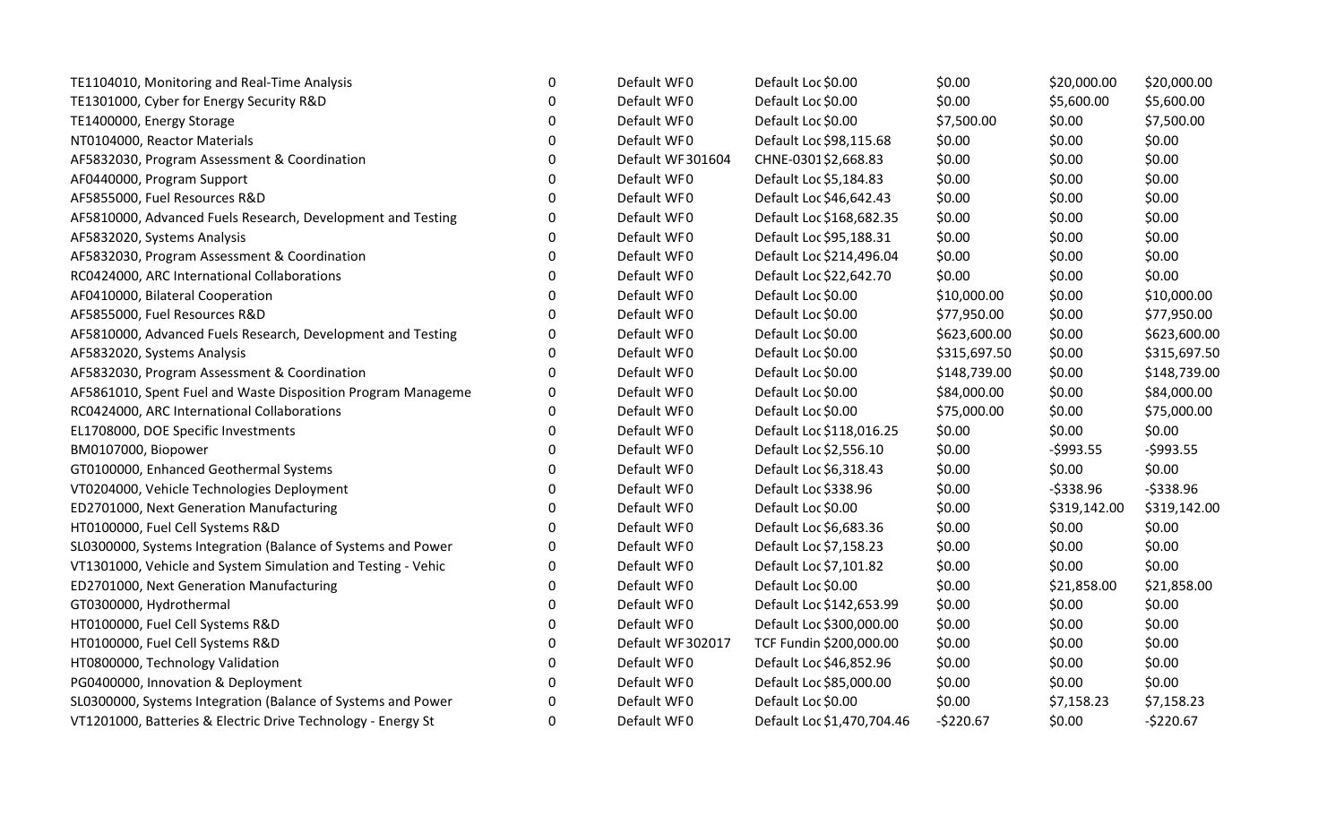| | | | | | | | |
|---|---|---|---|---|---|---|---|
| TE1104010, Monitoring and Real-Time Analysis | 0 | Default WF0 | Default Loc | $0.00 | $0.00 | $20,000.00 | $20,000.00 |
| TE1301000, Cyber for Energy Security R&D | 0 | Default WF0 | Default Loc | $0.00 | $0.00 | $5,600.00 | $5,600.00 |
| TE1400000, Energy Storage | 0 | Default WF0 | Default Loc | $0.00 | $7,500.00 | $0.00 | $7,500.00 |
| NT0104000, Reactor Materials | 0 | Default WF0 | Default Loc | $98,115.68 | $0.00 | $0.00 | $0.00 |
| AF5832030, Program Assessment & Coordination | 0 | Default WF301604 | CHNE-0301 | $2,668.83 | $0.00 | $0.00 | $0.00 |
| AF0440000, Program Support | 0 | Default WF0 | Default Loc | $5,184.83 | $0.00 | $0.00 | $0.00 |
| AF5855000, Fuel Resources R&D | 0 | Default WF0 | Default Loc | $46,642.43 | $0.00 | $0.00 | $0.00 |
| AF5810000, Advanced Fuels Research, Development and Testing | 0 | Default WF0 | Default Loc | $168,682.35 | $0.00 | $0.00 | $0.00 |
| AF5832020, Systems Analysis | 0 | Default WF0 | Default Loc | $95,188.31 | $0.00 | $0.00 | $0.00 |
| AF5832030, Program Assessment & Coordination | 0 | Default WF0 | Default Loc | $214,496.04 | $0.00 | $0.00 | $0.00 |
| RC0424000, ARC International Collaborations | 0 | Default WF0 | Default Loc | $22,642.70 | $0.00 | $0.00 | $0.00 |
| AF0410000, Bilateral Cooperation | 0 | Default WF0 | Default Loc | $0.00 | $10,000.00 | $0.00 | $10,000.00 |
| AF5855000, Fuel Resources R&D | 0 | Default WF0 | Default Loc | $0.00 | $77,950.00 | $0.00 | $77,950.00 |
| AF5810000, Advanced Fuels Research, Development and Testing | 0 | Default WF0 | Default Loc | $0.00 | $623,600.00 | $0.00 | $623,600.00 |
| AF5832020, Systems Analysis | 0 | Default WF0 | Default Loc | $0.00 | $315,697.50 | $0.00 | $315,697.50 |
| AF5832030, Program Assessment & Coordination | 0 | Default WF0 | Default Loc | $0.00 | $148,739.00 | $0.00 | $148,739.00 |
| AF5861010, Spent Fuel and Waste Disposition Program Manageme | 0 | Default WF0 | Default Loc | $0.00 | $84,000.00 | $0.00 | $84,000.00 |
| RC0424000, ARC International Collaborations | 0 | Default WF0 | Default Loc | $0.00 | $75,000.00 | $0.00 | $75,000.00 |
| EL1708000, DOE Specific Investments | 0 | Default WF0 | Default Loc | $118,016.25 | $0.00 | $0.00 | $0.00 |
| BM0107000, Biopower | 0 | Default WF0 | Default Loc | $2,556.10 | $0.00 | -$993.55 | -$993.55 |
| GT0100000, Enhanced Geothermal Systems | 0 | Default WF0 | Default Loc | $6,318.43 | $0.00 | $0.00 | $0.00 |
| VT0204000, Vehicle Technologies Deployment | 0 | Default WF0 | Default Loc | $338.96 | $0.00 | -$338.96 | -$338.96 |
| ED2701000, Next Generation Manufacturing | 0 | Default WF0 | Default Loc | $0.00 | $0.00 | $319,142.00 | $319,142.00 |
| HT0100000, Fuel Cell Systems R&D | 0 | Default WF0 | Default Loc | $6,683.36 | $0.00 | $0.00 | $0.00 |
| SL0300000, Systems Integration (Balance of Systems and Power | 0 | Default WF0 | Default Loc | $7,158.23 | $0.00 | $0.00 | $0.00 |
| VT1301000, Vehicle and System Simulation and Testing - Vehic | 0 | Default WF0 | Default Loc | $7,101.82 | $0.00 | $0.00 | $0.00 |
| ED2701000, Next Generation Manufacturing | 0 | Default WF0 | Default Loc | $0.00 | $0.00 | $21,858.00 | $21,858.00 |
| GT0300000, Hydrothermal | 0 | Default WF0 | Default Loc | $142,653.99 | $0.00 | $0.00 | $0.00 |
| HT0100000, Fuel Cell Systems R&D | 0 | Default WF0 | Default Loc | $300,000.00 | $0.00 | $0.00 | $0.00 |
| HT0100000, Fuel Cell Systems R&D | 0 | Default WF302017 | TCF Fundin | $200,000.00 | $0.00 | $0.00 | $0.00 |
| HT0800000, Technology Validation | 0 | Default WF0 | Default Loc | $46,852.96 | $0.00 | $0.00 | $0.00 |
| PG0400000, Innovation & Deployment | 0 | Default WF0 | Default Loc | $85,000.00 | $0.00 | $0.00 | $0.00 |
| SL0300000, Systems Integration (Balance of Systems and Power | 0 | Default WF0 | Default Loc | $0.00 | $0.00 | $7,158.23 | $7,158.23 |
| VT1201000, Batteries & Electric Drive Technology - Energy St | 0 | Default WF0 | Default Loc | $1,470,704.46 | -$220.67 | $0.00 | -$220.67 |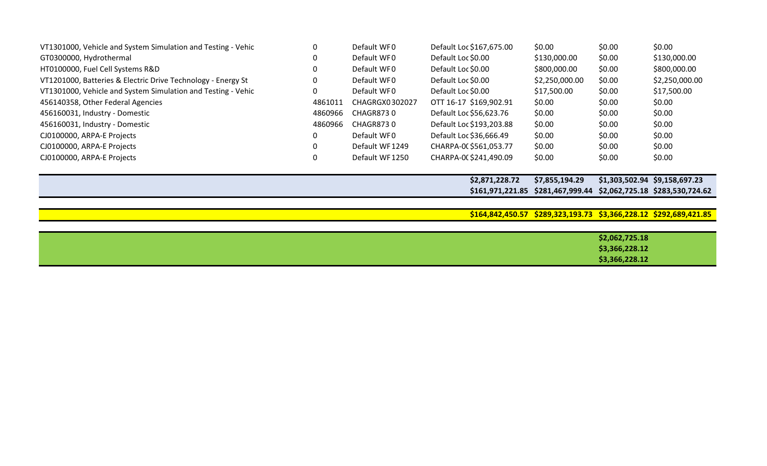| | | | | | | | |
|---|---|---|---|---|---|---|---|
| VT1301000, Vehicle and System Simulation and Testing - Vehic | 0 | Default WF 0 | Default Loc | $167,675.00 | $0.00 | $0.00 | $0.00 |
| GT0300000, Hydrothermal | 0 | Default WF 0 | Default Loc | $0.00 | $130,000.00 | $0.00 | $130,000.00 |
| HT0100000, Fuel Cell Systems R&D | 0 | Default WF 0 | Default Loc | $0.00 | $800,000.00 | $0.00 | $800,000.00 |
| VT1201000, Batteries & Electric Drive Technology - Energy St | 0 | Default WF 0 | Default Loc | $0.00 | $2,250,000.00 | $0.00 | $2,250,000.00 |
| VT1301000, Vehicle and System Simulation and Testing - Vehic | 0 | Default WF 0 | Default Loc | $0.00 | $17,500.00 | $0.00 | $17,500.00 |
| 456140358, Other Federal Agencies | 4861011 | CHAGRGX0 302027 | OTT 16-17 | $169,902.91 | $0.00 | $0.00 | $0.00 |
| 456160031, Industry - Domestic | 4860966 | CHAGR873 0 | Default Loc | $56,623.76 | $0.00 | $0.00 | $0.00 |
| 456160031, Industry - Domestic | 4860966 | CHAGR873 0 | Default Loc | $193,203.88 | $0.00 | $0.00 | $0.00 |
| CJ0100000, ARPA-E Projects | 0 | Default WF 0 | Default Loc | $36,666.49 | $0.00 | $0.00 | $0.00 |
| CJ0100000, ARPA-E Projects | 0 | Default WF 1249 | CHARPA-0( | $561,053.77 | $0.00 | $0.00 | $0.00 |
| CJ0100000, ARPA-E Projects | 0 | Default WF 1250 | CHARPA-0( | $241,490.09 | $0.00 | $0.00 | $0.00 |
| | | | | **$2,871,228.72** | **$7,855,194.29** | **$1,303,502.94** | **$9,158,697.23** |
| | | | | **$161,971,221.85** | **$281,467,999.44** | **$2,062,725.18** | **$283,530,724.62** |
| | | | | **$164,842,450.57** | **$289,323,193.73** | **$3,366,228.12** | **$292,689,421.85** |
| | | | | | | **$2,062,725.18** | |
| | | | | | | **$3,366,228.12** | |
| | | | | | | **$3,366,228.12** | |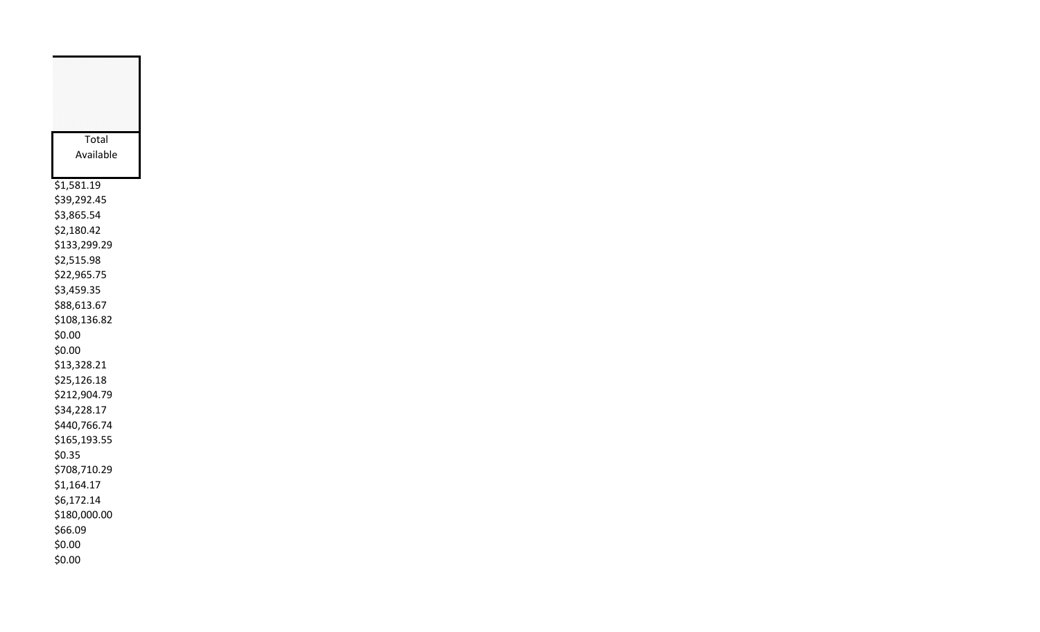| Total Available |
|---|
| $1,581.19 |
| $39,292.45 |
| $3,865.54 |
| $2,180.42 |
| $133,299.29 |
| $2,515.98 |
| $22,965.75 |
| $3,459.35 |
| $88,613.67 |
| $108,136.82 |
| $0.00 |
| $0.00 |
| $13,328.21 |
| $25,126.18 |
| $212,904.79 |
| $34,228.17 |
| $440,766.74 |
| $165,193.55 |
| $0.35 |
| $708,710.29 |
| $1,164.17 |
| $6,172.14 |
| $180,000.00 |
| $66.09 |
| $0.00 |
| $0.00 |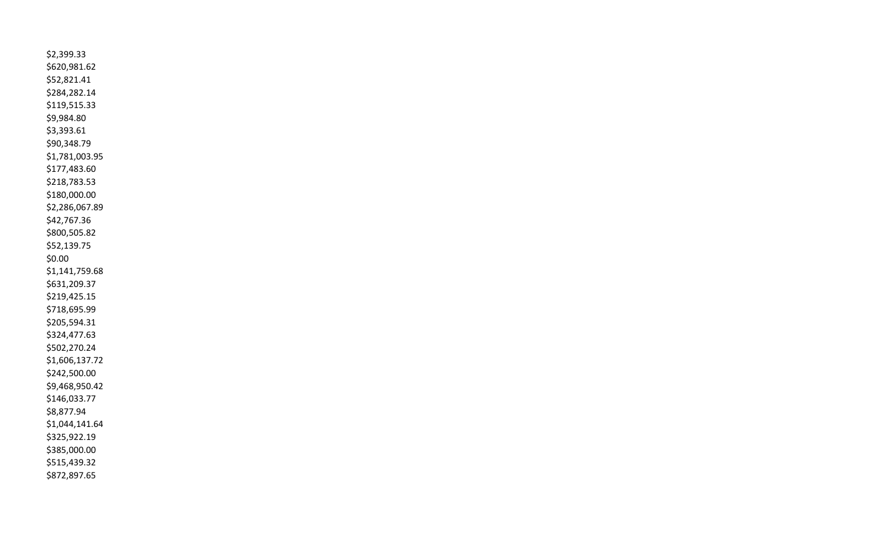$2,399.33
$620,981.62
$52,821.41
$284,282.14
$119,515.33
$9,984.80
$3,393.61
$90,348.79
$1,781,003.95
$177,483.60
$218,783.53
$180,000.00
$2,286,067.89
$42,767.36
$800,505.82
$52,139.75
$0.00
$1,141,759.68
$631,209.37
$219,425.15
$718,695.99
$205,594.31
$324,477.63
$502,270.24
$1,606,137.72
$242,500.00
$9,468,950.42
$146,033.77
$8,877.94
$1,044,141.64
$325,922.19
$385,000.00
$515,439.32
$872,897.65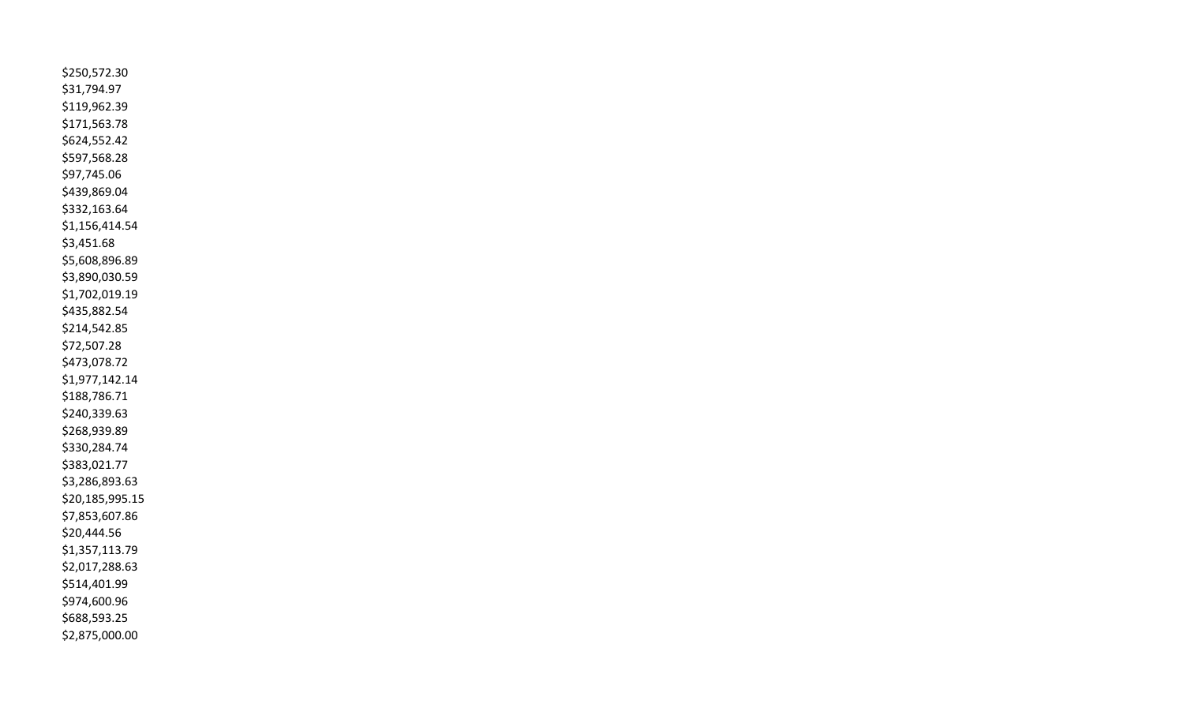$250,572.30
$31,794.97
$119,962.39
$171,563.78
$624,552.42
$597,568.28
$97,745.06
$439,869.04
$332,163.64
$1,156,414.54
$3,451.68
$5,608,896.89
$3,890,030.59
$1,702,019.19
$435,882.54
$214,542.85
$72,507.28
$473,078.72
$1,977,142.14
$188,786.71
$240,339.63
$268,939.89
$330,284.74
$383,021.77
$3,286,893.63
$20,185,995.15
$7,853,607.86
$20,444.56
$1,357,113.79
$2,017,288.63
$514,401.99
$974,600.96
$688,593.25
$2,875,000.00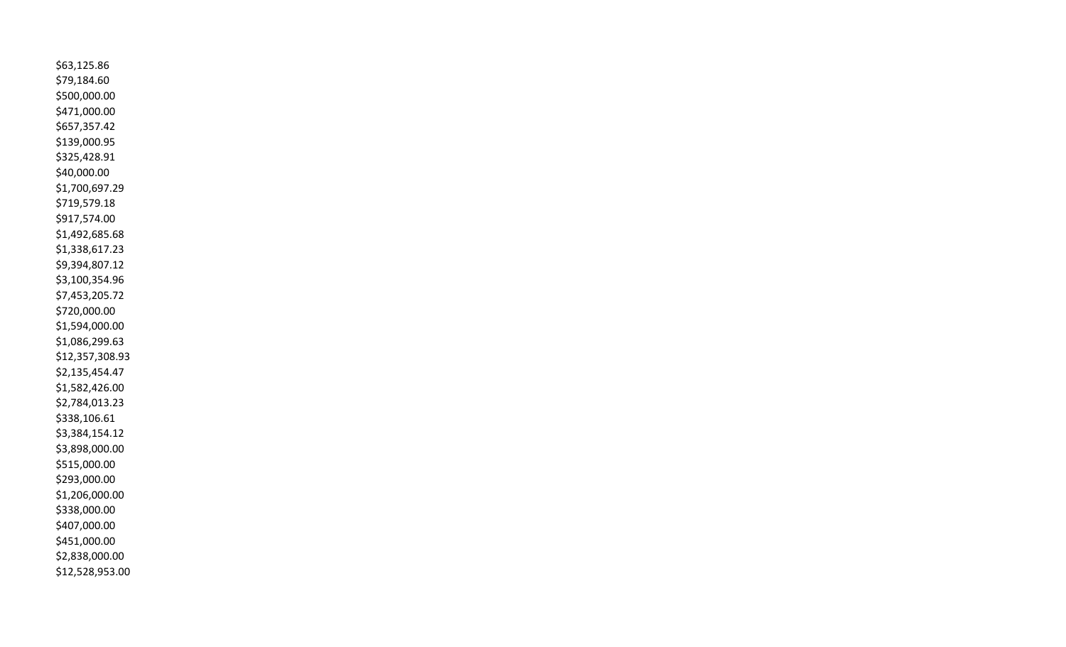$63,125.86
$79,184.60
$500,000.00
$471,000.00
$657,357.42
$139,000.95
$325,428.91
$40,000.00
$1,700,697.29
$719,579.18
$917,574.00
$1,492,685.68
$1,338,617.23
$9,394,807.12
$3,100,354.96
$7,453,205.72
$720,000.00
$1,594,000.00
$1,086,299.63
$12,357,308.93
$2,135,454.47
$1,582,426.00
$2,784,013.23
$338,106.61
$3,384,154.12
$3,898,000.00
$515,000.00
$293,000.00
$1,206,000.00
$338,000.00
$407,000.00
$451,000.00
$2,838,000.00
$12,528,953.00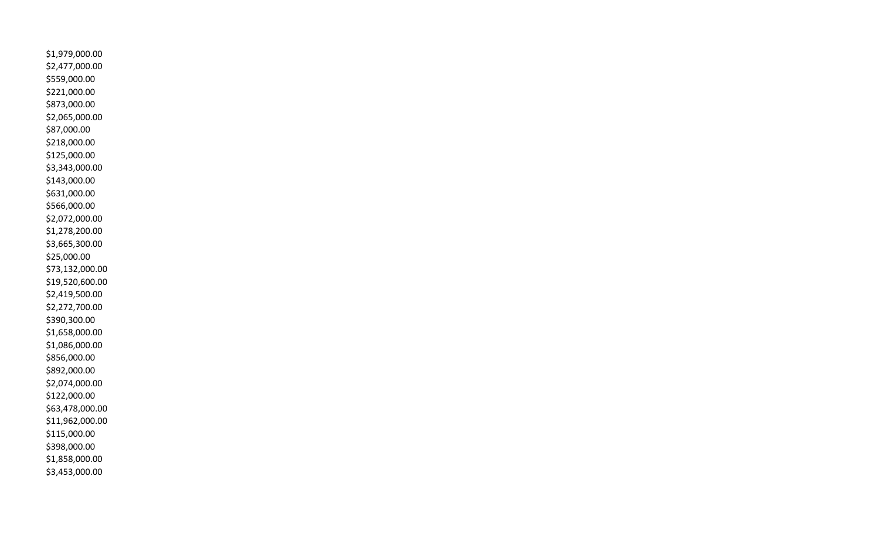$1,979,000.00
$2,477,000.00
$559,000.00
$221,000.00
$873,000.00
$2,065,000.00
$87,000.00
$218,000.00
$125,000.00
$3,343,000.00
$143,000.00
$631,000.00
$566,000.00
$2,072,000.00
$1,278,200.00
$3,665,300.00
$25,000.00
$73,132,000.00
$19,520,600.00
$2,419,500.00
$2,272,700.00
$390,300.00
$1,658,000.00
$1,086,000.00
$856,000.00
$892,000.00
$2,074,000.00
$122,000.00
$63,478,000.00
$11,962,000.00
$115,000.00
$398,000.00
$1,858,000.00
$3,453,000.00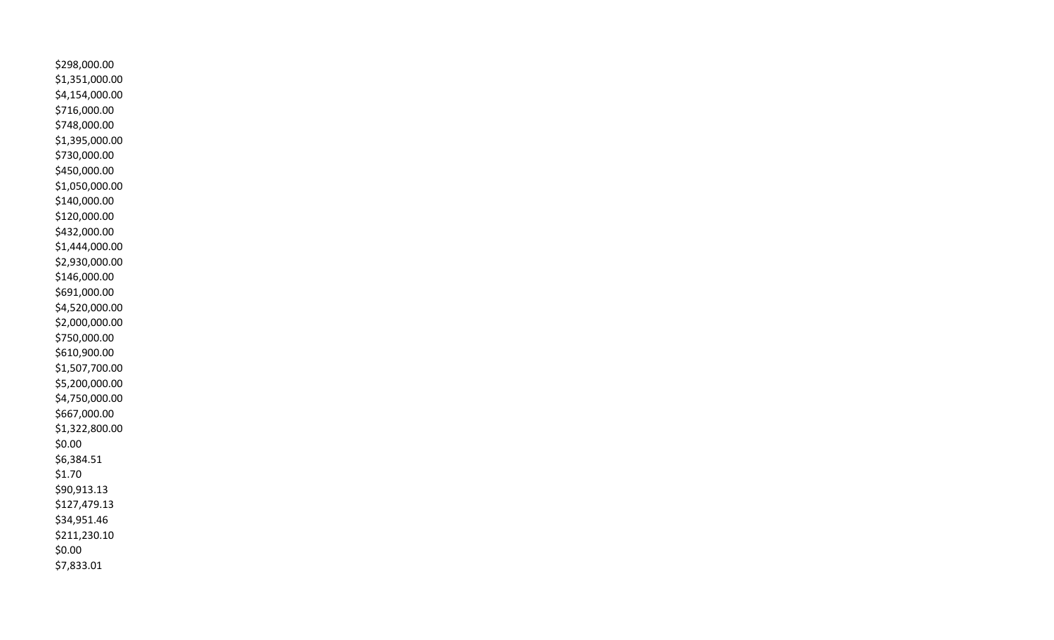$298,000.00
$1,351,000.00
$4,154,000.00
$716,000.00
$748,000.00
$1,395,000.00
$730,000.00
$450,000.00
$1,050,000.00
$140,000.00
$120,000.00
$432,000.00
$1,444,000.00
$2,930,000.00
$146,000.00
$691,000.00
$4,520,000.00
$2,000,000.00
$750,000.00
$610,900.00
$1,507,700.00
$5,200,000.00
$4,750,000.00
$667,000.00
$1,322,800.00
$0.00
$6,384.51
$1.70
$90,913.13
$127,479.13
$34,951.46
$211,230.10
$0.00
$7,833.01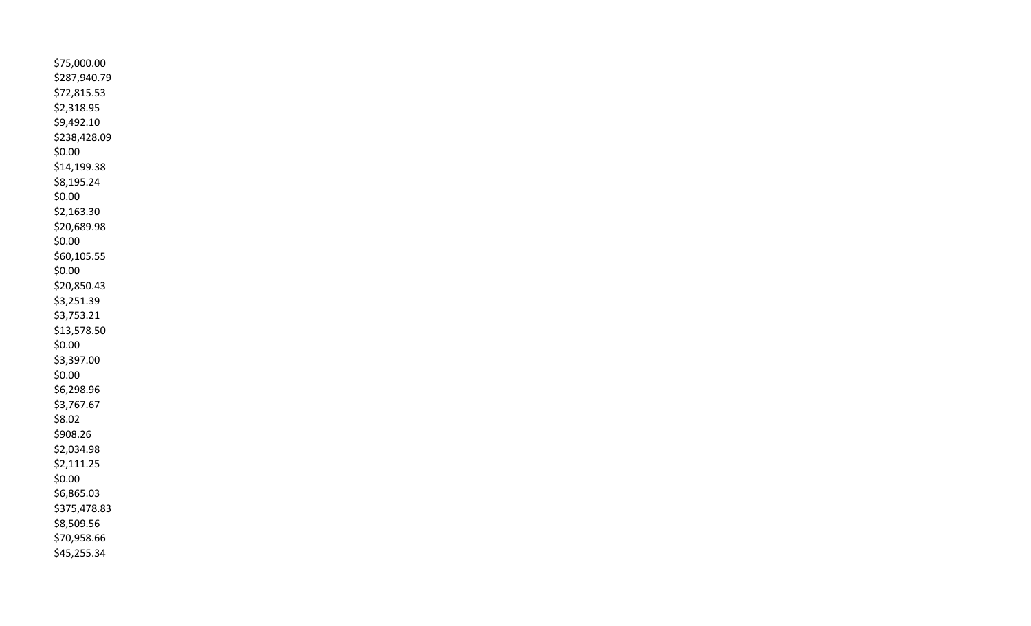$75,000.00
$287,940.79
$72,815.53
$2,318.95
$9,492.10
$238,428.09
$0.00
$14,199.38
$8,195.24
$0.00
$2,163.30
$20,689.98
$0.00
$60,105.55
$0.00
$20,850.43
$3,251.39
$3,753.21
$13,578.50
$0.00
$3,397.00
$0.00
$6,298.96
$3,767.67
$8.02
$908.26
$2,034.98
$2,111.25
$0.00
$6,865.03
$375,478.83
$8,509.56
$70,958.66
$45,255.34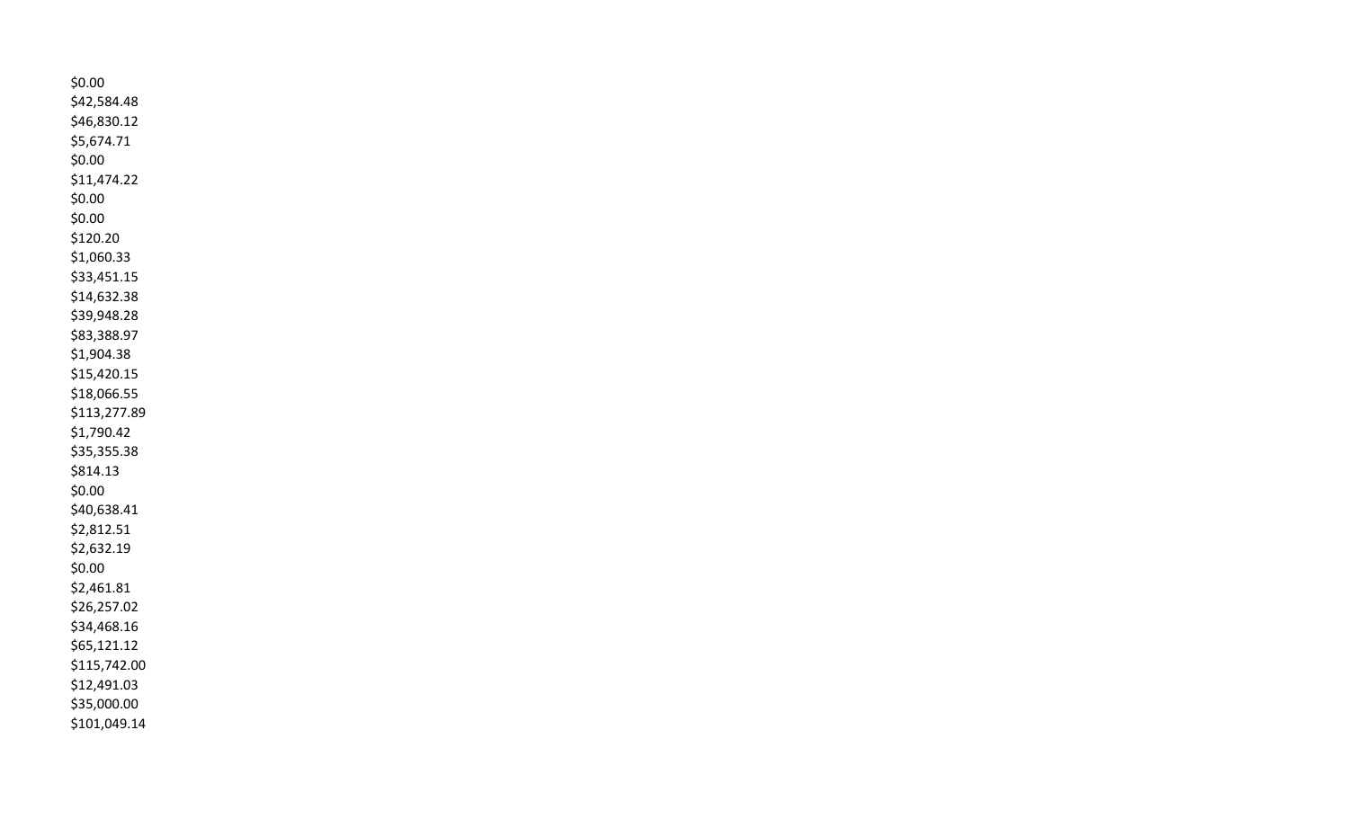$0.00
$42,584.48
$46,830.12
$5,674.71
$0.00
$11,474.22
$0.00
$0.00
$120.20
$1,060.33
$33,451.15
$14,632.38
$39,948.28
$83,388.97
$1,904.38
$15,420.15
$18,066.55
$113,277.89
$1,790.42
$35,355.38
$814.13
$0.00
$40,638.41
$2,812.51
$2,632.19
$0.00
$2,461.81
$26,257.02
$34,468.16
$65,121.12
$115,742.00
$12,491.03
$35,000.00
$101,049.14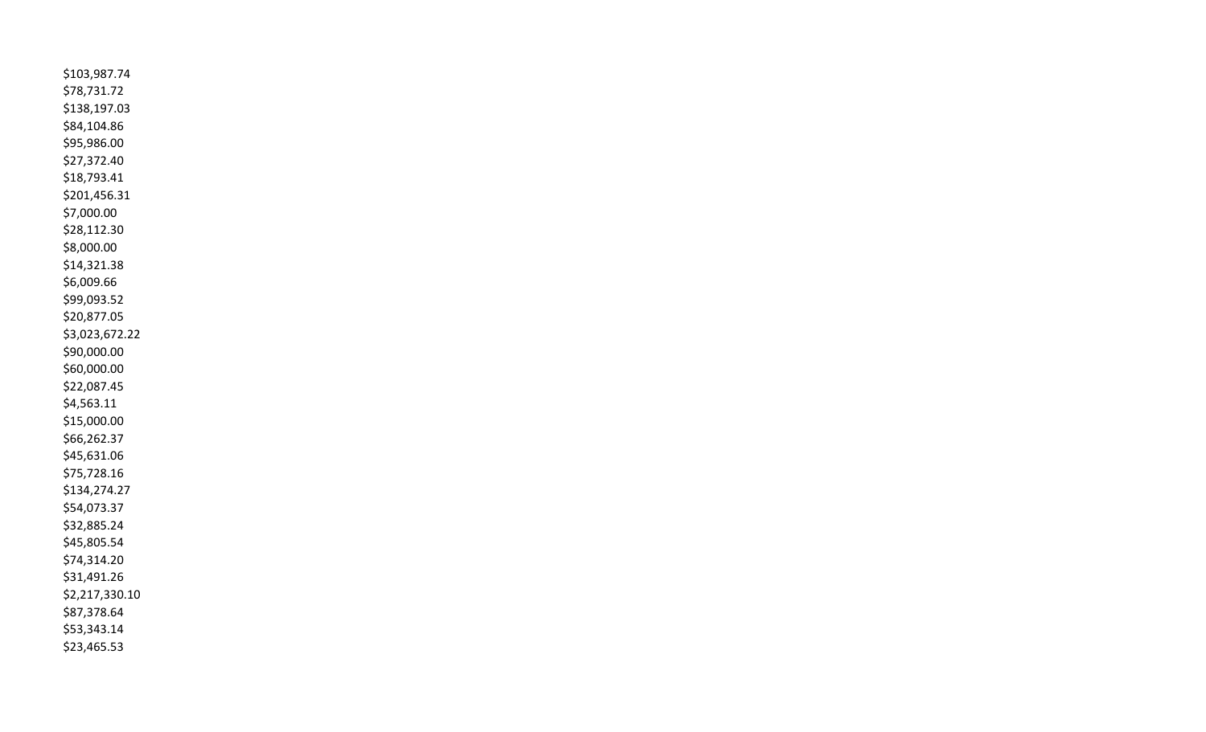$103,987.74
$78,731.72
$138,197.03
$84,104.86
$95,986.00
$27,372.40
$18,793.41
$201,456.31
$7,000.00
$28,112.30
$8,000.00
$14,321.38
$6,009.66
$99,093.52
$20,877.05
$3,023,672.22
$90,000.00
$60,000.00
$22,087.45
$4,563.11
$15,000.00
$66,262.37
$45,631.06
$75,728.16
$134,274.27
$54,073.37
$32,885.24
$45,805.54
$74,314.20
$31,491.26
$2,217,330.10
$87,378.64
$53,343.14
$23,465.53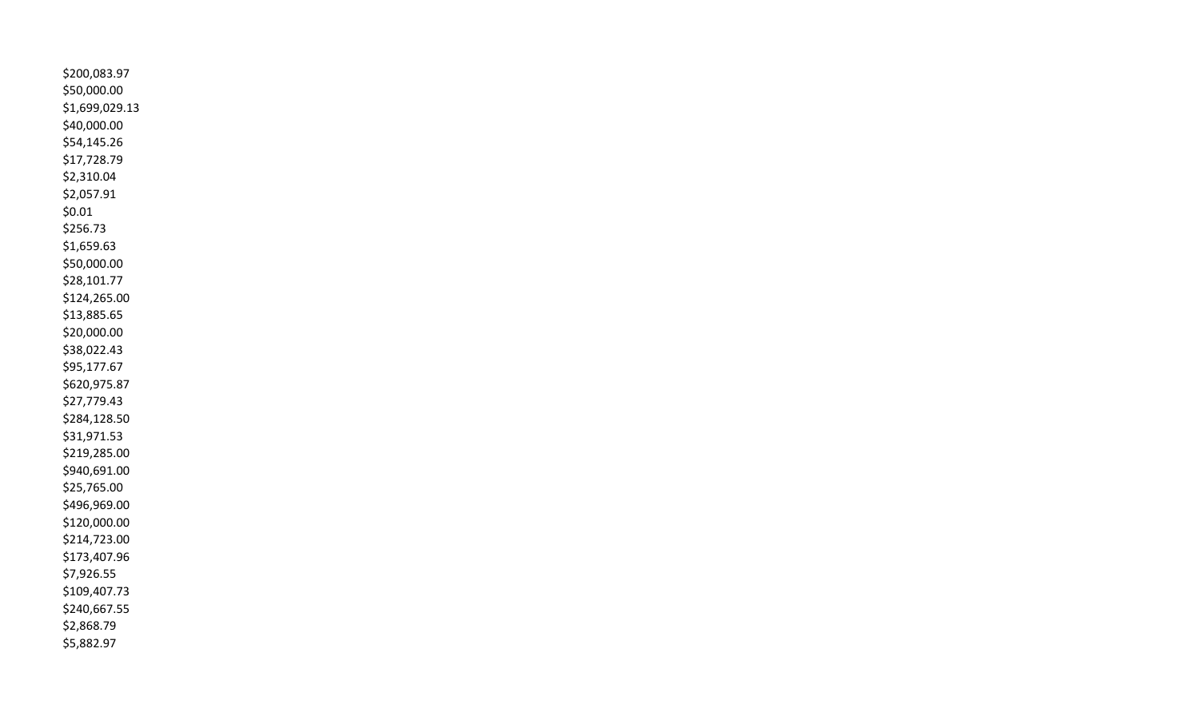$200,083.97
$50,000.00
$1,699,029.13
$40,000.00
$54,145.26
$17,728.79
$2,310.04
$2,057.91
$0.01
$256.73
$1,659.63
$50,000.00
$28,101.77
$124,265.00
$13,885.65
$20,000.00
$38,022.43
$95,177.67
$620,975.87
$27,779.43
$284,128.50
$31,971.53
$219,285.00
$940,691.00
$25,765.00
$496,969.00
$120,000.00
$214,723.00
$173,407.96
$7,926.55
$109,407.73
$240,667.55
$2,868.79
$5,882.97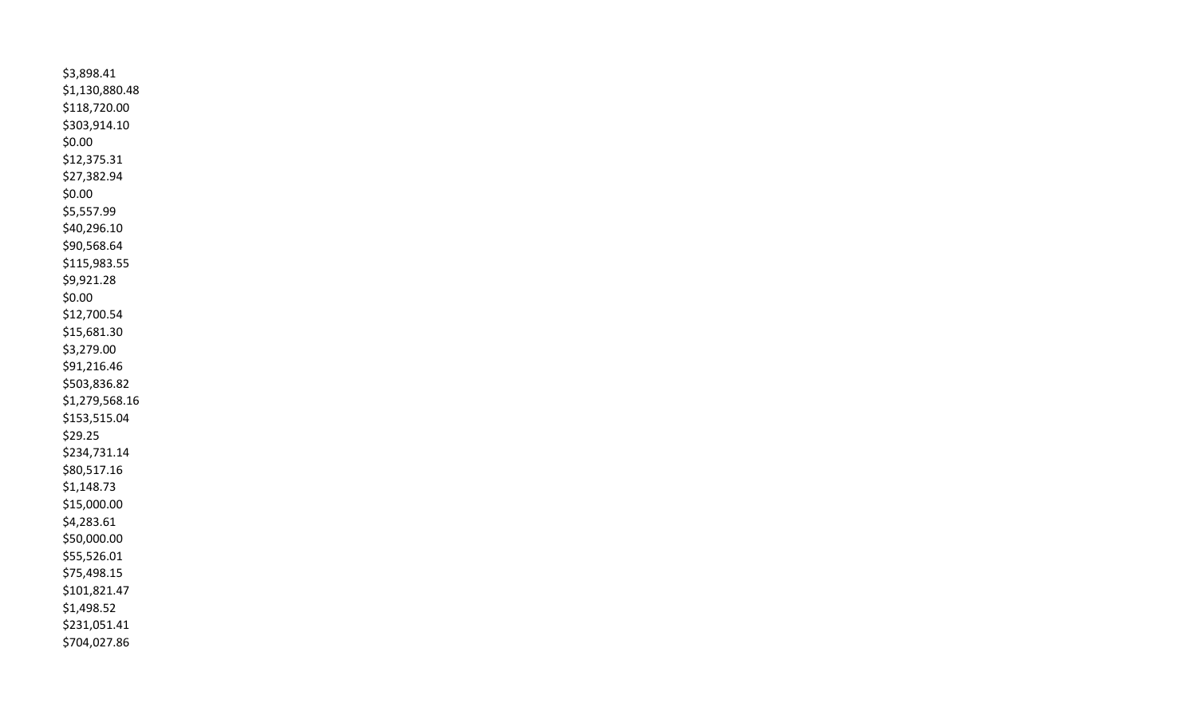$3,898.41
$1,130,880.48
$118,720.00
$303,914.10
$0.00
$12,375.31
$27,382.94
$0.00
$5,557.99
$40,296.10
$90,568.64
$115,983.55
$9,921.28
$0.00
$12,700.54
$15,681.30
$3,279.00
$91,216.46
$503,836.82
$1,279,568.16
$153,515.04
$29.25
$234,731.14
$80,517.16
$1,148.73
$15,000.00
$4,283.61
$50,000.00
$55,526.01
$75,498.15
$101,821.47
$1,498.52
$231,051.41
$704,027.86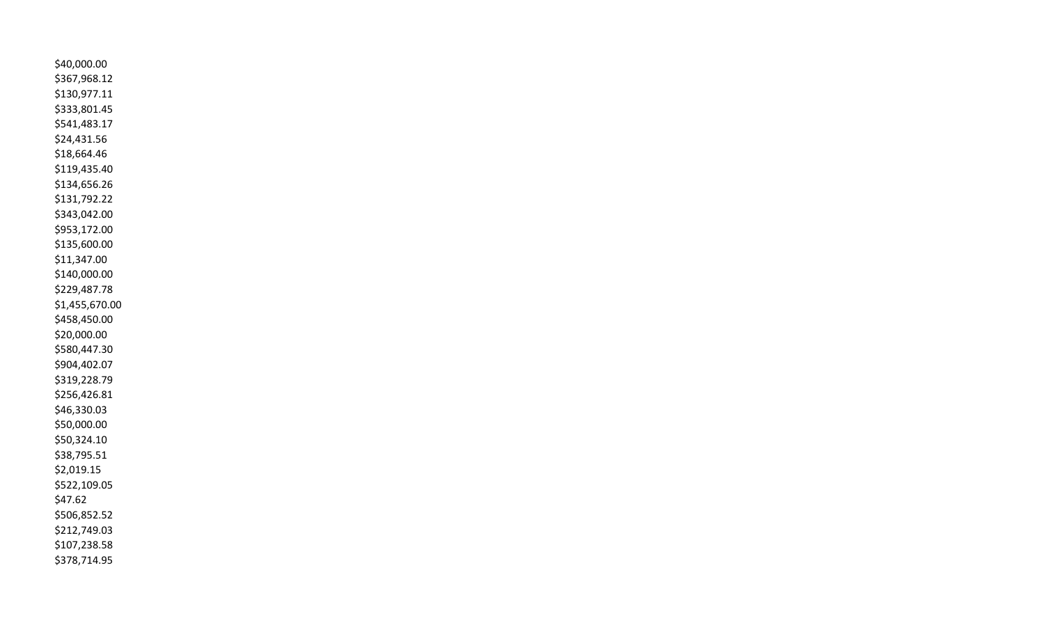$40,000.00
$367,968.12
$130,977.11
$333,801.45
$541,483.17
$24,431.56
$18,664.46
$119,435.40
$134,656.26
$131,792.22
$343,042.00
$953,172.00
$135,600.00
$11,347.00
$140,000.00
$229,487.78
$1,455,670.00
$458,450.00
$20,000.00
$580,447.30
$904,402.07
$319,228.79
$256,426.81
$46,330.03
$50,000.00
$50,324.10
$38,795.51
$2,019.15
$522,109.05
$47.62
$506,852.52
$212,749.03
$107,238.58
$378,714.95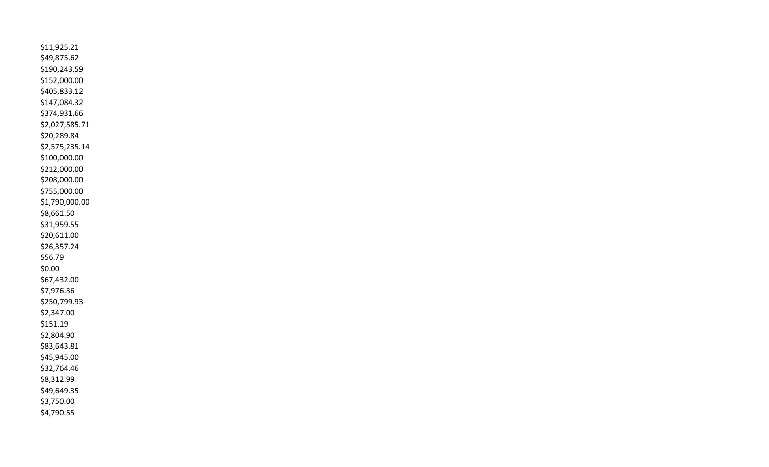$11,925.21
$49,875.62
$190,243.59
$152,000.00
$405,833.12
$147,084.32
$374,931.66
$2,027,585.71
$20,289.84
$2,575,235.14
$100,000.00
$212,000.00
$208,000.00
$755,000.00
$1,790,000.00
$8,661.50
$31,959.55
$20,611.00
$26,357.24
$56.79
$0.00
$67,432.00
$7,976.36
$250,799.93
$2,347.00
$151.19
$2,804.90
$83,643.81
$45,945.00
$32,764.46
$8,312.99
$49,649.35
$3,750.00
$4,790.55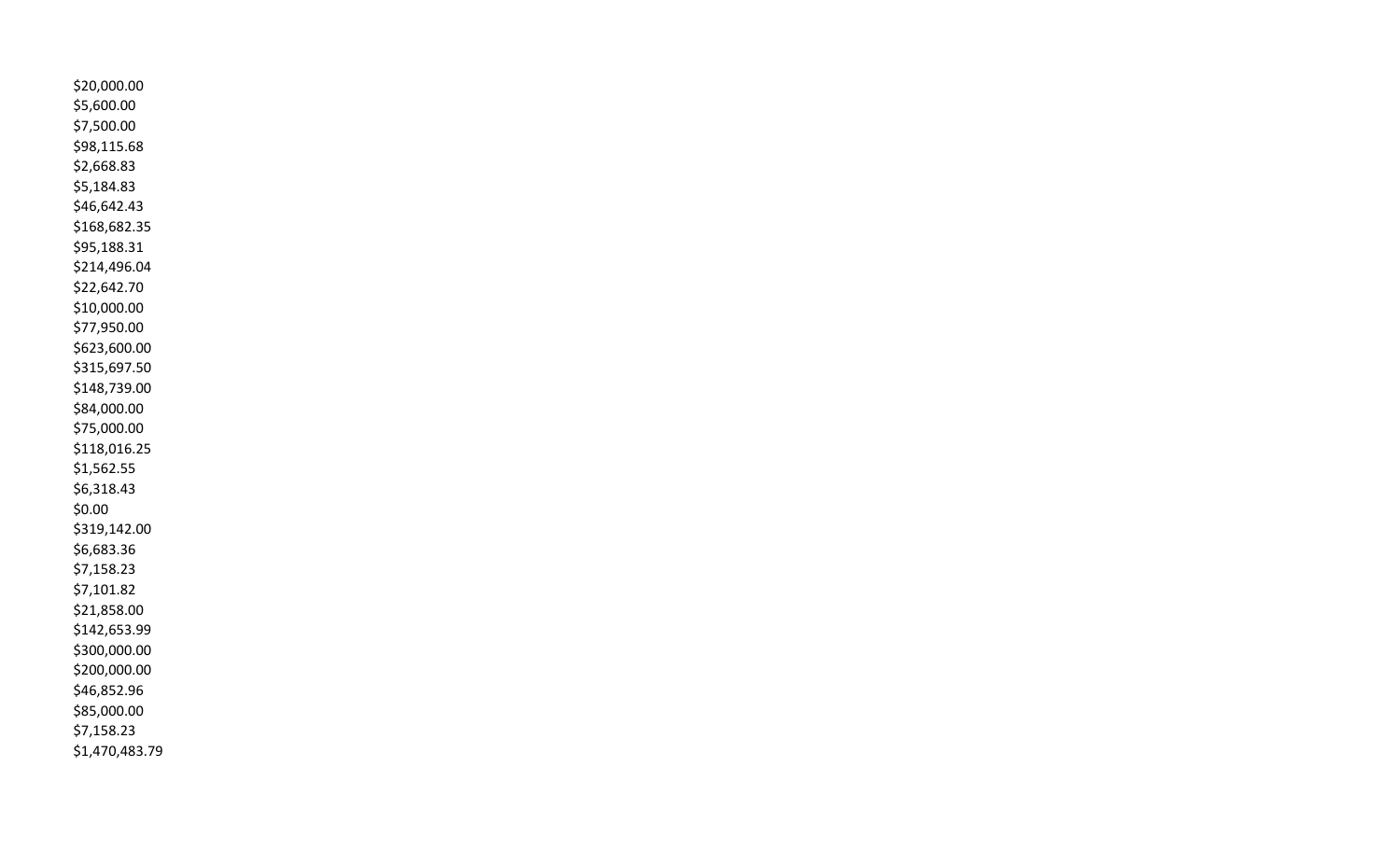$20,000.00
$5,600.00
$7,500.00
$98,115.68
$2,668.83
$5,184.83
$46,642.43
$168,682.35
$95,188.31
$214,496.04
$22,642.70
$10,000.00
$77,950.00
$623,600.00
$315,697.50
$148,739.00
$84,000.00
$75,000.00
$118,016.25
$1,562.55
$6,318.43
$0.00
$319,142.00
$6,683.36
$7,158.23
$7,101.82
$21,858.00
$142,653.99
$300,000.00
$200,000.00
$46,852.96
$85,000.00
$7,158.23
$1,470,483.79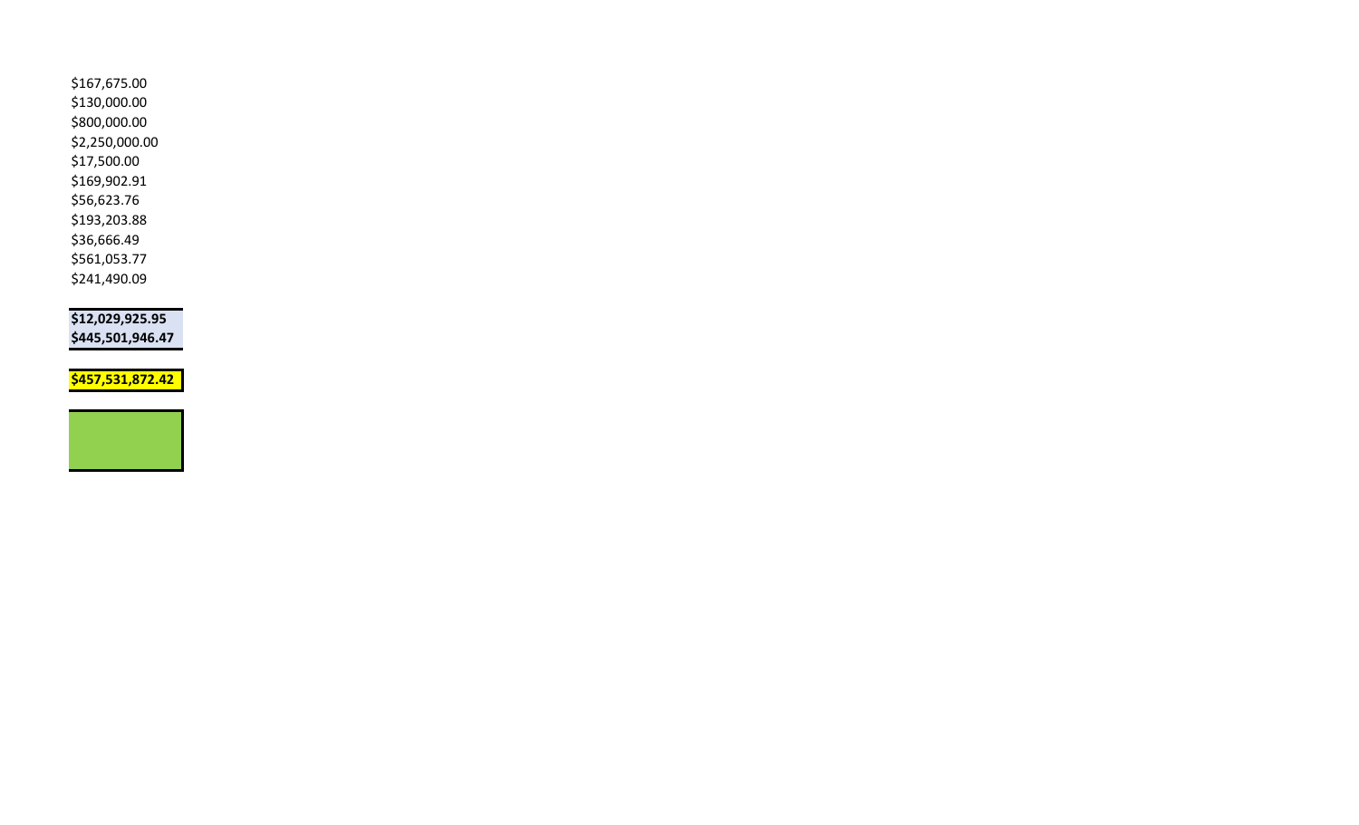| |
|---|
| $167,675.00 |
| $130,000.00 |
| $800,000.00 |
| $2,250,000.00 |
| $17,500.00 |
| $169,902.91 |
| $56,623.76 |
| $193,203.88 |
| $36,666.49 |
| $561,053.77 |
| $241,490.09 |
| |
| **$12,029,925.95** |
| **$445,501,946.47** |
| |
| **$457,531,872.42** |